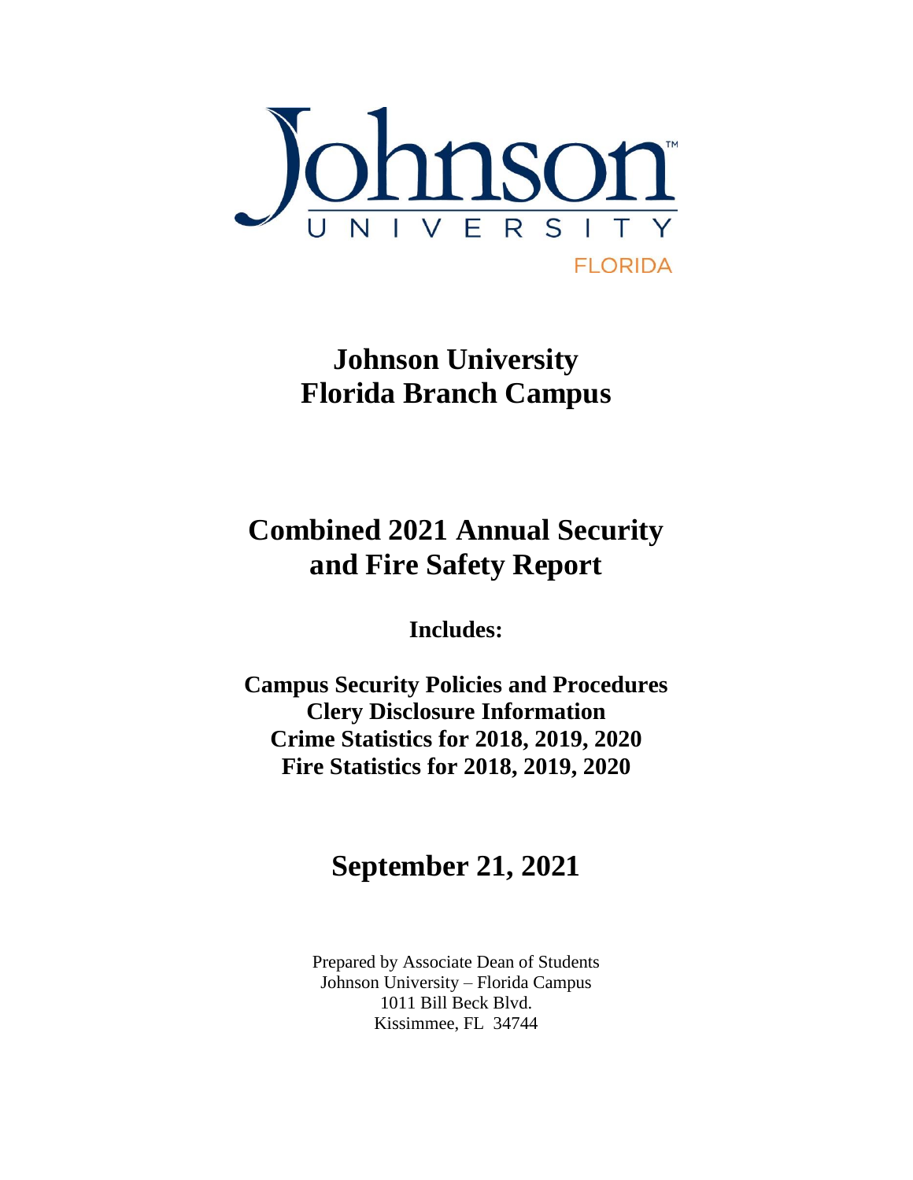Johnson™

UNIVERSITY

FLORIDA

# Johnson University
# Florida Branch Campus

# Combined 2021 Annual Security and Fire Safety Report

**Includes:**

**Campus Security Policies and Procedures**
**Clery Disclosure Information**
**Crime Statistics for 2018, 2019, 2020**
**Fire Statistics for 2018, 2019, 2020**

## September 21, 2021

Prepared by Associate Dean of Students
Johnson University – Florida Campus
1011 Bill Beck Blvd.
Kissimmee, FL 34744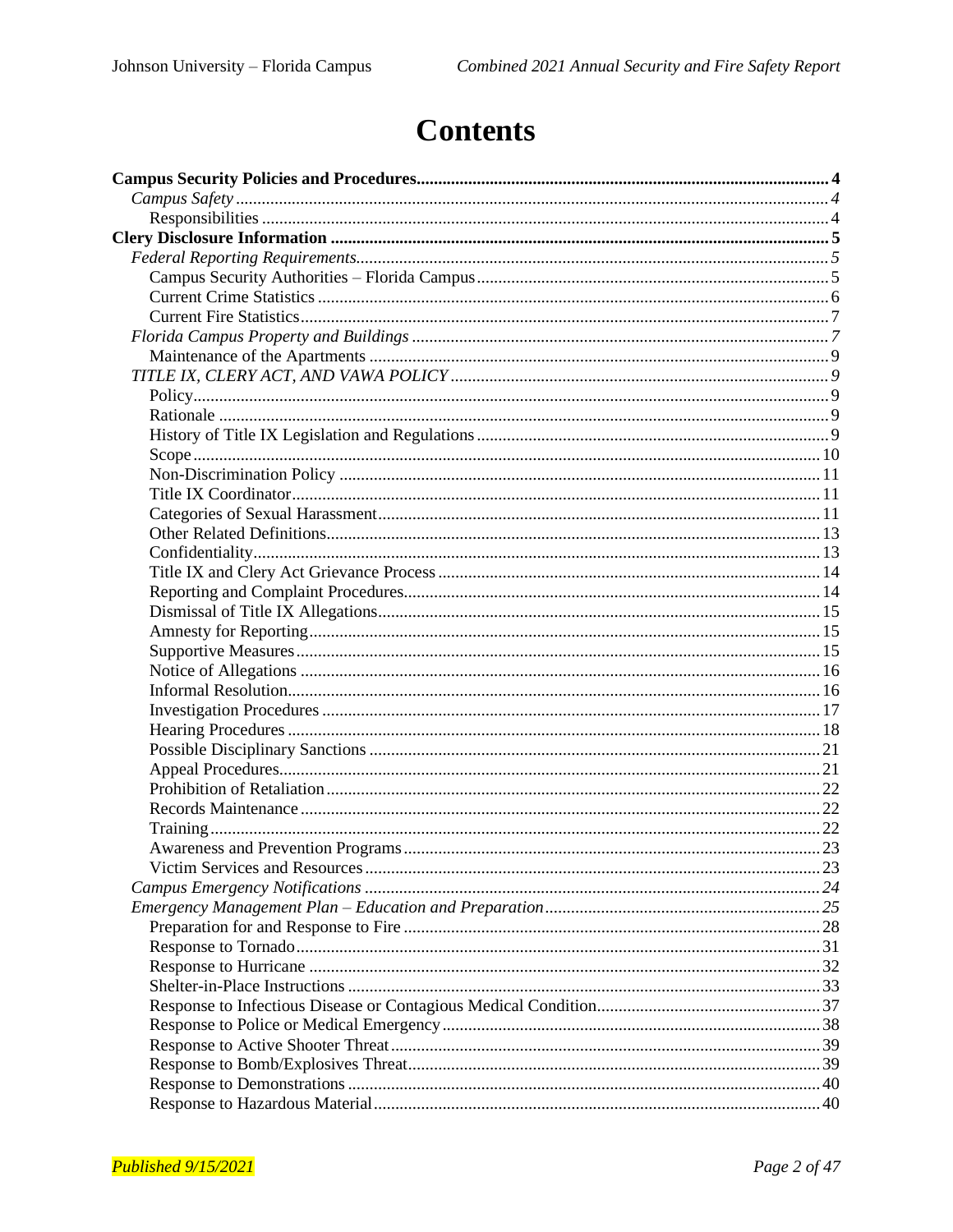# Contents

| | |
|---|---|
| **Campus Security Policies and Procedures** | **4** |
| *Campus Safety* | *4* |
| Responsibilities | 4 |
| **Clery Disclosure Information** | **5** |
| *Federal Reporting Requirements* | *5* |
| Campus Security Authorities – Florida Campus | 5 |
| Current Crime Statistics | 6 |
| Current Fire Statistics | 7 |
| *Florida Campus Property and Buildings* | *7* |
| Maintenance of the Apartments | 9 |
| *TITLE IX, CLERY ACT, AND VAWA POLICY* | *9* |
| Policy | 9 |
| Rationale | 9 |
| History of Title IX Legislation and Regulations | 9 |
| Scope | 10 |
| Non-Discrimination Policy | 11 |
| Title IX Coordinator | 11 |
| Categories of Sexual Harassment | 11 |
| Other Related Definitions | 13 |
| Confidentiality | 13 |
| Title IX and Clery Act Grievance Process | 14 |
| Reporting and Complaint Procedures | 14 |
| Dismissal of Title IX Allegations | 15 |
| Amnesty for Reporting | 15 |
| Supportive Measures | 15 |
| Notice of Allegations | 16 |
| Informal Resolution | 16 |
| Investigation Procedures | 17 |
| Hearing Procedures | 18 |
| Possible Disciplinary Sanctions | 21 |
| Appeal Procedures | 21 |
| Prohibition of Retaliation | 22 |
| Records Maintenance | 22 |
| Training | 22 |
| Awareness and Prevention Programs | 23 |
| Victim Services and Resources | 23 |
| *Campus Emergency Notifications* | *24* |
| *Emergency Management Plan – Education and Preparation* | *25* |
| Preparation for and Response to Fire | 28 |
| Response to Tornado | 31 |
| Response to Hurricane | 32 |
| Shelter-in-Place Instructions | 33 |
| Response to Infectious Disease or Contagious Medical Condition | 37 |
| Response to Police or Medical Emergency | 38 |
| Response to Active Shooter Threat | 39 |
| Response to Bomb/Explosives Threat | 39 |
| Response to Demonstrations | 40 |
| Response to Hazardous Material | 40 |

Published 9/15/2021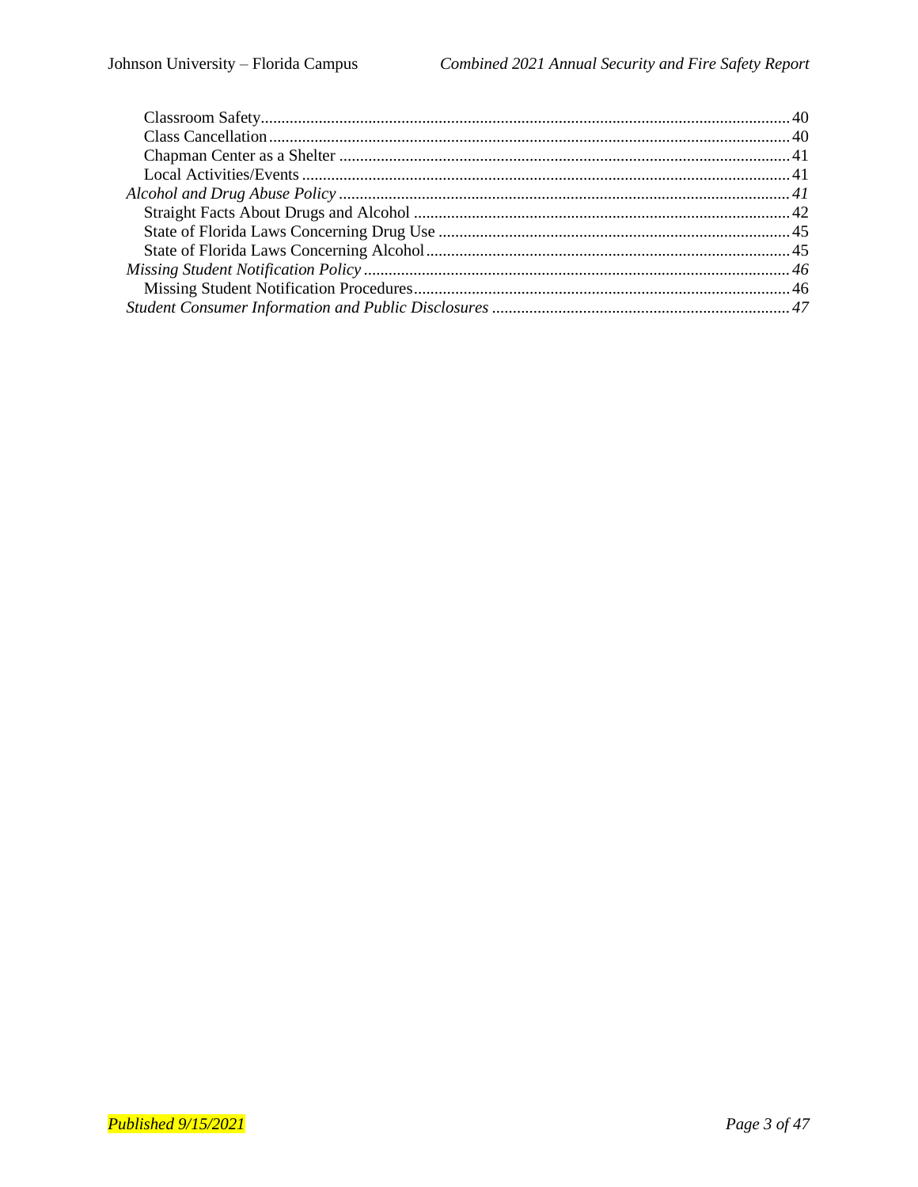Classroom Safety ... 40
Class Cancellation ... 40
Chapman Center as a Shelter ... 41
Local Activities/Events ... 41
*Alcohol and Drug Abuse Policy ... 41*
Straight Facts About Drugs and Alcohol ... 42
State of Florida Laws Concerning Drug Use ... 45
State of Florida Laws Concerning Alcohol ... 45
*Missing Student Notification Policy ... 46*
Missing Student Notification Procedures ... 46
*Student Consumer Information and Public Disclosures ... 47*

*Published 9/15/2021*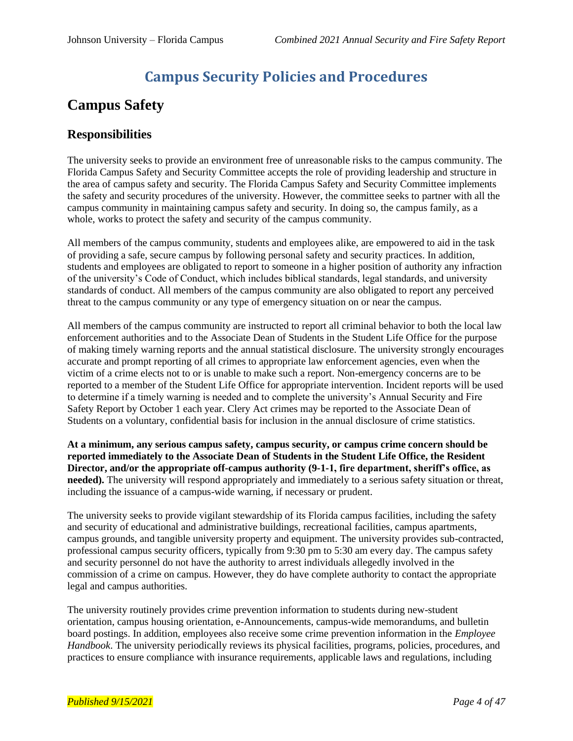# Campus Security Policies and Procedures

## Campus Safety

### Responsibilities

The university seeks to provide an environment free of unreasonable risks to the campus community. The Florida Campus Safety and Security Committee accepts the role of providing leadership and structure in the area of campus safety and security. The Florida Campus Safety and Security Committee implements the safety and security procedures of the university. However, the committee seeks to partner with all the campus community in maintaining campus safety and security. In doing so, the campus family, as a whole, works to protect the safety and security of the campus community.

All members of the campus community, students and employees alike, are empowered to aid in the task of providing a safe, secure campus by following personal safety and security practices. In addition, students and employees are obligated to report to someone in a higher position of authority any infraction of the university's Code of Conduct, which includes biblical standards, legal standards, and university standards of conduct. All members of the campus community are also obligated to report any perceived threat to the campus community or any type of emergency situation on or near the campus.

All members of the campus community are instructed to report all criminal behavior to both the local law enforcement authorities and to the Associate Dean of Students in the Student Life Office for the purpose of making timely warning reports and the annual statistical disclosure. The university strongly encourages accurate and prompt reporting of all crimes to appropriate law enforcement agencies, even when the victim of a crime elects not to or is unable to make such a report. Non-emergency concerns are to be reported to a member of the Student Life Office for appropriate intervention. Incident reports will be used to determine if a timely warning is needed and to complete the university's Annual Security and Fire Safety Report by October 1 each year. Clery Act crimes may be reported to the Associate Dean of Students on a voluntary, confidential basis for inclusion in the annual disclosure of crime statistics.

**At a minimum, any serious campus safety, campus security, or campus crime concern should be reported immediately to the Associate Dean of Students in the Student Life Office, the Resident Director, and/or the appropriate off-campus authority (9-1-1, fire department, sheriff's office, as needed).** The university will respond appropriately and immediately to a serious safety situation or threat, including the issuance of a campus-wide warning, if necessary or prudent.

The university seeks to provide vigilant stewardship of its Florida campus facilities, including the safety and security of educational and administrative buildings, recreational facilities, campus apartments, campus grounds, and tangible university property and equipment. The university provides sub-contracted, professional campus security officers, typically from 9:30 pm to 5:30 am every day. The campus safety and security personnel do not have the authority to arrest individuals allegedly involved in the commission of a crime on campus. However, they do have complete authority to contact the appropriate legal and campus authorities.

The university routinely provides crime prevention information to students during new-student orientation, campus housing orientation, e-Announcements, campus-wide memorandums, and bulletin board postings. In addition, employees also receive some crime prevention information in the *Employee Handbook*. The university periodically reviews its physical facilities, programs, policies, procedures, and practices to ensure compliance with insurance requirements, applicable laws and regulations, including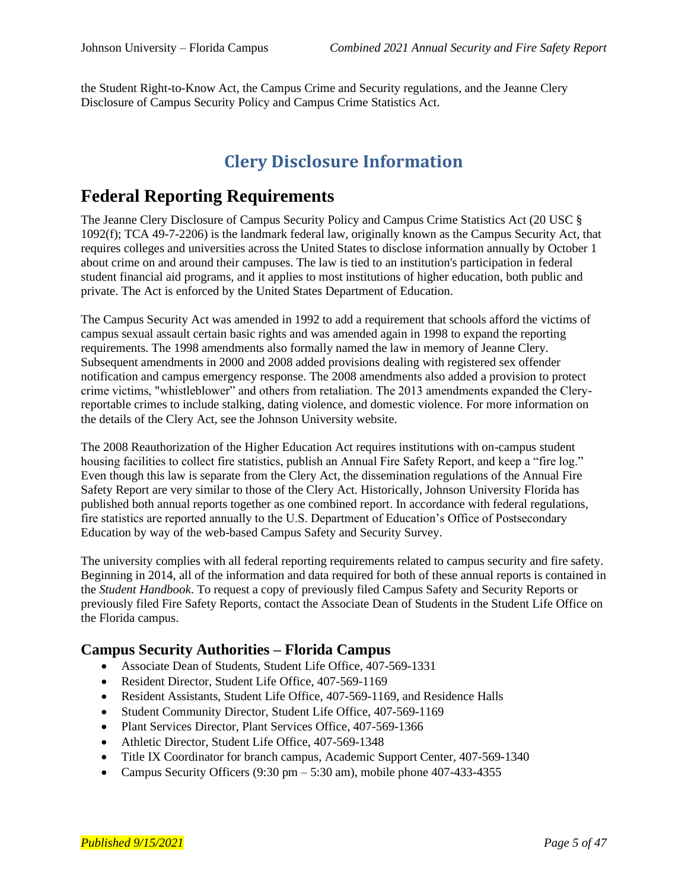the Student Right-to-Know Act, the Campus Crime and Security regulations, and the Jeanne Clery Disclosure of Campus Security Policy and Campus Crime Statistics Act.

# Clery Disclosure Information

## Federal Reporting Requirements

The Jeanne Clery Disclosure of Campus Security Policy and Campus Crime Statistics Act (20 USC § 1092(f); TCA 49-7-2206) is the landmark federal law, originally known as the Campus Security Act, that requires colleges and universities across the United States to disclose information annually by October 1 about crime on and around their campuses. The law is tied to an institution's participation in federal student financial aid programs, and it applies to most institutions of higher education, both public and private. The Act is enforced by the United States Department of Education.

The Campus Security Act was amended in 1992 to add a requirement that schools afford the victims of campus sexual assault certain basic rights and was amended again in 1998 to expand the reporting requirements. The 1998 amendments also formally named the law in memory of Jeanne Clery. Subsequent amendments in 2000 and 2008 added provisions dealing with registered sex offender notification and campus emergency response. The 2008 amendments also added a provision to protect crime victims, "whistleblower" and others from retaliation. The 2013 amendments expanded the Clery-reportable crimes to include stalking, dating violence, and domestic violence. For more information on the details of the Clery Act, see the Johnson University website.

The 2008 Reauthorization of the Higher Education Act requires institutions with on-campus student housing facilities to collect fire statistics, publish an Annual Fire Safety Report, and keep a "fire log." Even though this law is separate from the Clery Act, the dissemination regulations of the Annual Fire Safety Report are very similar to those of the Clery Act. Historically, Johnson University Florida has published both annual reports together as one combined report. In accordance with federal regulations, fire statistics are reported annually to the U.S. Department of Education's Office of Postsecondary Education by way of the web-based Campus Safety and Security Survey.

The university complies with all federal reporting requirements related to campus security and fire safety. Beginning in 2014, all of the information and data required for both of these annual reports is contained in the *Student Handbook*. To request a copy of previously filed Campus Safety and Security Reports or previously filed Fire Safety Reports, contact the Associate Dean of Students in the Student Life Office on the Florida campus.

### Campus Security Authorities – Florida Campus

- Associate Dean of Students, Student Life Office, 407-569-1331
- Resident Director, Student Life Office, 407-569-1169
- Resident Assistants, Student Life Office, 407-569-1169, and Residence Halls
- Student Community Director, Student Life Office, 407-569-1169
- Plant Services Director, Plant Services Office, 407-569-1366
- Athletic Director, Student Life Office, 407-569-1348
- Title IX Coordinator for branch campus, Academic Support Center, 407-569-1340
- Campus Security Officers (9:30 pm – 5:30 am), mobile phone 407-433-4355

*Published 9/15/2021*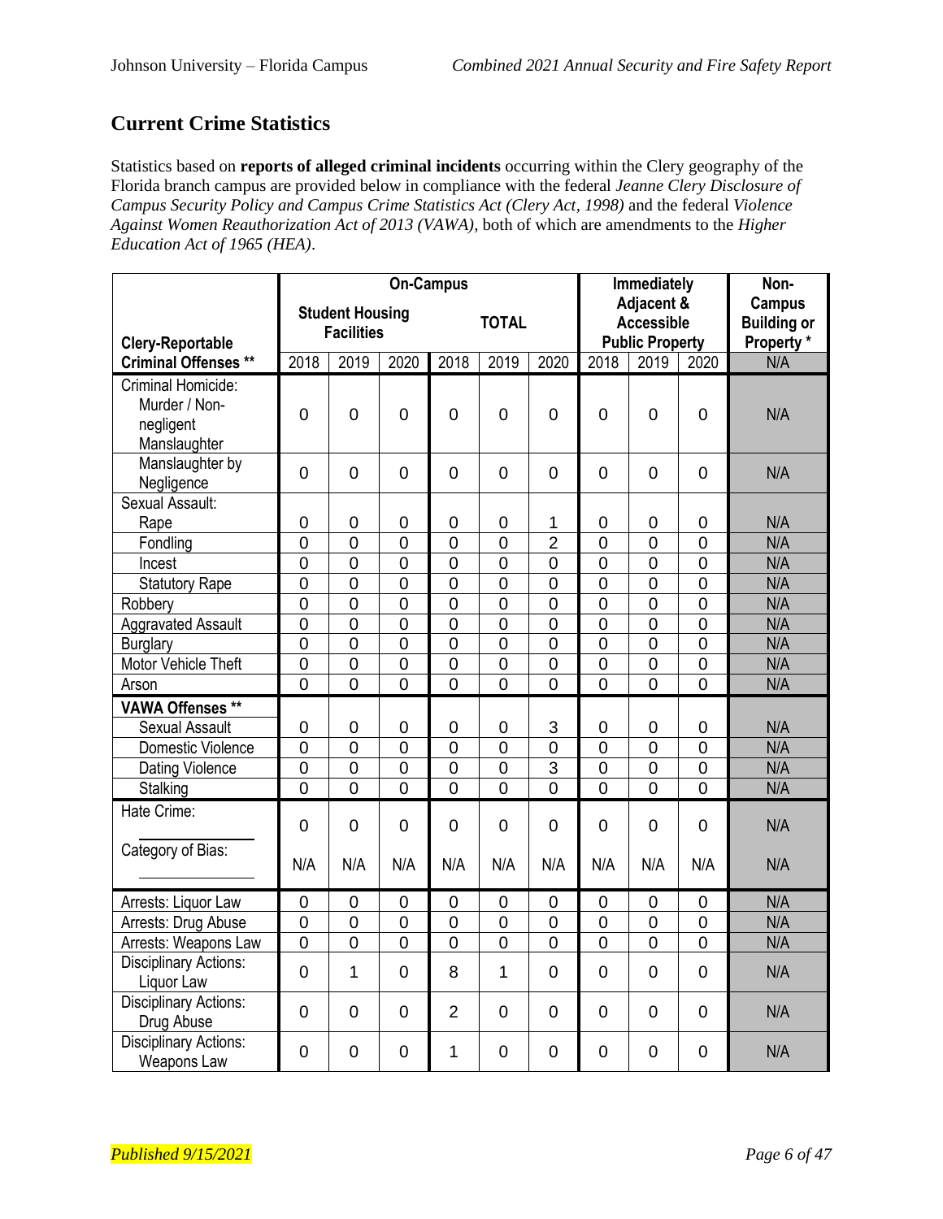## Current Crime Statistics

Statistics based on **reports of alleged criminal incidents** occurring within the Clery geography of the Florida branch campus are provided below in compliance with the federal *Jeanne Clery Disclosure of Campus Security Policy and Campus Crime Statistics Act (Clery Act, 1998)* and the federal *Violence Against Women Reauthorization Act of 2013 (VAWA)*, both of which are amendments to the *Higher Education Act of 1965 (HEA)*.

| Clery-Reportable Criminal Offenses ** | On-Campus: Student Housing Facilities | | | On-Campus: TOTAL | | | Immediately Adjacent & Accessible Public Property | | | Non-Campus Building or Property * |
|---|---|---|---|---|---|---|---|---|---|---|
| | 2018 | 2019 | 2020 | 2018 | 2019 | 2020 | 2018 | 2019 | 2020 | N/A |
| Criminal Homicide: Murder / Non-negligent Manslaughter | 0 | 0 | 0 | 0 | 0 | 0 | 0 | 0 | 0 | N/A |
| Manslaughter by Negligence | 0 | 0 | 0 | 0 | 0 | 0 | 0 | 0 | 0 | N/A |
| Sexual Assault: Rape | 0 | 0 | 0 | 0 | 0 | 1 | 0 | 0 | 0 | N/A |
| Fondling | 0 | 0 | 0 | 0 | 0 | 2 | 0 | 0 | 0 | N/A |
| Incest | 0 | 0 | 0 | 0 | 0 | 0 | 0 | 0 | 0 | N/A |
| Statutory Rape | 0 | 0 | 0 | 0 | 0 | 0 | 0 | 0 | 0 | N/A |
| Robbery | 0 | 0 | 0 | 0 | 0 | 0 | 0 | 0 | 0 | N/A |
| Aggravated Assault | 0 | 0 | 0 | 0 | 0 | 0 | 0 | 0 | 0 | N/A |
| Burglary | 0 | 0 | 0 | 0 | 0 | 0 | 0 | 0 | 0 | N/A |
| Motor Vehicle Theft | 0 | 0 | 0 | 0 | 0 | 0 | 0 | 0 | 0 | N/A |
| Arson | 0 | 0 | 0 | 0 | 0 | 0 | 0 | 0 | 0 | N/A |
| **VAWA Offenses **** | | | | | | | | | | |
| Sexual Assault | 0 | 0 | 0 | 0 | 0 | 3 | 0 | 0 | 0 | N/A |
| Domestic Violence | 0 | 0 | 0 | 0 | 0 | 0 | 0 | 0 | 0 | N/A |
| Dating Violence | 0 | 0 | 0 | 0 | 0 | 3 | 0 | 0 | 0 | N/A |
| Stalking | 0 | 0 | 0 | 0 | 0 | 0 | 0 | 0 | 0 | N/A |
| Hate Crime: | 0 | 0 | 0 | 0 | 0 | 0 | 0 | 0 | 0 | N/A |
| Category of Bias: | N/A | N/A | N/A | N/A | N/A | N/A | N/A | N/A | N/A | N/A |
| Arrests: Liquor Law | 0 | 0 | 0 | 0 | 0 | 0 | 0 | 0 | 0 | N/A |
| Arrests: Drug Abuse | 0 | 0 | 0 | 0 | 0 | 0 | 0 | 0 | 0 | N/A |
| Arrests: Weapons Law | 0 | 0 | 0 | 0 | 0 | 0 | 0 | 0 | 0 | N/A |
| Disciplinary Actions: Liquor Law | 0 | 1 | 0 | 8 | 1 | 0 | 0 | 0 | 0 | N/A |
| Disciplinary Actions: Drug Abuse | 0 | 0 | 0 | 2 | 0 | 0 | 0 | 0 | 0 | N/A |
| Disciplinary Actions: Weapons Law | 0 | 0 | 0 | 1 | 0 | 0 | 0 | 0 | 0 | N/A |

*Published 9/15/2021*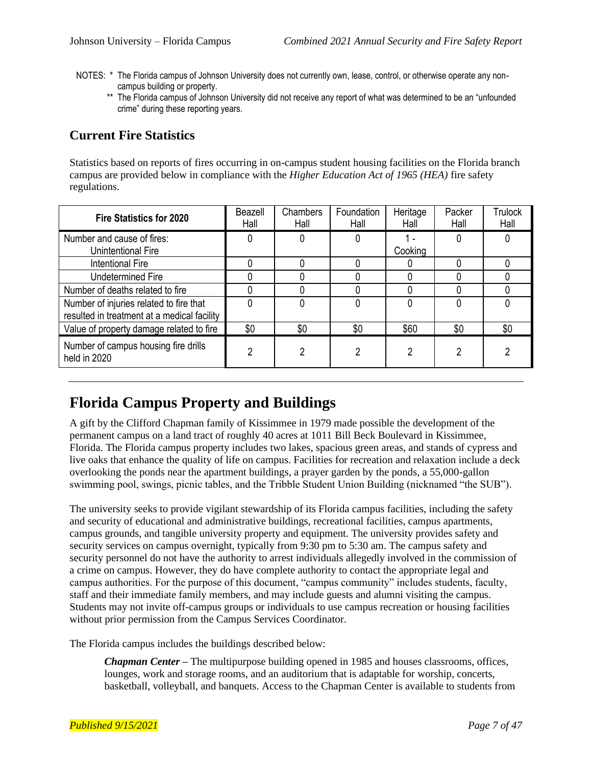NOTES: * The Florida campus of Johnson University does not currently own, lease, control, or otherwise operate any non-campus building or property.

** The Florida campus of Johnson University did not receive any report of what was determined to be an "unfounded crime" during these reporting years.

## Current Fire Statistics

Statistics based on reports of fires occurring in on-campus student housing facilities on the Florida branch campus are provided below in compliance with the *Higher Education Act of 1965 (HEA)* fire safety regulations.

| Fire Statistics for 2020 | Beazell Hall | Chambers Hall | Foundation Hall | Heritage Hall | Packer Hall | Trulock Hall |
|---|---|---|---|---|---|---|
| Number and cause of fires: Unintentional Fire | 0 | 0 | 0 | 1 - Cooking | 0 | 0 |
| Intentional Fire | 0 | 0 | 0 | 0 | 0 | 0 |
| Undetermined Fire | 0 | 0 | 0 | 0 | 0 | 0 |
| Number of deaths related to fire | 0 | 0 | 0 | 0 | 0 | 0 |
| Number of injuries related to fire that resulted in treatment at a medical facility | 0 | 0 | 0 | 0 | 0 | 0 |
| Value of property damage related to fire | \$0 | \$0 | \$0 | \$60 | \$0 | \$0 |
| Number of campus housing fire drills held in 2020 | 2 | 2 | 2 | 2 | 2 | 2 |

# Florida Campus Property and Buildings

A gift by the Clifford Chapman family of Kissimmee in 1979 made possible the development of the permanent campus on a land tract of roughly 40 acres at 1011 Bill Beck Boulevard in Kissimmee, Florida. The Florida campus property includes two lakes, spacious green areas, and stands of cypress and live oaks that enhance the quality of life on campus. Facilities for recreation and relaxation include a deck overlooking the ponds near the apartment buildings, a prayer garden by the ponds, a 55,000-gallon swimming pool, swings, picnic tables, and the Tribble Student Union Building (nicknamed "the SUB").

The university seeks to provide vigilant stewardship of its Florida campus facilities, including the safety and security of educational and administrative buildings, recreational facilities, campus apartments, campus grounds, and tangible university property and equipment. The university provides safety and security services on campus overnight, typically from 9:30 pm to 5:30 am. The campus safety and security personnel do not have the authority to arrest individuals allegedly involved in the commission of a crime on campus. However, they do have complete authority to contact the appropriate legal and campus authorities. For the purpose of this document, "campus community" includes students, faculty, staff and their immediate family members, and may include guests and alumni visiting the campus. Students may not invite off-campus groups or individuals to use campus recreation or housing facilities without prior permission from the Campus Services Coordinator.

The Florida campus includes the buildings described below:

> ***Chapman Center*** – The multipurpose building opened in 1985 and houses classrooms, offices, lounges, work and storage rooms, and an auditorium that is adaptable for worship, concerts, basketball, volleyball, and banquets. Access to the Chapman Center is available to students from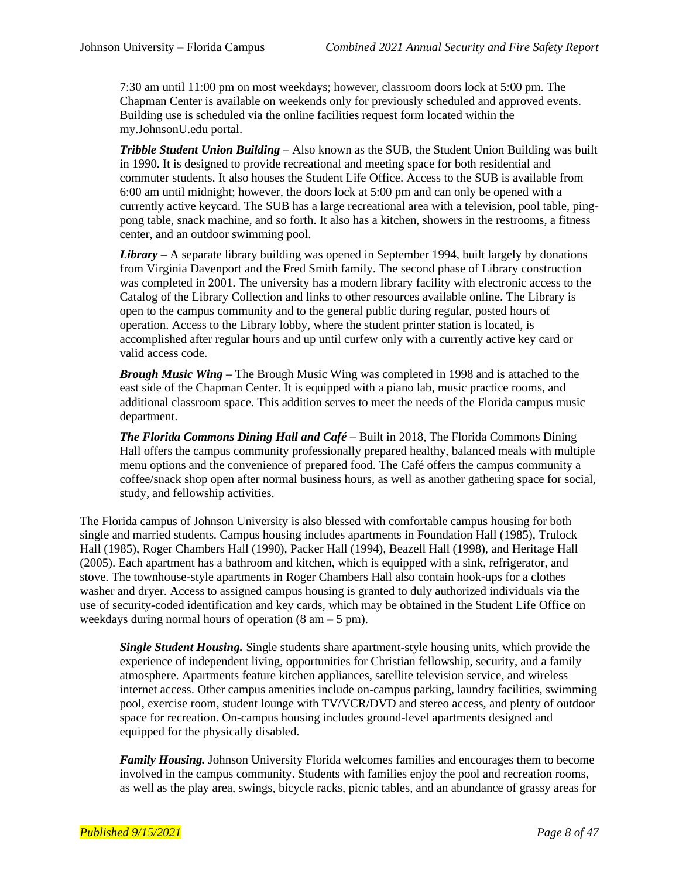7:30 am until 11:00 pm on most weekdays; however, classroom doors lock at 5:00 pm. The Chapman Center is available on weekends only for previously scheduled and approved events. Building use is scheduled via the online facilities request form located within the my.JohnsonU.edu portal.

***Tribble Student Union Building*** – Also known as the SUB, the Student Union Building was built in 1990. It is designed to provide recreational and meeting space for both residential and commuter students. It also houses the Student Life Office. Access to the SUB is available from 6:00 am until midnight; however, the doors lock at 5:00 pm and can only be opened with a currently active keycard. The SUB has a large recreational area with a television, pool table, ping-pong table, snack machine, and so forth. It also has a kitchen, showers in the restrooms, a fitness center, and an outdoor swimming pool.

***Library*** – A separate library building was opened in September 1994, built largely by donations from Virginia Davenport and the Fred Smith family. The second phase of Library construction was completed in 2001. The university has a modern library facility with electronic access to the Catalog of the Library Collection and links to other resources available online. The Library is open to the campus community and to the general public during regular, posted hours of operation. Access to the Library lobby, where the student printer station is located, is accomplished after regular hours and up until curfew only with a currently active key card or valid access code.

***Brough Music Wing*** – The Brough Music Wing was completed in 1998 and is attached to the east side of the Chapman Center. It is equipped with a piano lab, music practice rooms, and additional classroom space. This addition serves to meet the needs of the Florida campus music department.

***The Florida Commons Dining Hall and Café*** – Built in 2018, The Florida Commons Dining Hall offers the campus community professionally prepared healthy, balanced meals with multiple menu options and the convenience of prepared food. The Café offers the campus community a coffee/snack shop open after normal business hours, as well as another gathering space for social, study, and fellowship activities.

The Florida campus of Johnson University is also blessed with comfortable campus housing for both single and married students. Campus housing includes apartments in Foundation Hall (1985), Trulock Hall (1985), Roger Chambers Hall (1990), Packer Hall (1994), Beazell Hall (1998), and Heritage Hall (2005). Each apartment has a bathroom and kitchen, which is equipped with a sink, refrigerator, and stove. The townhouse-style apartments in Roger Chambers Hall also contain hook-ups for a clothes washer and dryer. Access to assigned campus housing is granted to duly authorized individuals via the use of security-coded identification and key cards, which may be obtained in the Student Life Office on weekdays during normal hours of operation (8 am – 5 pm).

***Single Student Housing.*** Single students share apartment-style housing units, which provide the experience of independent living, opportunities for Christian fellowship, security, and a family atmosphere. Apartments feature kitchen appliances, satellite television service, and wireless internet access. Other campus amenities include on-campus parking, laundry facilities, swimming pool, exercise room, student lounge with TV/VCR/DVD and stereo access, and plenty of outdoor space for recreation. On-campus housing includes ground-level apartments designed and equipped for the physically disabled.

***Family Housing.*** Johnson University Florida welcomes families and encourages them to become involved in the campus community. Students with families enjoy the pool and recreation rooms, as well as the play area, swings, bicycle racks, picnic tables, and an abundance of grassy areas for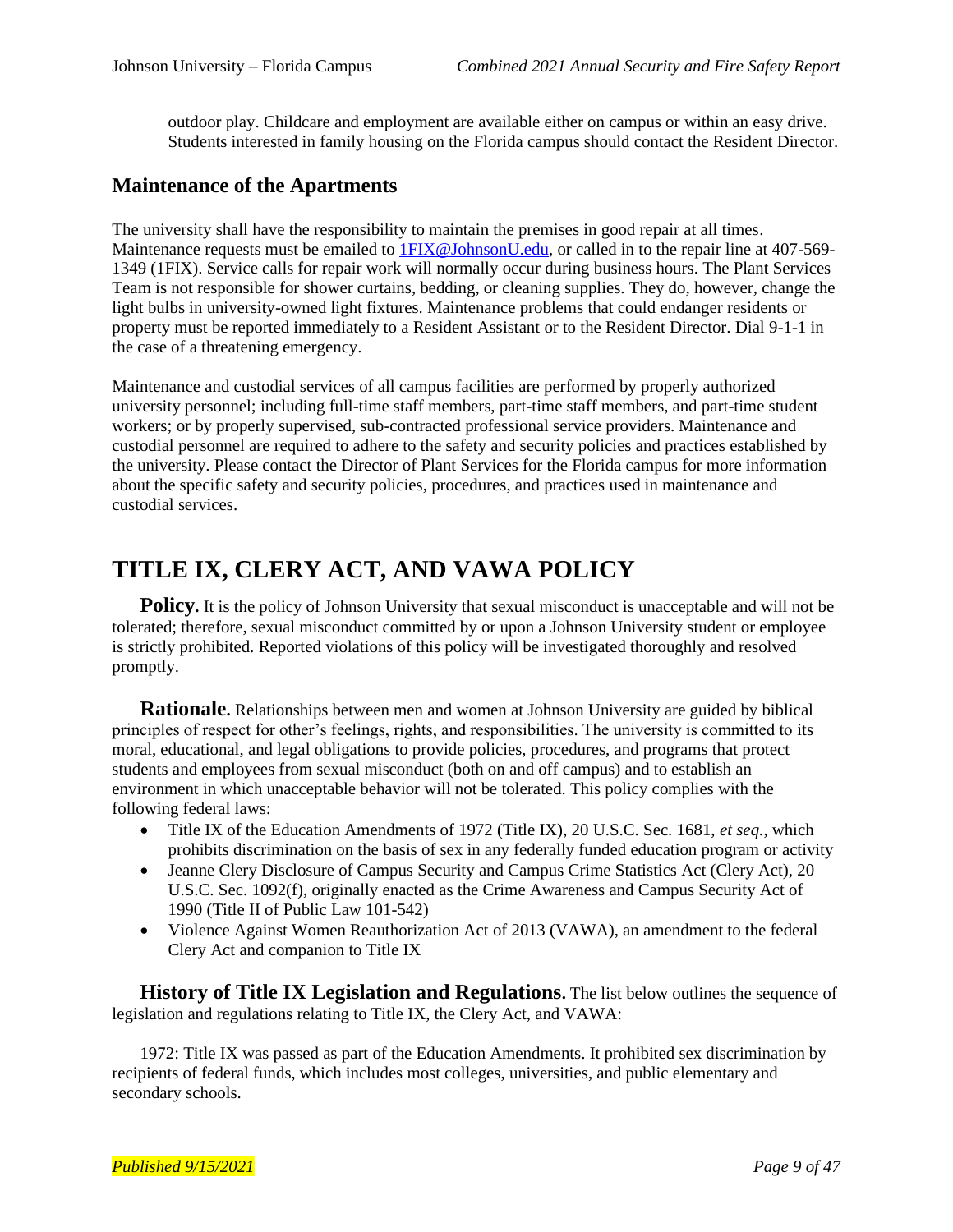outdoor play. Childcare and employment are available either on campus or within an easy drive. Students interested in family housing on the Florida campus should contact the Resident Director.

## Maintenance of the Apartments

The university shall have the responsibility to maintain the premises in good repair at all times. Maintenance requests must be emailed to 1FIX@JohnsonU.edu, or called in to the repair line at 407-569-1349 (1FIX). Service calls for repair work will normally occur during business hours. The Plant Services Team is not responsible for shower curtains, bedding, or cleaning supplies. They do, however, change the light bulbs in university-owned light fixtures. Maintenance problems that could endanger residents or property must be reported immediately to a Resident Assistant or to the Resident Director. Dial 9-1-1 in the case of a threatening emergency.

Maintenance and custodial services of all campus facilities are performed by properly authorized university personnel; including full-time staff members, part-time staff members, and part-time student workers; or by properly supervised, sub-contracted professional service providers. Maintenance and custodial personnel are required to adhere to the safety and security policies and practices established by the university. Please contact the Director of Plant Services for the Florida campus for more information about the specific safety and security policies, procedures, and practices used in maintenance and custodial services.

---

# TITLE IX, CLERY ACT, AND VAWA POLICY

**Policy.** It is the policy of Johnson University that sexual misconduct is unacceptable and will not be tolerated; therefore, sexual misconduct committed by or upon a Johnson University student or employee is strictly prohibited. Reported violations of this policy will be investigated thoroughly and resolved promptly.

**Rationale.** Relationships between men and women at Johnson University are guided by biblical principles of respect for other's feelings, rights, and responsibilities. The university is committed to its moral, educational, and legal obligations to provide policies, procedures, and programs that protect students and employees from sexual misconduct (both on and off campus) and to establish an environment in which unacceptable behavior will not be tolerated. This policy complies with the following federal laws:

- Title IX of the Education Amendments of 1972 (Title IX), 20 U.S.C. Sec. 1681, *et seq.*, which prohibits discrimination on the basis of sex in any federally funded education program or activity
- Jeanne Clery Disclosure of Campus Security and Campus Crime Statistics Act (Clery Act), 20 U.S.C. Sec. 1092(f), originally enacted as the Crime Awareness and Campus Security Act of 1990 (Title II of Public Law 101-542)
- Violence Against Women Reauthorization Act of 2013 (VAWA), an amendment to the federal Clery Act and companion to Title IX

**History of Title IX Legislation and Regulations.** The list below outlines the sequence of legislation and regulations relating to Title IX, the Clery Act, and VAWA:

1972: Title IX was passed as part of the Education Amendments. It prohibited sex discrimination by recipients of federal funds, which includes most colleges, universities, and public elementary and secondary schools.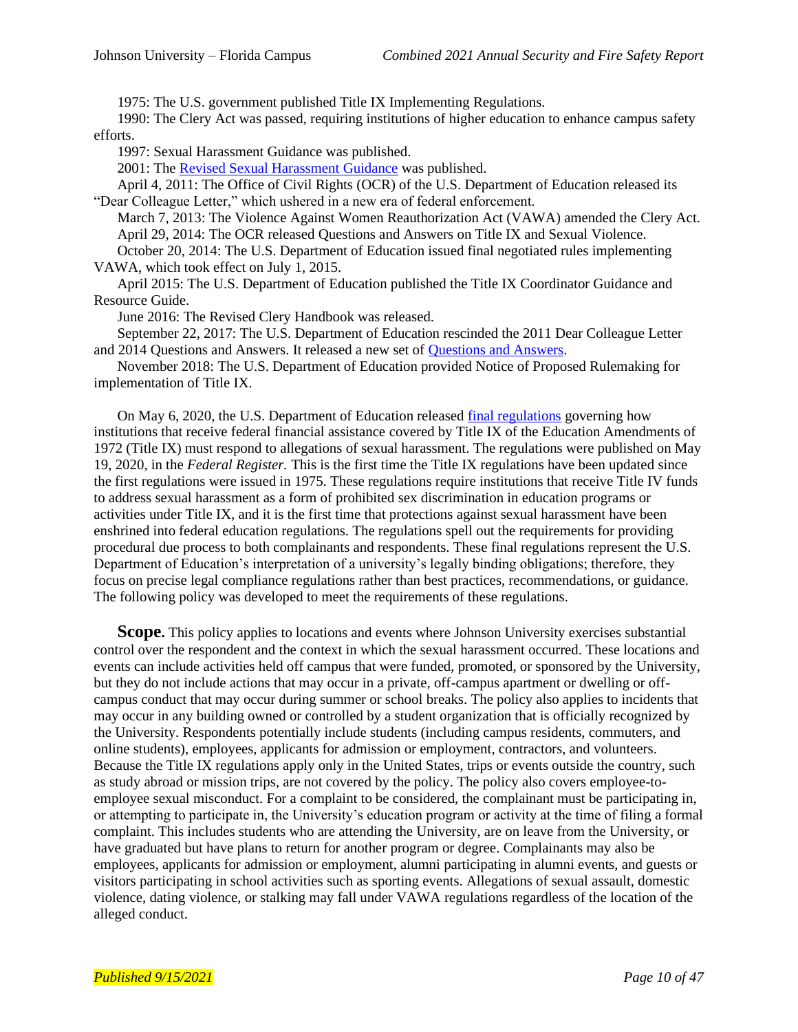1975: The U.S. government published Title IX Implementing Regulations.

1990: The Clery Act was passed, requiring institutions of higher education to enhance campus safety efforts.

1997: Sexual Harassment Guidance was published.

2001: The Revised Sexual Harassment Guidance was published.

April 4, 2011: The Office of Civil Rights (OCR) of the U.S. Department of Education released its "Dear Colleague Letter," which ushered in a new era of federal enforcement.

March 7, 2013: The Violence Against Women Reauthorization Act (VAWA) amended the Clery Act.

April 29, 2014: The OCR released Questions and Answers on Title IX and Sexual Violence.

October 20, 2014: The U.S. Department of Education issued final negotiated rules implementing VAWA, which took effect on July 1, 2015.

April 2015: The U.S. Department of Education published the Title IX Coordinator Guidance and Resource Guide.

June 2016: The Revised Clery Handbook was released.

September 22, 2017: The U.S. Department of Education rescinded the 2011 Dear Colleague Letter and 2014 Questions and Answers. It released a new set of Questions and Answers.

November 2018: The U.S. Department of Education provided Notice of Proposed Rulemaking for implementation of Title IX.

On May 6, 2020, the U.S. Department of Education released final regulations governing how institutions that receive federal financial assistance covered by Title IX of the Education Amendments of 1972 (Title IX) must respond to allegations of sexual harassment. The regulations were published on May 19, 2020, in the *Federal Register*. This is the first time the Title IX regulations have been updated since the first regulations were issued in 1975. These regulations require institutions that receive Title IV funds to address sexual harassment as a form of prohibited sex discrimination in education programs or activities under Title IX, and it is the first time that protections against sexual harassment have been enshrined into federal education regulations. The regulations spell out the requirements for providing procedural due process to both complainants and respondents. These final regulations represent the U.S. Department of Education's interpretation of a university's legally binding obligations; therefore, they focus on precise legal compliance regulations rather than best practices, recommendations, or guidance. The following policy was developed to meet the requirements of these regulations.

**Scope.** This policy applies to locations and events where Johnson University exercises substantial control over the respondent and the context in which the sexual harassment occurred. These locations and events can include activities held off campus that were funded, promoted, or sponsored by the University, but they do not include actions that may occur in a private, off-campus apartment or dwelling or off-campus conduct that may occur during summer or school breaks. The policy also applies to incidents that may occur in any building owned or controlled by a student organization that is officially recognized by the University. Respondents potentially include students (including campus residents, commuters, and online students), employees, applicants for admission or employment, contractors, and volunteers. Because the Title IX regulations apply only in the United States, trips or events outside the country, such as study abroad or mission trips, are not covered by the policy. The policy also covers employee-to-employee sexual misconduct. For a complaint to be considered, the complainant must be participating in, or attempting to participate in, the University's education program or activity at the time of filing a formal complaint. This includes students who are attending the University, are on leave from the University, or have graduated but have plans to return for another program or degree. Complainants may also be employees, applicants for admission or employment, alumni participating in alumni events, and guests or visitors participating in school activities such as sporting events. Allegations of sexual assault, domestic violence, dating violence, or stalking may fall under VAWA regulations regardless of the location of the alleged conduct.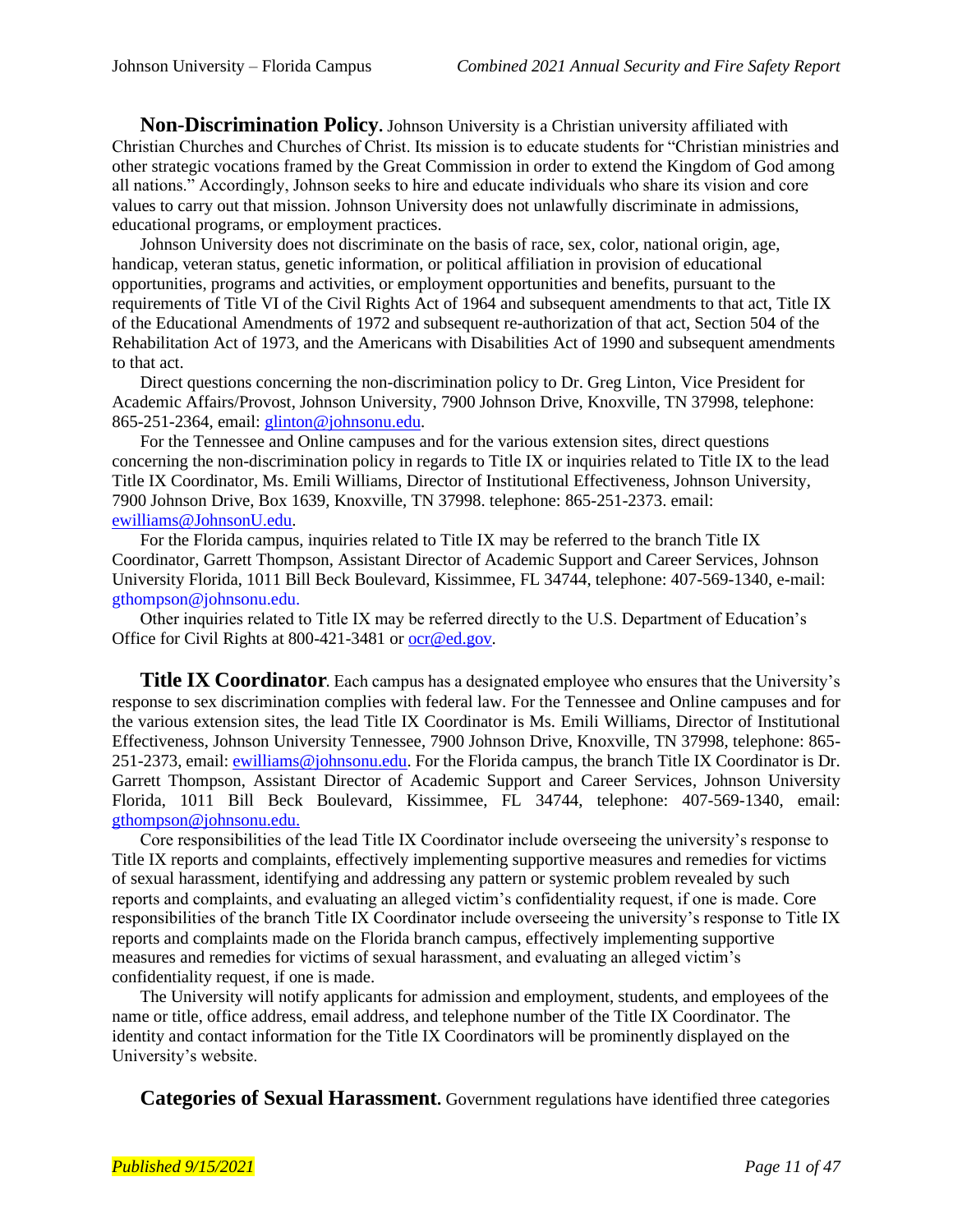**Non-Discrimination Policy.** Johnson University is a Christian university affiliated with Christian Churches and Churches of Christ. Its mission is to educate students for "Christian ministries and other strategic vocations framed by the Great Commission in order to extend the Kingdom of God among all nations." Accordingly, Johnson seeks to hire and educate individuals who share its vision and core values to carry out that mission. Johnson University does not unlawfully discriminate in admissions, educational programs, or employment practices.

Johnson University does not discriminate on the basis of race, sex, color, national origin, age, handicap, veteran status, genetic information, or political affiliation in provision of educational opportunities, programs and activities, or employment opportunities and benefits, pursuant to the requirements of Title VI of the Civil Rights Act of 1964 and subsequent amendments to that act, Title IX of the Educational Amendments of 1972 and subsequent re-authorization of that act, Section 504 of the Rehabilitation Act of 1973, and the Americans with Disabilities Act of 1990 and subsequent amendments to that act.

Direct questions concerning the non-discrimination policy to Dr. Greg Linton, Vice President for Academic Affairs/Provost, Johnson University, 7900 Johnson Drive, Knoxville, TN 37998, telephone: 865-251-2364, email: glinton@johnsonu.edu.

For the Tennessee and Online campuses and for the various extension sites, direct questions concerning the non-discrimination policy in regards to Title IX or inquiries related to Title IX to the lead Title IX Coordinator, Ms. Emili Williams, Director of Institutional Effectiveness, Johnson University, 7900 Johnson Drive, Box 1639, Knoxville, TN 37998. telephone: 865-251-2373. email: ewilliams@JohnsonU.edu.

For the Florida campus, inquiries related to Title IX may be referred to the branch Title IX Coordinator, Garrett Thompson, Assistant Director of Academic Support and Career Services, Johnson University Florida, 1011 Bill Beck Boulevard, Kissimmee, FL 34744, telephone: 407-569-1340, e-mail: gthompson@johnsonu.edu.

Other inquiries related to Title IX may be referred directly to the U.S. Department of Education's Office for Civil Rights at 800-421-3481 or ocr@ed.gov.

**Title IX Coordinator**. Each campus has a designated employee who ensures that the University's response to sex discrimination complies with federal law. For the Tennessee and Online campuses and for the various extension sites, the lead Title IX Coordinator is Ms. Emili Williams, Director of Institutional Effectiveness, Johnson University Tennessee, 7900 Johnson Drive, Knoxville, TN 37998, telephone: 865-251-2373, email: ewilliams@johnsonu.edu. For the Florida campus, the branch Title IX Coordinator is Dr. Garrett Thompson, Assistant Director of Academic Support and Career Services, Johnson University Florida, 1011 Bill Beck Boulevard, Kissimmee, FL 34744, telephone: 407-569-1340, email: gthompson@johnsonu.edu.

Core responsibilities of the lead Title IX Coordinator include overseeing the university's response to Title IX reports and complaints, effectively implementing supportive measures and remedies for victims of sexual harassment, identifying and addressing any pattern or systemic problem revealed by such reports and complaints, and evaluating an alleged victim's confidentiality request, if one is made. Core responsibilities of the branch Title IX Coordinator include overseeing the university's response to Title IX reports and complaints made on the Florida branch campus, effectively implementing supportive measures and remedies for victims of sexual harassment, and evaluating an alleged victim's confidentiality request, if one is made.

The University will notify applicants for admission and employment, students, and employees of the name or title, office address, email address, and telephone number of the Title IX Coordinator. The identity and contact information for the Title IX Coordinators will be prominently displayed on the University's website.

**Categories of Sexual Harassment.** Government regulations have identified three categories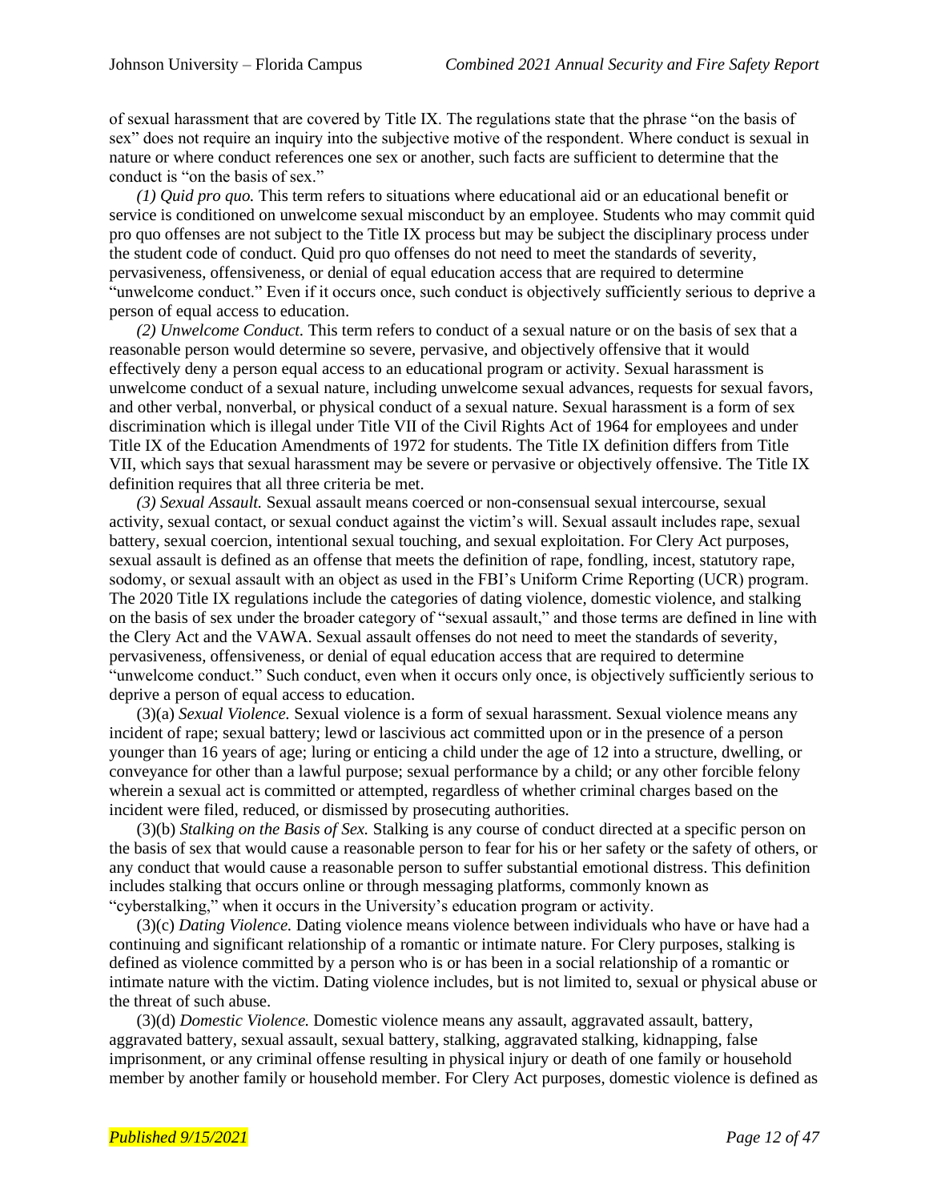of sexual harassment that are covered by Title IX. The regulations state that the phrase "on the basis of sex" does not require an inquiry into the subjective motive of the respondent. Where conduct is sexual in nature or where conduct references one sex or another, such facts are sufficient to determine that the conduct is "on the basis of sex."

*(1) Quid pro quo.* This term refers to situations where educational aid or an educational benefit or service is conditioned on unwelcome sexual misconduct by an employee. Students who may commit quid pro quo offenses are not subject to the Title IX process but may be subject the disciplinary process under the student code of conduct. Quid pro quo offenses do not need to meet the standards of severity, pervasiveness, offensiveness, or denial of equal education access that are required to determine "unwelcome conduct." Even if it occurs once, such conduct is objectively sufficiently serious to deprive a person of equal access to education.

*(2) Unwelcome Conduct.* This term refers to conduct of a sexual nature or on the basis of sex that a reasonable person would determine so severe, pervasive, and objectively offensive that it would effectively deny a person equal access to an educational program or activity. Sexual harassment is unwelcome conduct of a sexual nature, including unwelcome sexual advances, requests for sexual favors, and other verbal, nonverbal, or physical conduct of a sexual nature. Sexual harassment is a form of sex discrimination which is illegal under Title VII of the Civil Rights Act of 1964 for employees and under Title IX of the Education Amendments of 1972 for students. The Title IX definition differs from Title VII, which says that sexual harassment may be severe or pervasive or objectively offensive. The Title IX definition requires that all three criteria be met.

*(3) Sexual Assault.* Sexual assault means coerced or non-consensual sexual intercourse, sexual activity, sexual contact, or sexual conduct against the victim's will. Sexual assault includes rape, sexual battery, sexual coercion, intentional sexual touching, and sexual exploitation. For Clery Act purposes, sexual assault is defined as an offense that meets the definition of rape, fondling, incest, statutory rape, sodomy, or sexual assault with an object as used in the FBI's Uniform Crime Reporting (UCR) program. The 2020 Title IX regulations include the categories of dating violence, domestic violence, and stalking on the basis of sex under the broader category of "sexual assault," and those terms are defined in line with the Clery Act and the VAWA. Sexual assault offenses do not need to meet the standards of severity, pervasiveness, offensiveness, or denial of equal education access that are required to determine "unwelcome conduct." Such conduct, even when it occurs only once, is objectively sufficiently serious to deprive a person of equal access to education.

(3)(a) *Sexual Violence.* Sexual violence is a form of sexual harassment. Sexual violence means any incident of rape; sexual battery; lewd or lascivious act committed upon or in the presence of a person younger than 16 years of age; luring or enticing a child under the age of 12 into a structure, dwelling, or conveyance for other than a lawful purpose; sexual performance by a child; or any other forcible felony wherein a sexual act is committed or attempted, regardless of whether criminal charges based on the incident were filed, reduced, or dismissed by prosecuting authorities.

(3)(b) *Stalking on the Basis of Sex.* Stalking is any course of conduct directed at a specific person on the basis of sex that would cause a reasonable person to fear for his or her safety or the safety of others, or any conduct that would cause a reasonable person to suffer substantial emotional distress. This definition includes stalking that occurs online or through messaging platforms, commonly known as "cyberstalking," when it occurs in the University's education program or activity.

(3)(c) *Dating Violence.* Dating violence means violence between individuals who have or have had a continuing and significant relationship of a romantic or intimate nature. For Clery purposes, stalking is defined as violence committed by a person who is or has been in a social relationship of a romantic or intimate nature with the victim. Dating violence includes, but is not limited to, sexual or physical abuse or the threat of such abuse.

(3)(d) *Domestic Violence.* Domestic violence means any assault, aggravated assault, battery, aggravated battery, sexual assault, sexual battery, stalking, aggravated stalking, kidnapping, false imprisonment, or any criminal offense resulting in physical injury or death of one family or household member by another family or household member. For Clery Act purposes, domestic violence is defined as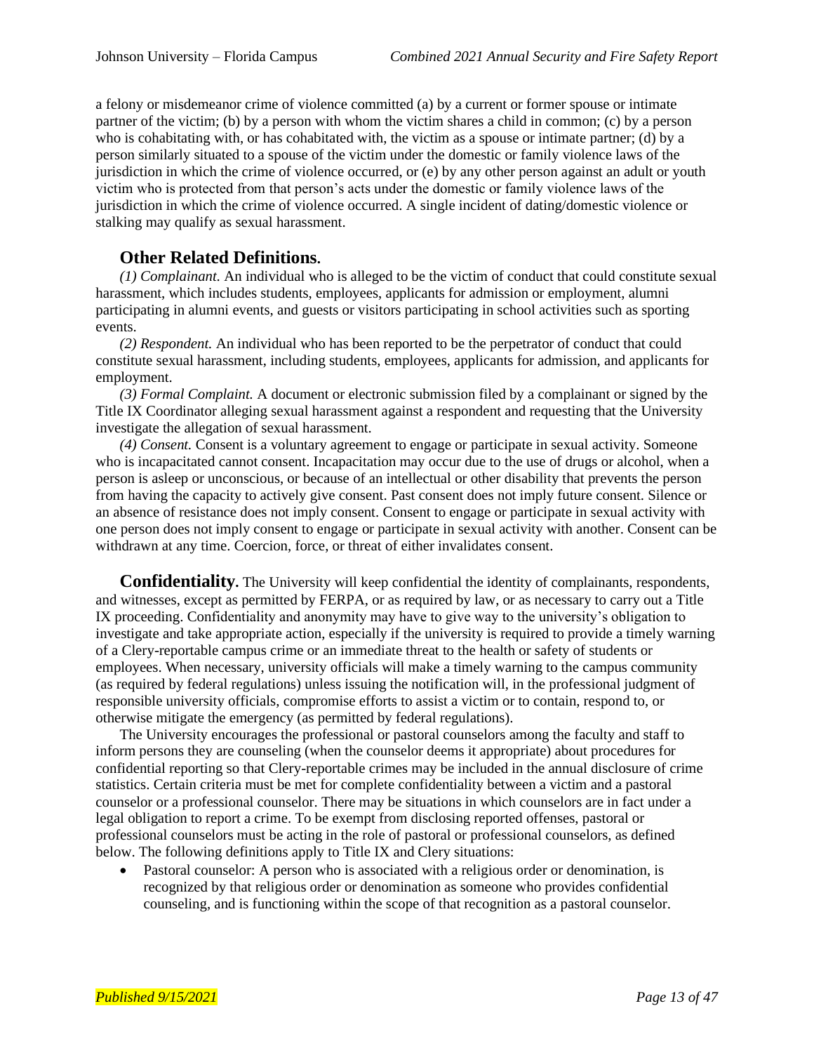a felony or misdemeanor crime of violence committed (a) by a current or former spouse or intimate partner of the victim; (b) by a person with whom the victim shares a child in common; (c) by a person who is cohabitating with, or has cohabitated with, the victim as a spouse or intimate partner; (d) by a person similarly situated to a spouse of the victim under the domestic or family violence laws of the jurisdiction in which the crime of violence occurred, or (e) by any other person against an adult or youth victim who is protected from that person's acts under the domestic or family violence laws of the jurisdiction in which the crime of violence occurred. A single incident of dating/domestic violence or stalking may qualify as sexual harassment.

### Other Related Definitions.

*(1) Complainant.* An individual who is alleged to be the victim of conduct that could constitute sexual harassment, which includes students, employees, applicants for admission or employment, alumni participating in alumni events, and guests or visitors participating in school activities such as sporting events.

*(2) Respondent.* An individual who has been reported to be the perpetrator of conduct that could constitute sexual harassment, including students, employees, applicants for admission, and applicants for employment.

*(3) Formal Complaint.* A document or electronic submission filed by a complainant or signed by the Title IX Coordinator alleging sexual harassment against a respondent and requesting that the University investigate the allegation of sexual harassment.

*(4) Consent.* Consent is a voluntary agreement to engage or participate in sexual activity. Someone who is incapacitated cannot consent. Incapacitation may occur due to the use of drugs or alcohol, when a person is asleep or unconscious, or because of an intellectual or other disability that prevents the person from having the capacity to actively give consent. Past consent does not imply future consent. Silence or an absence of resistance does not imply consent. Consent to engage or participate in sexual activity with one person does not imply consent to engage or participate in sexual activity with another. Consent can be withdrawn at any time. Coercion, force, or threat of either invalidates consent.

**Confidentiality.** The University will keep confidential the identity of complainants, respondents, and witnesses, except as permitted by FERPA, or as required by law, or as necessary to carry out a Title IX proceeding. Confidentiality and anonymity may have to give way to the university's obligation to investigate and take appropriate action, especially if the university is required to provide a timely warning of a Clery-reportable campus crime or an immediate threat to the health or safety of students or employees. When necessary, university officials will make a timely warning to the campus community (as required by federal regulations) unless issuing the notification will, in the professional judgment of responsible university officials, compromise efforts to assist a victim or to contain, respond to, or otherwise mitigate the emergency (as permitted by federal regulations).

The University encourages the professional or pastoral counselors among the faculty and staff to inform persons they are counseling (when the counselor deems it appropriate) about procedures for confidential reporting so that Clery-reportable crimes may be included in the annual disclosure of crime statistics. Certain criteria must be met for complete confidentiality between a victim and a pastoral counselor or a professional counselor. There may be situations in which counselors are in fact under a legal obligation to report a crime. To be exempt from disclosing reported offenses, pastoral or professional counselors must be acting in the role of pastoral or professional counselors, as defined below. The following definitions apply to Title IX and Clery situations:

- Pastoral counselor: A person who is associated with a religious order or denomination, is recognized by that religious order or denomination as someone who provides confidential counseling, and is functioning within the scope of that recognition as a pastoral counselor.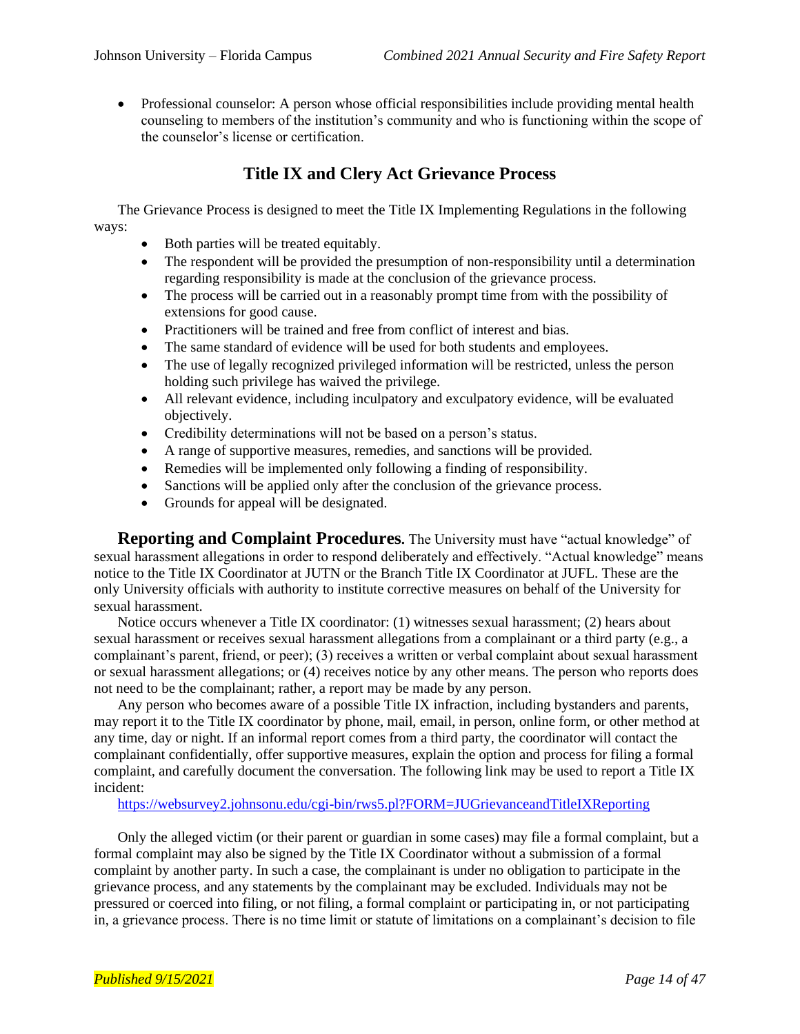- Professional counselor: A person whose official responsibilities include providing mental health counseling to members of the institution's community and who is functioning within the scope of the counselor's license or certification.

## Title IX and Clery Act Grievance Process

The Grievance Process is designed to meet the Title IX Implementing Regulations in the following ways:

- Both parties will be treated equitably.
- The respondent will be provided the presumption of non-responsibility until a determination regarding responsibility is made at the conclusion of the grievance process.
- The process will be carried out in a reasonably prompt time from with the possibility of extensions for good cause.
- Practitioners will be trained and free from conflict of interest and bias.
- The same standard of evidence will be used for both students and employees.
- The use of legally recognized privileged information will be restricted, unless the person holding such privilege has waived the privilege.
- All relevant evidence, including inculpatory and exculpatory evidence, will be evaluated objectively.
- Credibility determinations will not be based on a person's status.
- A range of supportive measures, remedies, and sanctions will be provided.
- Remedies will be implemented only following a finding of responsibility.
- Sanctions will be applied only after the conclusion of the grievance process.
- Grounds for appeal will be designated.

**Reporting and Complaint Procedures.** The University must have "actual knowledge" of sexual harassment allegations in order to respond deliberately and effectively. "Actual knowledge" means notice to the Title IX Coordinator at JUTN or the Branch Title IX Coordinator at JUFL. These are the only University officials with authority to institute corrective measures on behalf of the University for sexual harassment.

Notice occurs whenever a Title IX coordinator: (1) witnesses sexual harassment; (2) hears about sexual harassment or receives sexual harassment allegations from a complainant or a third party (e.g., a complainant's parent, friend, or peer); (3) receives a written or verbal complaint about sexual harassment or sexual harassment allegations; or (4) receives notice by any other means. The person who reports does not need to be the complainant; rather, a report may be made by any person.

Any person who becomes aware of a possible Title IX infraction, including bystanders and parents, may report it to the Title IX coordinator by phone, mail, email, in person, online form, or other method at any time, day or night. If an informal report comes from a third party, the coordinator will contact the complainant confidentially, offer supportive measures, explain the option and process for filing a formal complaint, and carefully document the conversation. The following link may be used to report a Title IX incident:

https://websurvey2.johnsonu.edu/cgi-bin/rws5.pl?FORM=JUGrievanceandTitleIXReporting

Only the alleged victim (or their parent or guardian in some cases) may file a formal complaint, but a formal complaint may also be signed by the Title IX Coordinator without a submission of a formal complaint by another party. In such a case, the complainant is under no obligation to participate in the grievance process, and any statements by the complainant may be excluded. Individuals may not be pressured or coerced into filing, or not filing, a formal complaint or participating in, or not participating in, a grievance process. There is no time limit or statute of limitations on a complainant's decision to file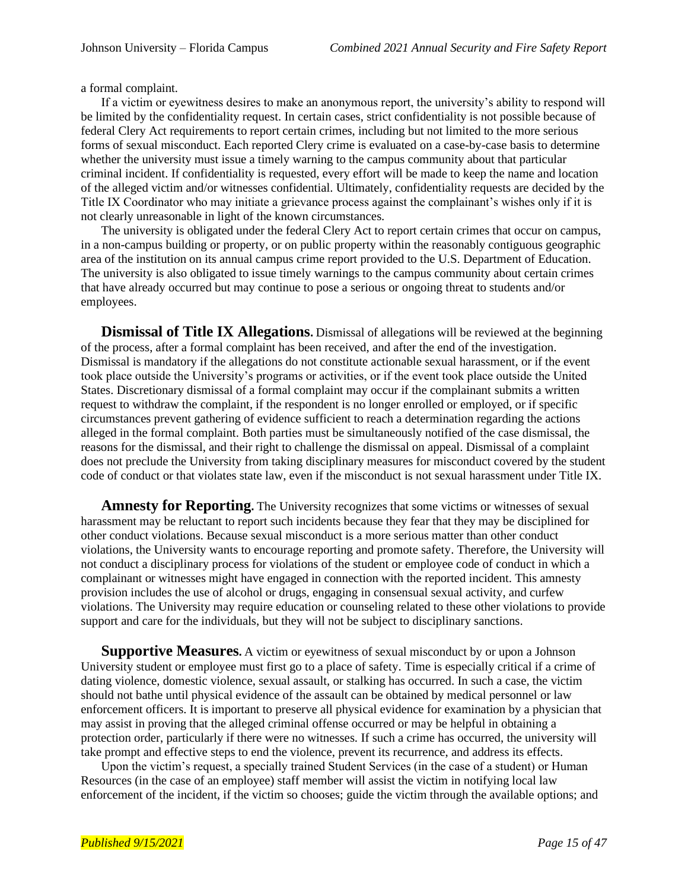a formal complaint.

If a victim or eyewitness desires to make an anonymous report, the university's ability to respond will be limited by the confidentiality request. In certain cases, strict confidentiality is not possible because of federal Clery Act requirements to report certain crimes, including but not limited to the more serious forms of sexual misconduct. Each reported Clery crime is evaluated on a case-by-case basis to determine whether the university must issue a timely warning to the campus community about that particular criminal incident. If confidentiality is requested, every effort will be made to keep the name and location of the alleged victim and/or witnesses confidential. Ultimately, confidentiality requests are decided by the Title IX Coordinator who may initiate a grievance process against the complainant's wishes only if it is not clearly unreasonable in light of the known circumstances.

The university is obligated under the federal Clery Act to report certain crimes that occur on campus, in a non-campus building or property, or on public property within the reasonably contiguous geographic area of the institution on its annual campus crime report provided to the U.S. Department of Education. The university is also obligated to issue timely warnings to the campus community about certain crimes that have already occurred but may continue to pose a serious or ongoing threat to students and/or employees.

**Dismissal of Title IX Allegations.** Dismissal of allegations will be reviewed at the beginning of the process, after a formal complaint has been received, and after the end of the investigation. Dismissal is mandatory if the allegations do not constitute actionable sexual harassment, or if the event took place outside the University's programs or activities, or if the event took place outside the United States. Discretionary dismissal of a formal complaint may occur if the complainant submits a written request to withdraw the complaint, if the respondent is no longer enrolled or employed, or if specific circumstances prevent gathering of evidence sufficient to reach a determination regarding the actions alleged in the formal complaint. Both parties must be simultaneously notified of the case dismissal, the reasons for the dismissal, and their right to challenge the dismissal on appeal. Dismissal of a complaint does not preclude the University from taking disciplinary measures for misconduct covered by the student code of conduct or that violates state law, even if the misconduct is not sexual harassment under Title IX.

**Amnesty for Reporting.** The University recognizes that some victims or witnesses of sexual harassment may be reluctant to report such incidents because they fear that they may be disciplined for other conduct violations. Because sexual misconduct is a more serious matter than other conduct violations, the University wants to encourage reporting and promote safety. Therefore, the University will not conduct a disciplinary process for violations of the student or employee code of conduct in which a complainant or witnesses might have engaged in connection with the reported incident. This amnesty provision includes the use of alcohol or drugs, engaging in consensual sexual activity, and curfew violations. The University may require education or counseling related to these other violations to provide support and care for the individuals, but they will not be subject to disciplinary sanctions.

**Supportive Measures.** A victim or eyewitness of sexual misconduct by or upon a Johnson University student or employee must first go to a place of safety. Time is especially critical if a crime of dating violence, domestic violence, sexual assault, or stalking has occurred. In such a case, the victim should not bathe until physical evidence of the assault can be obtained by medical personnel or law enforcement officers. It is important to preserve all physical evidence for examination by a physician that may assist in proving that the alleged criminal offense occurred or may be helpful in obtaining a protection order, particularly if there were no witnesses. If such a crime has occurred, the university will take prompt and effective steps to end the violence, prevent its recurrence, and address its effects.

Upon the victim's request, a specially trained Student Services (in the case of a student) or Human Resources (in the case of an employee) staff member will assist the victim in notifying local law enforcement of the incident, if the victim so chooses; guide the victim through the available options; and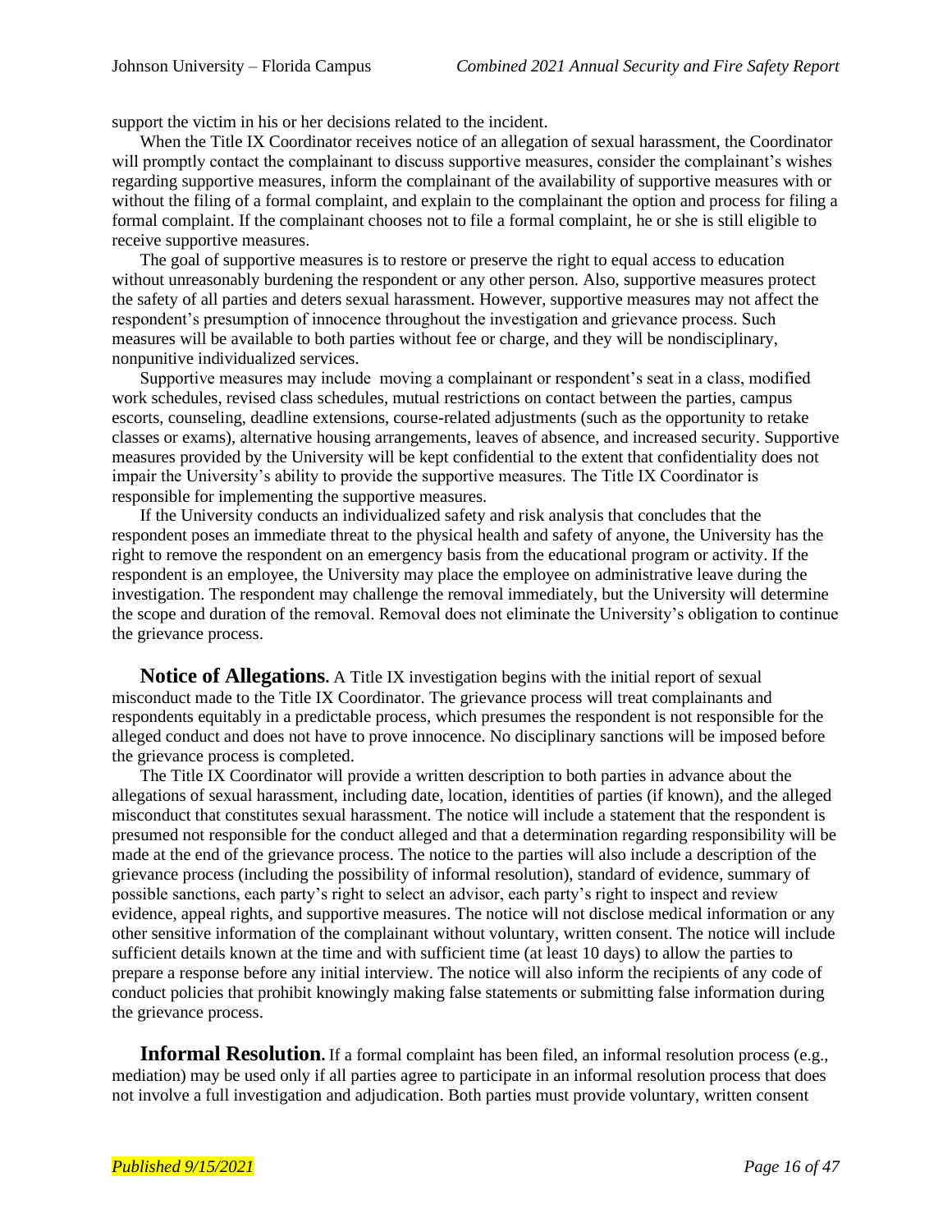support the victim in his or her decisions related to the incident.

When the Title IX Coordinator receives notice of an allegation of sexual harassment, the Coordinator will promptly contact the complainant to discuss supportive measures, consider the complainant's wishes regarding supportive measures, inform the complainant of the availability of supportive measures with or without the filing of a formal complaint, and explain to the complainant the option and process for filing a formal complaint. If the complainant chooses not to file a formal complaint, he or she is still eligible to receive supportive measures.

The goal of supportive measures is to restore or preserve the right to equal access to education without unreasonably burdening the respondent or any other person. Also, supportive measures protect the safety of all parties and deters sexual harassment. However, supportive measures may not affect the respondent's presumption of innocence throughout the investigation and grievance process. Such measures will be available to both parties without fee or charge, and they will be nondisciplinary, nonpunitive individualized services.

Supportive measures may include moving a complainant or respondent's seat in a class, modified work schedules, revised class schedules, mutual restrictions on contact between the parties, campus escorts, counseling, deadline extensions, course-related adjustments (such as the opportunity to retake classes or exams), alternative housing arrangements, leaves of absence, and increased security. Supportive measures provided by the University will be kept confidential to the extent that confidentiality does not impair the University's ability to provide the supportive measures. The Title IX Coordinator is responsible for implementing the supportive measures.

If the University conducts an individualized safety and risk analysis that concludes that the respondent poses an immediate threat to the physical health and safety of anyone, the University has the right to remove the respondent on an emergency basis from the educational program or activity. If the respondent is an employee, the University may place the employee on administrative leave during the investigation. The respondent may challenge the removal immediately, but the University will determine the scope and duration of the removal. Removal does not eliminate the University's obligation to continue the grievance process.

**Notice of Allegations.** A Title IX investigation begins with the initial report of sexual misconduct made to the Title IX Coordinator. The grievance process will treat complainants and respondents equitably in a predictable process, which presumes the respondent is not responsible for the alleged conduct and does not have to prove innocence. No disciplinary sanctions will be imposed before the grievance process is completed.

The Title IX Coordinator will provide a written description to both parties in advance about the allegations of sexual harassment, including date, location, identities of parties (if known), and the alleged misconduct that constitutes sexual harassment. The notice will include a statement that the respondent is presumed not responsible for the conduct alleged and that a determination regarding responsibility will be made at the end of the grievance process. The notice to the parties will also include a description of the grievance process (including the possibility of informal resolution), standard of evidence, summary of possible sanctions, each party's right to select an advisor, each party's right to inspect and review evidence, appeal rights, and supportive measures. The notice will not disclose medical information or any other sensitive information of the complainant without voluntary, written consent. The notice will include sufficient details known at the time and with sufficient time (at least 10 days) to allow the parties to prepare a response before any initial interview. The notice will also inform the recipients of any code of conduct policies that prohibit knowingly making false statements or submitting false information during the grievance process.

**Informal Resolution.** If a formal complaint has been filed, an informal resolution process (e.g., mediation) may be used only if all parties agree to participate in an informal resolution process that does not involve a full investigation and adjudication. Both parties must provide voluntary, written consent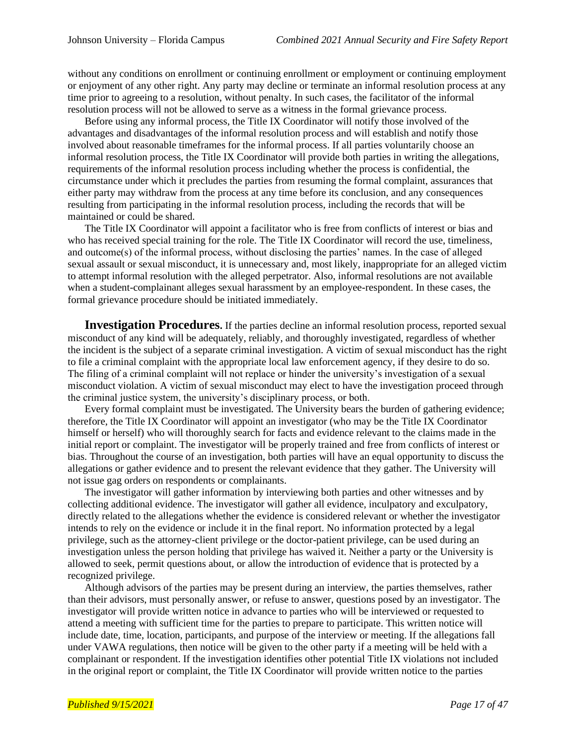without any conditions on enrollment or continuing enrollment or employment or continuing employment or enjoyment of any other right. Any party may decline or terminate an informal resolution process at any time prior to agreeing to a resolution, without penalty. In such cases, the facilitator of the informal resolution process will not be allowed to serve as a witness in the formal grievance process.

Before using any informal process, the Title IX Coordinator will notify those involved of the advantages and disadvantages of the informal resolution process and will establish and notify those involved about reasonable timeframes for the informal process. If all parties voluntarily choose an informal resolution process, the Title IX Coordinator will provide both parties in writing the allegations, requirements of the informal resolution process including whether the process is confidential, the circumstance under which it precludes the parties from resuming the formal complaint, assurances that either party may withdraw from the process at any time before its conclusion, and any consequences resulting from participating in the informal resolution process, including the records that will be maintained or could be shared.

The Title IX Coordinator will appoint a facilitator who is free from conflicts of interest or bias and who has received special training for the role. The Title IX Coordinator will record the use, timeliness, and outcome(s) of the informal process, without disclosing the parties' names. In the case of alleged sexual assault or sexual misconduct, it is unnecessary and, most likely, inappropriate for an alleged victim to attempt informal resolution with the alleged perpetrator. Also, informal resolutions are not available when a student-complainant alleges sexual harassment by an employee-respondent. In these cases, the formal grievance procedure should be initiated immediately.

**Investigation Procedures.** If the parties decline an informal resolution process, reported sexual misconduct of any kind will be adequately, reliably, and thoroughly investigated, regardless of whether the incident is the subject of a separate criminal investigation. A victim of sexual misconduct has the right to file a criminal complaint with the appropriate local law enforcement agency, if they desire to do so. The filing of a criminal complaint will not replace or hinder the university's investigation of a sexual misconduct violation. A victim of sexual misconduct may elect to have the investigation proceed through the criminal justice system, the university's disciplinary process, or both.

Every formal complaint must be investigated. The University bears the burden of gathering evidence; therefore, the Title IX Coordinator will appoint an investigator (who may be the Title IX Coordinator himself or herself) who will thoroughly search for facts and evidence relevant to the claims made in the initial report or complaint. The investigator will be properly trained and free from conflicts of interest or bias. Throughout the course of an investigation, both parties will have an equal opportunity to discuss the allegations or gather evidence and to present the relevant evidence that they gather. The University will not issue gag orders on respondents or complainants.

The investigator will gather information by interviewing both parties and other witnesses and by collecting additional evidence. The investigator will gather all evidence, inculpatory and exculpatory, directly related to the allegations whether the evidence is considered relevant or whether the investigator intends to rely on the evidence or include it in the final report. No information protected by a legal privilege, such as the attorney-client privilege or the doctor-patient privilege, can be used during an investigation unless the person holding that privilege has waived it. Neither a party or the University is allowed to seek, permit questions about, or allow the introduction of evidence that is protected by a recognized privilege.

Although advisors of the parties may be present during an interview, the parties themselves, rather than their advisors, must personally answer, or refuse to answer, questions posed by an investigator. The investigator will provide written notice in advance to parties who will be interviewed or requested to attend a meeting with sufficient time for the parties to prepare to participate. This written notice will include date, time, location, participants, and purpose of the interview or meeting. If the allegations fall under VAWA regulations, then notice will be given to the other party if a meeting will be held with a complainant or respondent. If the investigation identifies other potential Title IX violations not included in the original report or complaint, the Title IX Coordinator will provide written notice to the parties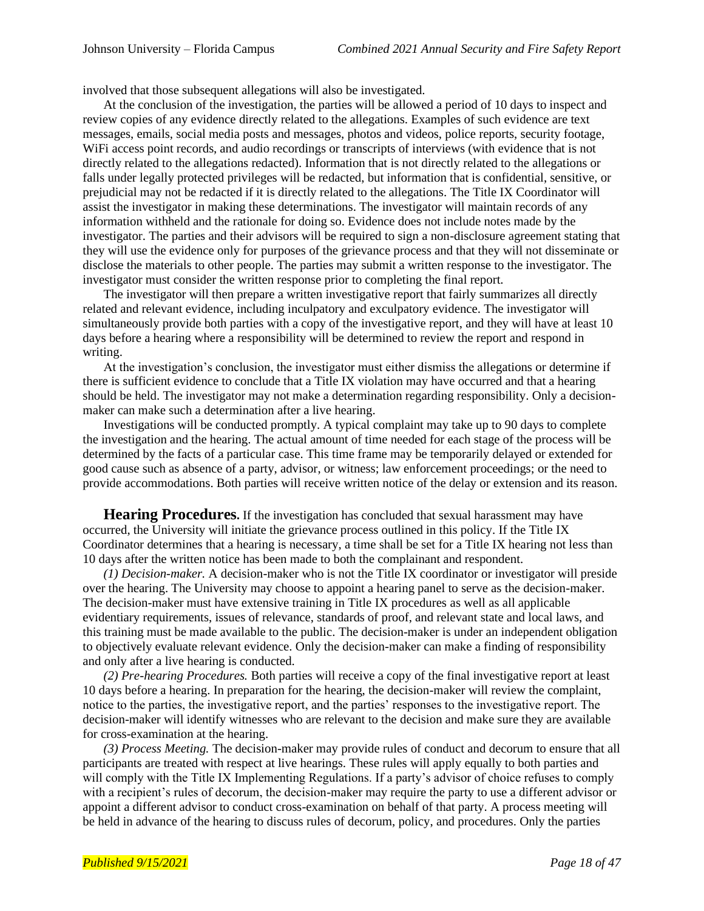involved that those subsequent allegations will also be investigated.

At the conclusion of the investigation, the parties will be allowed a period of 10 days to inspect and review copies of any evidence directly related to the allegations. Examples of such evidence are text messages, emails, social media posts and messages, photos and videos, police reports, security footage, WiFi access point records, and audio recordings or transcripts of interviews (with evidence that is not directly related to the allegations redacted). Information that is not directly related to the allegations or falls under legally protected privileges will be redacted, but information that is confidential, sensitive, or prejudicial may not be redacted if it is directly related to the allegations. The Title IX Coordinator will assist the investigator in making these determinations. The investigator will maintain records of any information withheld and the rationale for doing so. Evidence does not include notes made by the investigator. The parties and their advisors will be required to sign a non-disclosure agreement stating that they will use the evidence only for purposes of the grievance process and that they will not disseminate or disclose the materials to other people. The parties may submit a written response to the investigator. The investigator must consider the written response prior to completing the final report.

The investigator will then prepare a written investigative report that fairly summarizes all directly related and relevant evidence, including inculpatory and exculpatory evidence. The investigator will simultaneously provide both parties with a copy of the investigative report, and they will have at least 10 days before a hearing where a responsibility will be determined to review the report and respond in writing.

At the investigation's conclusion, the investigator must either dismiss the allegations or determine if there is sufficient evidence to conclude that a Title IX violation may have occurred and that a hearing should be held. The investigator may not make a determination regarding responsibility. Only a decision-maker can make such a determination after a live hearing.

Investigations will be conducted promptly. A typical complaint may take up to 90 days to complete the investigation and the hearing. The actual amount of time needed for each stage of the process will be determined by the facts of a particular case. This time frame may be temporarily delayed or extended for good cause such as absence of a party, advisor, or witness; law enforcement proceedings; or the need to provide accommodations. Both parties will receive written notice of the delay or extension and its reason.

**Hearing Procedures.** If the investigation has concluded that sexual harassment may have occurred, the University will initiate the grievance process outlined in this policy. If the Title IX Coordinator determines that a hearing is necessary, a time shall be set for a Title IX hearing not less than 10 days after the written notice has been made to both the complainant and respondent.

*(1) Decision-maker.* A decision-maker who is not the Title IX coordinator or investigator will preside over the hearing. The University may choose to appoint a hearing panel to serve as the decision-maker. The decision-maker must have extensive training in Title IX procedures as well as all applicable evidentiary requirements, issues of relevance, standards of proof, and relevant state and local laws, and this training must be made available to the public. The decision-maker is under an independent obligation to objectively evaluate relevant evidence. Only the decision-maker can make a finding of responsibility and only after a live hearing is conducted.

*(2) Pre-hearing Procedures.* Both parties will receive a copy of the final investigative report at least 10 days before a hearing. In preparation for the hearing, the decision-maker will review the complaint, notice to the parties, the investigative report, and the parties' responses to the investigative report. The decision-maker will identify witnesses who are relevant to the decision and make sure they are available for cross-examination at the hearing.

*(3) Process Meeting.* The decision-maker may provide rules of conduct and decorum to ensure that all participants are treated with respect at live hearings. These rules will apply equally to both parties and will comply with the Title IX Implementing Regulations. If a party's advisor of choice refuses to comply with a recipient's rules of decorum, the decision-maker may require the party to use a different advisor or appoint a different advisor to conduct cross-examination on behalf of that party. A process meeting will be held in advance of the hearing to discuss rules of decorum, policy, and procedures. Only the parties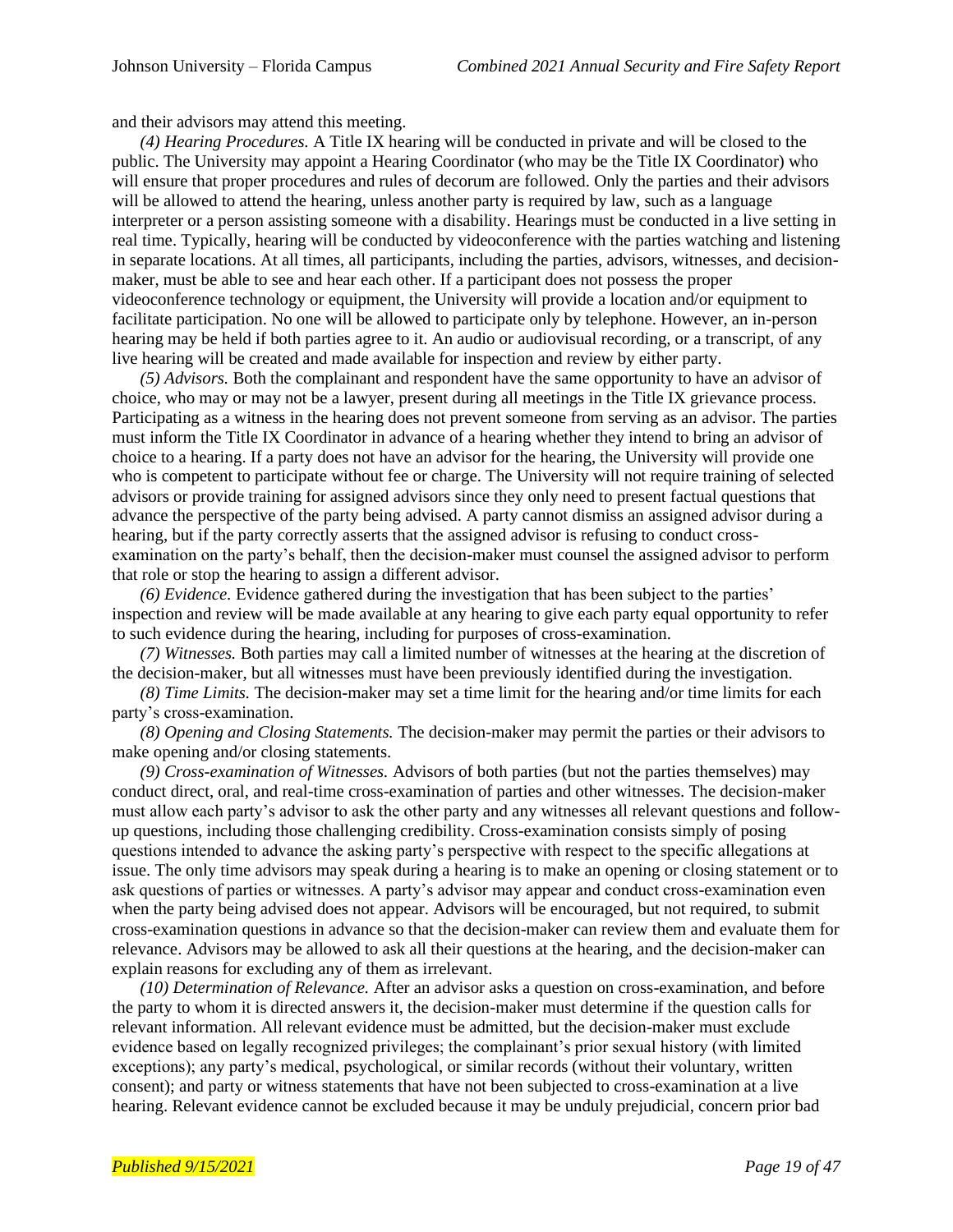and their advisors may attend this meeting.

*(4) Hearing Procedures.* A Title IX hearing will be conducted in private and will be closed to the public. The University may appoint a Hearing Coordinator (who may be the Title IX Coordinator) who will ensure that proper procedures and rules of decorum are followed. Only the parties and their advisors will be allowed to attend the hearing, unless another party is required by law, such as a language interpreter or a person assisting someone with a disability. Hearings must be conducted in a live setting in real time. Typically, hearing will be conducted by videoconference with the parties watching and listening in separate locations. At all times, all participants, including the parties, advisors, witnesses, and decision-maker, must be able to see and hear each other. If a participant does not possess the proper videoconference technology or equipment, the University will provide a location and/or equipment to facilitate participation. No one will be allowed to participate only by telephone. However, an in-person hearing may be held if both parties agree to it. An audio or audiovisual recording, or a transcript, of any live hearing will be created and made available for inspection and review by either party.

*(5) Advisors.* Both the complainant and respondent have the same opportunity to have an advisor of choice, who may or may not be a lawyer, present during all meetings in the Title IX grievance process. Participating as a witness in the hearing does not prevent someone from serving as an advisor. The parties must inform the Title IX Coordinator in advance of a hearing whether they intend to bring an advisor of choice to a hearing. If a party does not have an advisor for the hearing, the University will provide one who is competent to participate without fee or charge. The University will not require training of selected advisors or provide training for assigned advisors since they only need to present factual questions that advance the perspective of the party being advised. A party cannot dismiss an assigned advisor during a hearing, but if the party correctly asserts that the assigned advisor is refusing to conduct cross-examination on the party's behalf, then the decision-maker must counsel the assigned advisor to perform that role or stop the hearing to assign a different advisor.

*(6) Evidence.* Evidence gathered during the investigation that has been subject to the parties' inspection and review will be made available at any hearing to give each party equal opportunity to refer to such evidence during the hearing, including for purposes of cross-examination.

*(7) Witnesses.* Both parties may call a limited number of witnesses at the hearing at the discretion of the decision-maker, but all witnesses must have been previously identified during the investigation.

*(8) Time Limits.* The decision-maker may set a time limit for the hearing and/or time limits for each party's cross-examination.

*(8) Opening and Closing Statements.* The decision-maker may permit the parties or their advisors to make opening and/or closing statements.

*(9) Cross-examination of Witnesses.* Advisors of both parties (but not the parties themselves) may conduct direct, oral, and real-time cross-examination of parties and other witnesses. The decision-maker must allow each party's advisor to ask the other party and any witnesses all relevant questions and follow-up questions, including those challenging credibility. Cross-examination consists simply of posing questions intended to advance the asking party's perspective with respect to the specific allegations at issue. The only time advisors may speak during a hearing is to make an opening or closing statement or to ask questions of parties or witnesses. A party's advisor may appear and conduct cross-examination even when the party being advised does not appear. Advisors will be encouraged, but not required, to submit cross-examination questions in advance so that the decision-maker can review them and evaluate them for relevance. Advisors may be allowed to ask all their questions at the hearing, and the decision-maker can explain reasons for excluding any of them as irrelevant.

*(10) Determination of Relevance.* After an advisor asks a question on cross-examination, and before the party to whom it is directed answers it, the decision-maker must determine if the question calls for relevant information. All relevant evidence must be admitted, but the decision-maker must exclude evidence based on legally recognized privileges; the complainant's prior sexual history (with limited exceptions); any party's medical, psychological, or similar records (without their voluntary, written consent); and party or witness statements that have not been subjected to cross-examination at a live hearing. Relevant evidence cannot be excluded because it may be unduly prejudicial, concern prior bad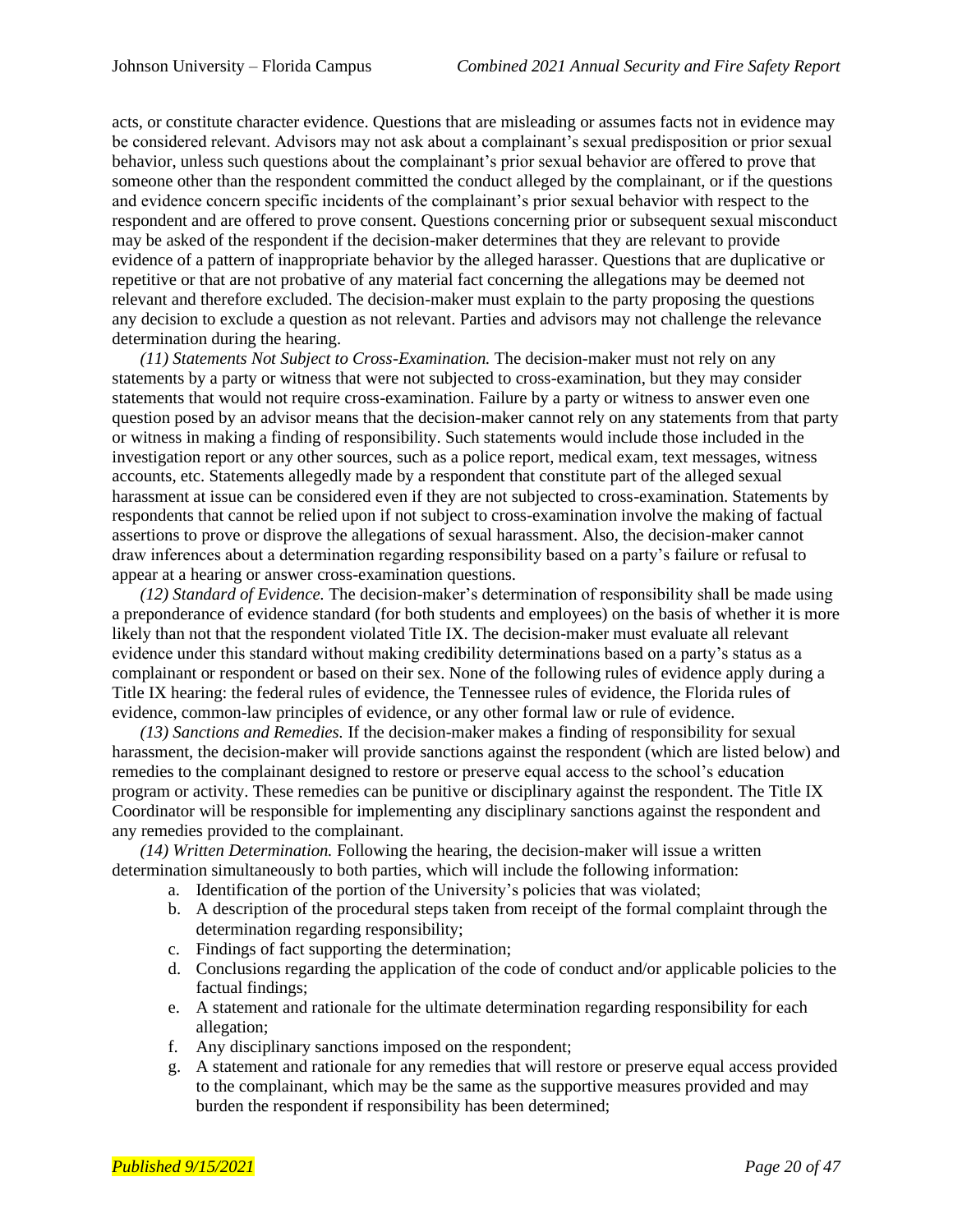acts, or constitute character evidence. Questions that are misleading or assumes facts not in evidence may be considered relevant. Advisors may not ask about a complainant's sexual predisposition or prior sexual behavior, unless such questions about the complainant's prior sexual behavior are offered to prove that someone other than the respondent committed the conduct alleged by the complainant, or if the questions and evidence concern specific incidents of the complainant's prior sexual behavior with respect to the respondent and are offered to prove consent. Questions concerning prior or subsequent sexual misconduct may be asked of the respondent if the decision-maker determines that they are relevant to provide evidence of a pattern of inappropriate behavior by the alleged harasser. Questions that are duplicative or repetitive or that are not probative of any material fact concerning the allegations may be deemed not relevant and therefore excluded. The decision-maker must explain to the party proposing the questions any decision to exclude a question as not relevant. Parties and advisors may not challenge the relevance determination during the hearing.

*(11) Statements Not Subject to Cross-Examination.* The decision-maker must not rely on any statements by a party or witness that were not subjected to cross-examination, but they may consider statements that would not require cross-examination. Failure by a party or witness to answer even one question posed by an advisor means that the decision-maker cannot rely on any statements from that party or witness in making a finding of responsibility. Such statements would include those included in the investigation report or any other sources, such as a police report, medical exam, text messages, witness accounts, etc. Statements allegedly made by a respondent that constitute part of the alleged sexual harassment at issue can be considered even if they are not subjected to cross-examination. Statements by respondents that cannot be relied upon if not subject to cross-examination involve the making of factual assertions to prove or disprove the allegations of sexual harassment. Also, the decision-maker cannot draw inferences about a determination regarding responsibility based on a party's failure or refusal to appear at a hearing or answer cross-examination questions.

*(12) Standard of Evidence.* The decision-maker's determination of responsibility shall be made using a preponderance of evidence standard (for both students and employees) on the basis of whether it is more likely than not that the respondent violated Title IX. The decision-maker must evaluate all relevant evidence under this standard without making credibility determinations based on a party's status as a complainant or respondent or based on their sex. None of the following rules of evidence apply during a Title IX hearing: the federal rules of evidence, the Tennessee rules of evidence, the Florida rules of evidence, common-law principles of evidence, or any other formal law or rule of evidence.

*(13) Sanctions and Remedies.* If the decision-maker makes a finding of responsibility for sexual harassment, the decision-maker will provide sanctions against the respondent (which are listed below) and remedies to the complainant designed to restore or preserve equal access to the school's education program or activity. These remedies can be punitive or disciplinary against the respondent. The Title IX Coordinator will be responsible for implementing any disciplinary sanctions against the respondent and any remedies provided to the complainant.

*(14) Written Determination.* Following the hearing, the decision-maker will issue a written determination simultaneously to both parties, which will include the following information:

a. Identification of the portion of the University's policies that was violated;
b. A description of the procedural steps taken from receipt of the formal complaint through the determination regarding responsibility;
c. Findings of fact supporting the determination;
d. Conclusions regarding the application of the code of conduct and/or applicable policies to the factual findings;
e. A statement and rationale for the ultimate determination regarding responsibility for each allegation;
f. Any disciplinary sanctions imposed on the respondent;
g. A statement and rationale for any remedies that will restore or preserve equal access provided to the complainant, which may be the same as the supportive measures provided and may burden the respondent if responsibility has been determined;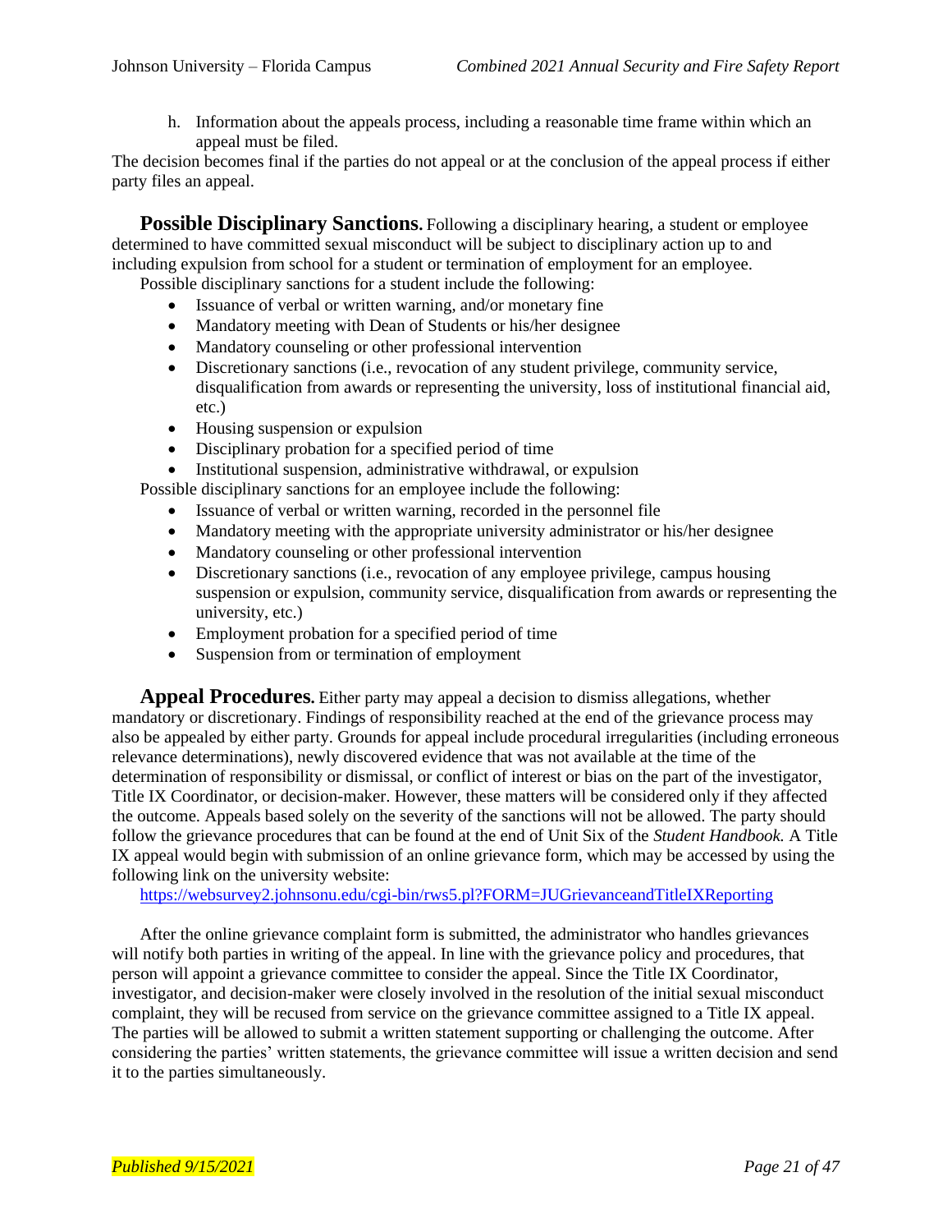h. Information about the appeals process, including a reasonable time frame within which an appeal must be filed.

The decision becomes final if the parties do not appeal or at the conclusion of the appeal process if either party files an appeal.

**Possible Disciplinary Sanctions.** Following a disciplinary hearing, a student or employee determined to have committed sexual misconduct will be subject to disciplinary action up to and including expulsion from school for a student or termination of employment for an employee.

Possible disciplinary sanctions for a student include the following:

- Issuance of verbal or written warning, and/or monetary fine
- Mandatory meeting with Dean of Students or his/her designee
- Mandatory counseling or other professional intervention
- Discretionary sanctions (i.e., revocation of any student privilege, community service, disqualification from awards or representing the university, loss of institutional financial aid, etc.)
- Housing suspension or expulsion
- Disciplinary probation for a specified period of time
- Institutional suspension, administrative withdrawal, or expulsion

Possible disciplinary sanctions for an employee include the following:

- Issuance of verbal or written warning, recorded in the personnel file
- Mandatory meeting with the appropriate university administrator or his/her designee
- Mandatory counseling or other professional intervention
- Discretionary sanctions (i.e., revocation of any employee privilege, campus housing suspension or expulsion, community service, disqualification from awards or representing the university, etc.)
- Employment probation for a specified period of time
- Suspension from or termination of employment

**Appeal Procedures.** Either party may appeal a decision to dismiss allegations, whether mandatory or discretionary. Findings of responsibility reached at the end of the grievance process may also be appealed by either party. Grounds for appeal include procedural irregularities (including erroneous relevance determinations), newly discovered evidence that was not available at the time of the determination of responsibility or dismissal, or conflict of interest or bias on the part of the investigator, Title IX Coordinator, or decision-maker. However, these matters will be considered only if they affected the outcome. Appeals based solely on the severity of the sanctions will not be allowed. The party should follow the grievance procedures that can be found at the end of Unit Six of the *Student Handbook.* A Title IX appeal would begin with submission of an online grievance form, which may be accessed by using the following link on the university website:

https://websurvey2.johnsonu.edu/cgi-bin/rws5.pl?FORM=JUGrievanceandTitleIXReporting

After the online grievance complaint form is submitted, the administrator who handles grievances will notify both parties in writing of the appeal. In line with the grievance policy and procedures, that person will appoint a grievance committee to consider the appeal. Since the Title IX Coordinator, investigator, and decision-maker were closely involved in the resolution of the initial sexual misconduct complaint, they will be recused from service on the grievance committee assigned to a Title IX appeal. The parties will be allowed to submit a written statement supporting or challenging the outcome. After considering the parties' written statements, the grievance committee will issue a written decision and send it to the parties simultaneously.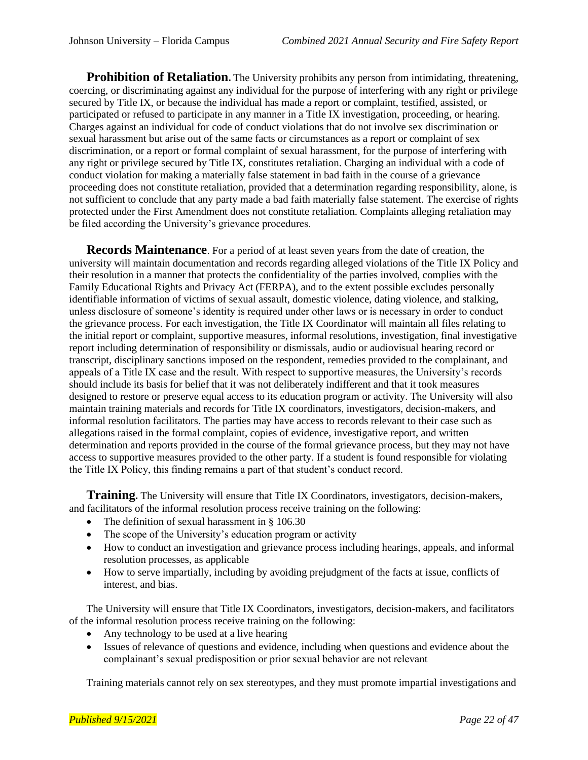**Prohibition of Retaliation.** The University prohibits any person from intimidating, threatening, coercing, or discriminating against any individual for the purpose of interfering with any right or privilege secured by Title IX, or because the individual has made a report or complaint, testified, assisted, or participated or refused to participate in any manner in a Title IX investigation, proceeding, or hearing. Charges against an individual for code of conduct violations that do not involve sex discrimination or sexual harassment but arise out of the same facts or circumstances as a report or complaint of sex discrimination, or a report or formal complaint of sexual harassment, for the purpose of interfering with any right or privilege secured by Title IX, constitutes retaliation. Charging an individual with a code of conduct violation for making a materially false statement in bad faith in the course of a grievance proceeding does not constitute retaliation, provided that a determination regarding responsibility, alone, is not sufficient to conclude that any party made a bad faith materially false statement. The exercise of rights protected under the First Amendment does not constitute retaliation. Complaints alleging retaliation may be filed according the University's grievance procedures.

**Records Maintenance**. For a period of at least seven years from the date of creation, the university will maintain documentation and records regarding alleged violations of the Title IX Policy and their resolution in a manner that protects the confidentiality of the parties involved, complies with the Family Educational Rights and Privacy Act (FERPA), and to the extent possible excludes personally identifiable information of victims of sexual assault, domestic violence, dating violence, and stalking, unless disclosure of someone's identity is required under other laws or is necessary in order to conduct the grievance process. For each investigation, the Title IX Coordinator will maintain all files relating to the initial report or complaint, supportive measures, informal resolutions, investigation, final investigative report including determination of responsibility or dismissals, audio or audiovisual hearing record or transcript, disciplinary sanctions imposed on the respondent, remedies provided to the complainant, and appeals of a Title IX case and the result. With respect to supportive measures, the University's records should include its basis for belief that it was not deliberately indifferent and that it took measures designed to restore or preserve equal access to its education program or activity. The University will also maintain training materials and records for Title IX coordinators, investigators, decision-makers, and informal resolution facilitators. The parties may have access to records relevant to their case such as allegations raised in the formal complaint, copies of evidence, investigative report, and written determination and reports provided in the course of the formal grievance process, but they may not have access to supportive measures provided to the other party. If a student is found responsible for violating the Title IX Policy, this finding remains a part of that student's conduct record.

**Training.** The University will ensure that Title IX Coordinators, investigators, decision-makers, and facilitators of the informal resolution process receive training on the following:

- The definition of sexual harassment in § 106.30
- The scope of the University's education program or activity
- How to conduct an investigation and grievance process including hearings, appeals, and informal resolution processes, as applicable
- How to serve impartially, including by avoiding prejudgment of the facts at issue, conflicts of interest, and bias.

The University will ensure that Title IX Coordinators, investigators, decision-makers, and facilitators of the informal resolution process receive training on the following:

- Any technology to be used at a live hearing
- Issues of relevance of questions and evidence, including when questions and evidence about the complainant's sexual predisposition or prior sexual behavior are not relevant

Training materials cannot rely on sex stereotypes, and they must promote impartial investigations and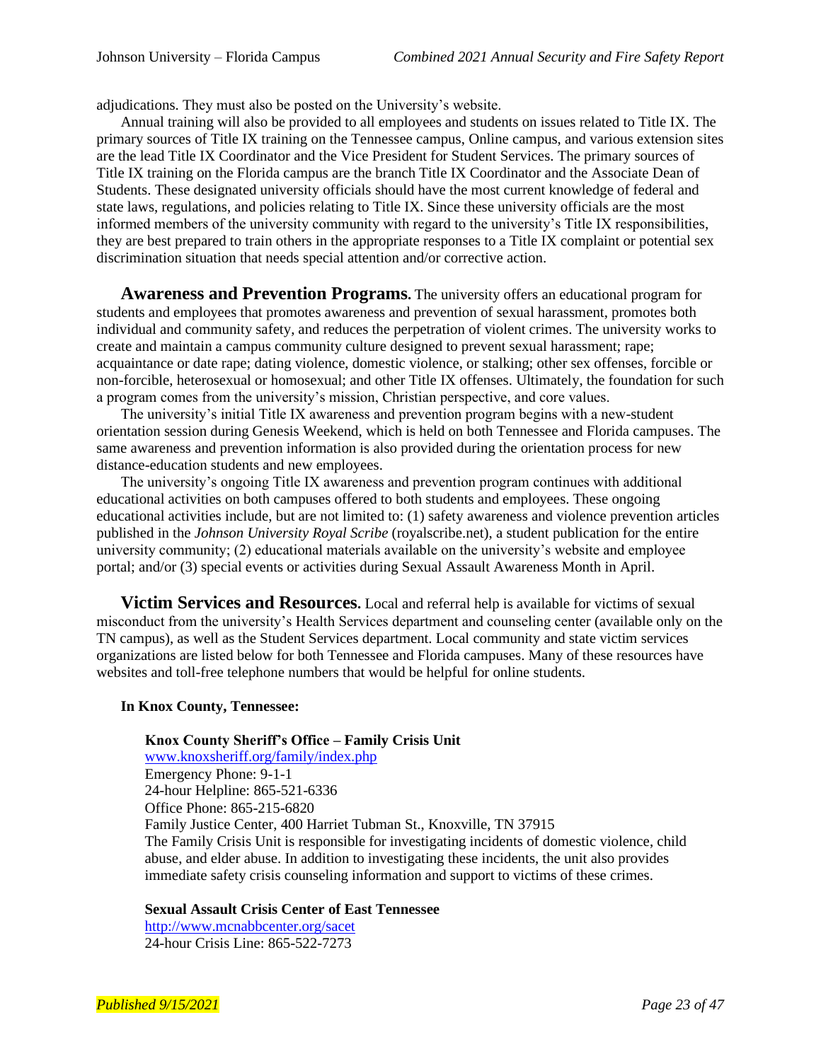adjudications. They must also be posted on the University's website.

Annual training will also be provided to all employees and students on issues related to Title IX. The primary sources of Title IX training on the Tennessee campus, Online campus, and various extension sites are the lead Title IX Coordinator and the Vice President for Student Services. The primary sources of Title IX training on the Florida campus are the branch Title IX Coordinator and the Associate Dean of Students. These designated university officials should have the most current knowledge of federal and state laws, regulations, and policies relating to Title IX. Since these university officials are the most informed members of the university community with regard to the university's Title IX responsibilities, they are best prepared to train others in the appropriate responses to a Title IX complaint or potential sex discrimination situation that needs special attention and/or corrective action.

**Awareness and Prevention Programs.** The university offers an educational program for students and employees that promotes awareness and prevention of sexual harassment, promotes both individual and community safety, and reduces the perpetration of violent crimes. The university works to create and maintain a campus community culture designed to prevent sexual harassment; rape; acquaintance or date rape; dating violence, domestic violence, or stalking; other sex offenses, forcible or non-forcible, heterosexual or homosexual; and other Title IX offenses. Ultimately, the foundation for such a program comes from the university's mission, Christian perspective, and core values.

The university's initial Title IX awareness and prevention program begins with a new-student orientation session during Genesis Weekend, which is held on both Tennessee and Florida campuses. The same awareness and prevention information is also provided during the orientation process for new distance-education students and new employees.

The university's ongoing Title IX awareness and prevention program continues with additional educational activities on both campuses offered to both students and employees. These ongoing educational activities include, but are not limited to: (1) safety awareness and violence prevention articles published in the *Johnson University Royal Scribe* (royalscribe.net), a student publication for the entire university community; (2) educational materials available on the university's website and employee portal; and/or (3) special events or activities during Sexual Assault Awareness Month in April.

**Victim Services and Resources.** Local and referral help is available for victims of sexual misconduct from the university's Health Services department and counseling center (available only on the TN campus), as well as the Student Services department. Local community and state victim services organizations are listed below for both Tennessee and Florida campuses. Many of these resources have websites and toll-free telephone numbers that would be helpful for online students.

**In Knox County, Tennessee:**

**Knox County Sheriff's Office – Family Crisis Unit**
www.knoxsheriff.org/family/index.php
Emergency Phone: 9-1-1
24-hour Helpline: 865-521-6336
Office Phone: 865-215-6820
Family Justice Center, 400 Harriet Tubman St., Knoxville, TN 37915
The Family Crisis Unit is responsible for investigating incidents of domestic violence, child abuse, and elder abuse. In addition to investigating these incidents, the unit also provides immediate safety crisis counseling information and support to victims of these crimes.

**Sexual Assault Crisis Center of East Tennessee**
http://www.mcnabbcenter.org/sacet
24-hour Crisis Line: 865-522-7273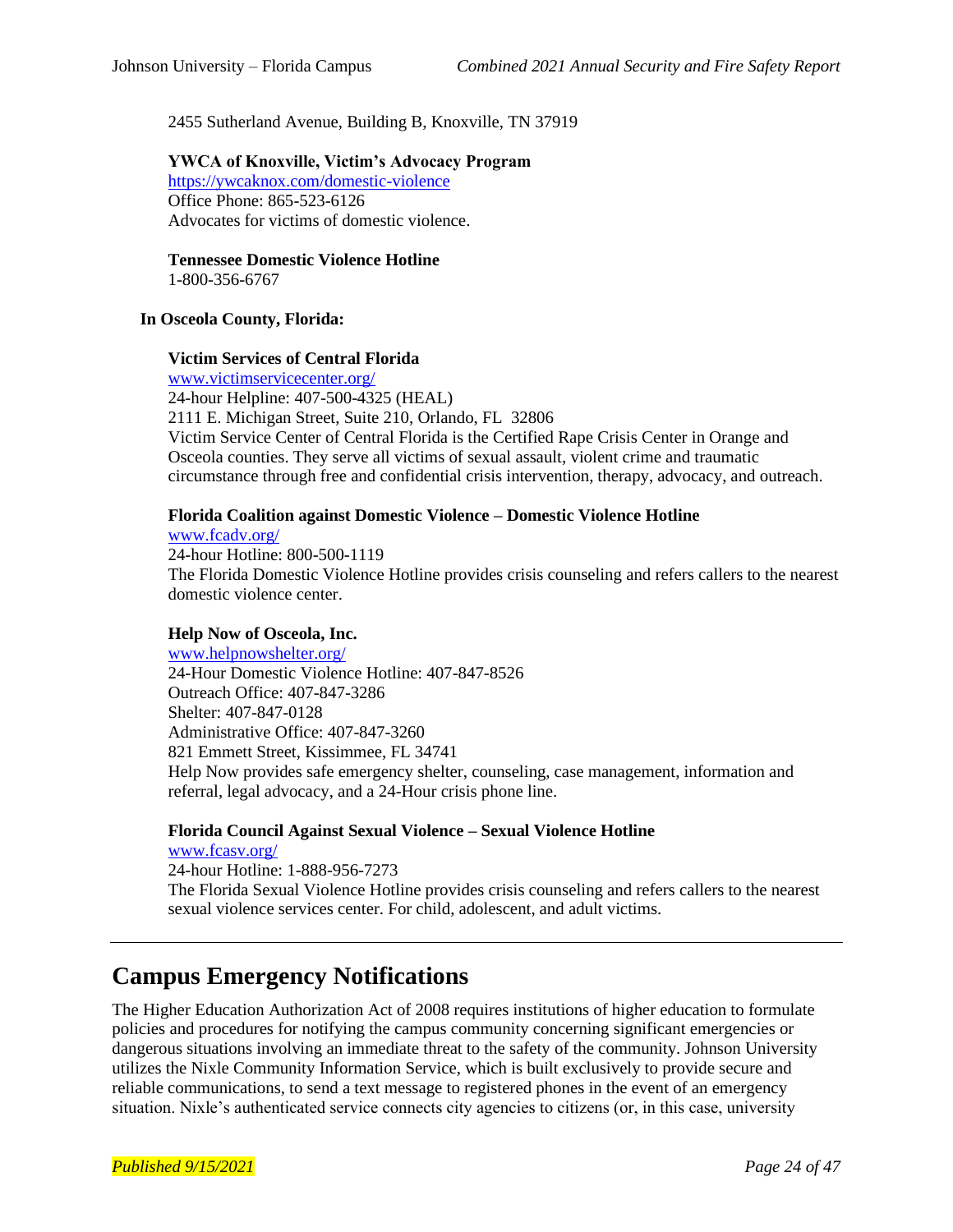2455 Sutherland Avenue, Building B, Knoxville, TN 37919

**YWCA of Knoxville, Victim's Advocacy Program**
https://ywcaknox.com/domestic-violence
Office Phone: 865-523-6126
Advocates for victims of domestic violence.

**Tennessee Domestic Violence Hotline**
1-800-356-6767

**In Osceola County, Florida:**

**Victim Services of Central Florida**
www.victimservicecenter.org/
24-hour Helpline: 407-500-4325 (HEAL)
2111 E. Michigan Street, Suite 210, Orlando, FL 32806
Victim Service Center of Central Florida is the Certified Rape Crisis Center in Orange and Osceola counties. They serve all victims of sexual assault, violent crime and traumatic circumstance through free and confidential crisis intervention, therapy, advocacy, and outreach.

**Florida Coalition against Domestic Violence – Domestic Violence Hotline**
www.fcadv.org/
24-hour Hotline: 800-500-1119
The Florida Domestic Violence Hotline provides crisis counseling and refers callers to the nearest domestic violence center.

**Help Now of Osceola, Inc.**
www.helpnowshelter.org/
24-Hour Domestic Violence Hotline: 407-847-8526
Outreach Office: 407-847-3286
Shelter: 407-847-0128
Administrative Office: 407-847-3260
821 Emmett Street, Kissimmee, FL 34741
Help Now provides safe emergency shelter, counseling, case management, information and referral, legal advocacy, and a 24-Hour crisis phone line.

**Florida Council Against Sexual Violence – Sexual Violence Hotline**
www.fcasv.org/
24-hour Hotline: 1-888-956-7273
The Florida Sexual Violence Hotline provides crisis counseling and refers callers to the nearest sexual violence services center. For child, adolescent, and adult victims.

## Campus Emergency Notifications

The Higher Education Authorization Act of 2008 requires institutions of higher education to formulate policies and procedures for notifying the campus community concerning significant emergencies or dangerous situations involving an immediate threat to the safety of the community. Johnson University utilizes the Nixle Community Information Service, which is built exclusively to provide secure and reliable communications, to send a text message to registered phones in the event of an emergency situation. Nixle's authenticated service connects city agencies to citizens (or, in this case, university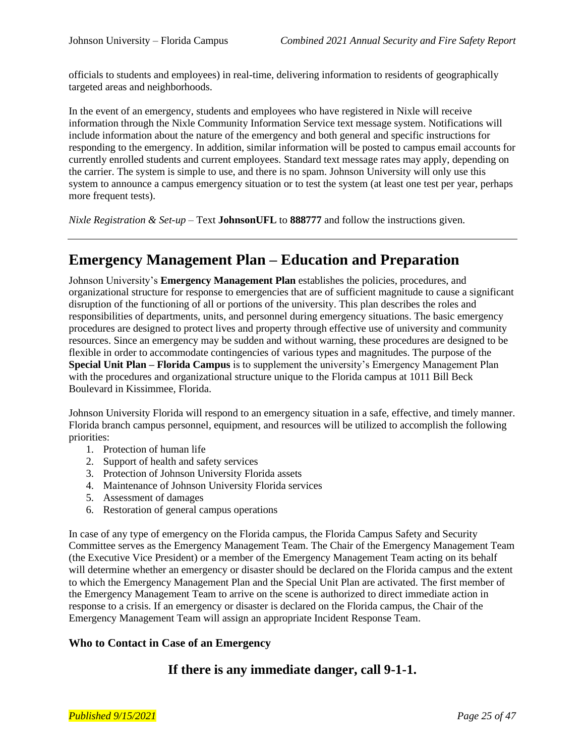officials to students and employees) in real-time, delivering information to residents of geographically targeted areas and neighborhoods.

In the event of an emergency, students and employees who have registered in Nixle will receive information through the Nixle Community Information Service text message system. Notifications will include information about the nature of the emergency and both general and specific instructions for responding to the emergency. In addition, similar information will be posted to campus email accounts for currently enrolled students and current employees. Standard text message rates may apply, depending on the carrier. The system is simple to use, and there is no spam. Johnson University will only use this system to announce a campus emergency situation or to test the system (at least one test per year, perhaps more frequent tests).

*Nixle Registration & Set-up* – Text **JohnsonUFL** to **888777** and follow the instructions given.

---

# Emergency Management Plan – Education and Preparation

Johnson University's **Emergency Management Plan** establishes the policies, procedures, and organizational structure for response to emergencies that are of sufficient magnitude to cause a significant disruption of the functioning of all or portions of the university. This plan describes the roles and responsibilities of departments, units, and personnel during emergency situations. The basic emergency procedures are designed to protect lives and property through effective use of university and community resources. Since an emergency may be sudden and without warning, these procedures are designed to be flexible in order to accommodate contingencies of various types and magnitudes. The purpose of the **Special Unit Plan – Florida Campus** is to supplement the university's Emergency Management Plan with the procedures and organizational structure unique to the Florida campus at 1011 Bill Beck Boulevard in Kissimmee, Florida.

Johnson University Florida will respond to an emergency situation in a safe, effective, and timely manner. Florida branch campus personnel, equipment, and resources will be utilized to accomplish the following priorities:

1. Protection of human life
2. Support of health and safety services
3. Protection of Johnson University Florida assets
4. Maintenance of Johnson University Florida services
5. Assessment of damages
6. Restoration of general campus operations

In case of any type of emergency on the Florida campus, the Florida Campus Safety and Security Committee serves as the Emergency Management Team. The Chair of the Emergency Management Team (the Executive Vice President) or a member of the Emergency Management Team acting on its behalf will determine whether an emergency or disaster should be declared on the Florida campus and the extent to which the Emergency Management Plan and the Special Unit Plan are activated. The first member of the Emergency Management Team to arrive on the scene is authorized to direct immediate action in response to a crisis. If an emergency or disaster is declared on the Florida campus, the Chair of the Emergency Management Team will assign an appropriate Incident Response Team.

### Who to Contact in Case of an Emergency

**If there is any immediate danger, call 9-1-1.**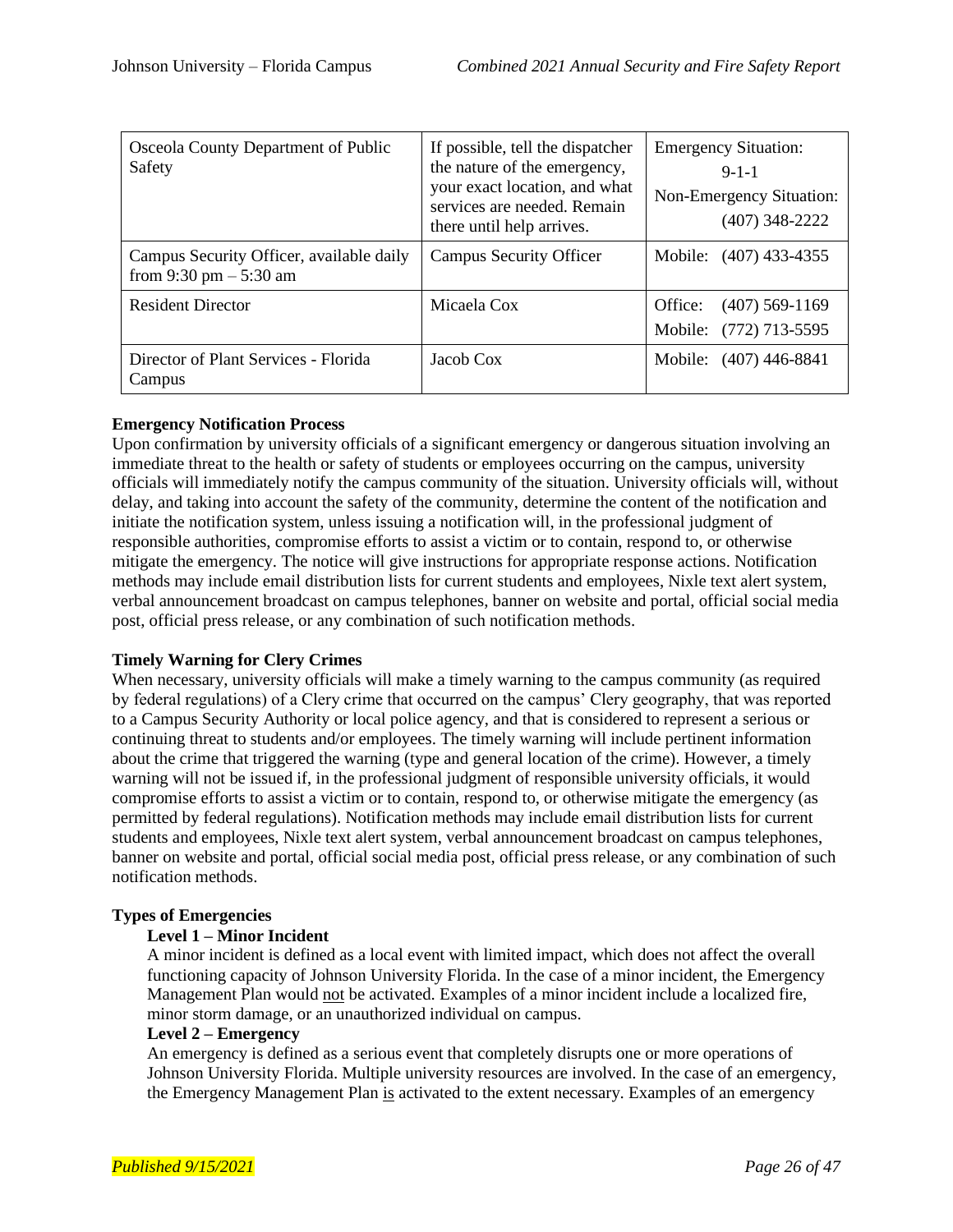| Osceola County Department of Public Safety | If possible, tell the dispatcher the nature of the emergency, your exact location, and what services are needed. Remain there until help arrives. | Emergency Situation: 9-1-1<br>Non-Emergency Situation: (407) 348-2222 |
|---|---|---|
| Campus Security Officer, available daily from 9:30 pm – 5:30 am | Campus Security Officer | Mobile: (407) 433-4355 |
| Resident Director | Micaela Cox | Office: (407) 569-1169<br>Mobile: (772) 713-5595 |
| Director of Plant Services - Florida Campus | Jacob Cox | Mobile: (407) 446-8841 |

**Emergency Notification Process**

Upon confirmation by university officials of a significant emergency or dangerous situation involving an immediate threat to the health or safety of students or employees occurring on the campus, university officials will immediately notify the campus community of the situation. University officials will, without delay, and taking into account the safety of the community, determine the content of the notification and initiate the notification system, unless issuing a notification will, in the professional judgment of responsible authorities, compromise efforts to assist a victim or to contain, respond to, or otherwise mitigate the emergency. The notice will give instructions for appropriate response actions. Notification methods may include email distribution lists for current students and employees, Nixle text alert system, verbal announcement broadcast on campus telephones, banner on website and portal, official social media post, official press release, or any combination of such notification methods.

**Timely Warning for Clery Crimes**

When necessary, university officials will make a timely warning to the campus community (as required by federal regulations) of a Clery crime that occurred on the campus' Clery geography, that was reported to a Campus Security Authority or local police agency, and that is considered to represent a serious or continuing threat to students and/or employees. The timely warning will include pertinent information about the crime that triggered the warning (type and general location of the crime). However, a timely warning will not be issued if, in the professional judgment of responsible university officials, it would compromise efforts to assist a victim or to contain, respond to, or otherwise mitigate the emergency (as permitted by federal regulations). Notification methods may include email distribution lists for current students and employees, Nixle text alert system, verbal announcement broadcast on campus telephones, banner on website and portal, official social media post, official press release, or any combination of such notification methods.

**Types of Emergencies**

**Level 1 – Minor Incident**

A minor incident is defined as a local event with limited impact, which does not affect the overall functioning capacity of Johnson University Florida. In the case of a minor incident, the Emergency Management Plan would not be activated. Examples of a minor incident include a localized fire, minor storm damage, or an unauthorized individual on campus.

**Level 2 – Emergency**

An emergency is defined as a serious event that completely disrupts one or more operations of Johnson University Florida. Multiple university resources are involved. In the case of an emergency, the Emergency Management Plan is activated to the extent necessary. Examples of an emergency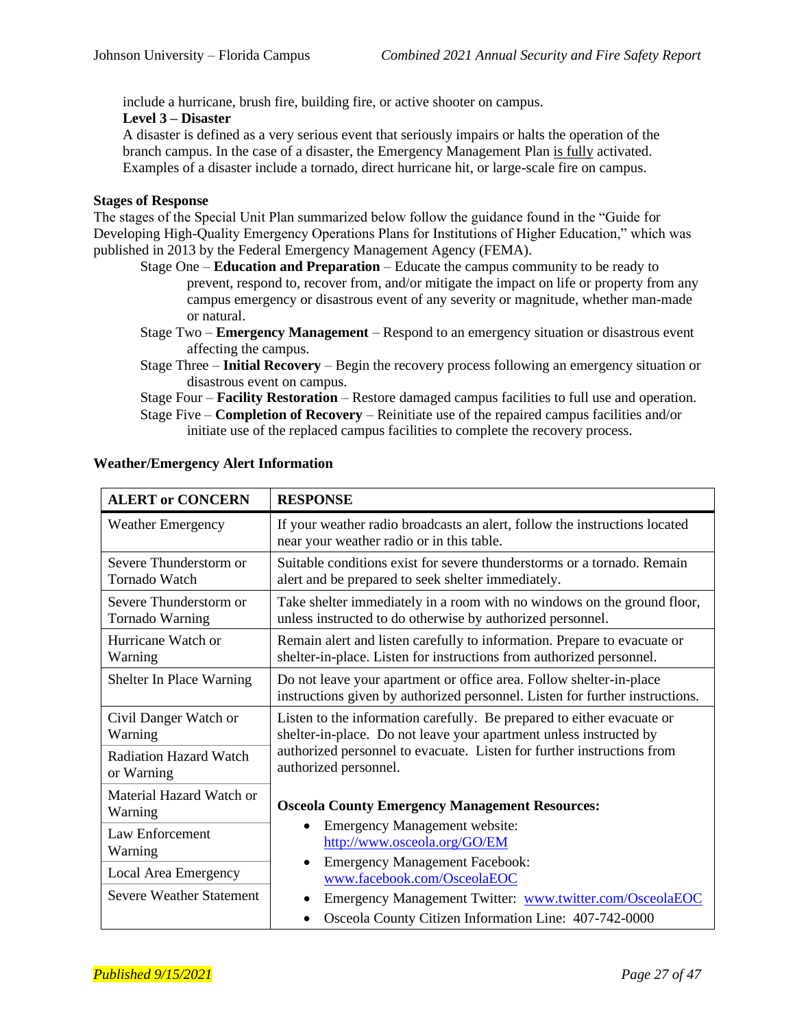include a hurricane, brush fire, building fire, or active shooter on campus.

**Level 3 – Disaster**

A disaster is defined as a very serious event that seriously impairs or halts the operation of the branch campus. In the case of a disaster, the Emergency Management Plan is fully activated. Examples of a disaster include a tornado, direct hurricane hit, or large-scale fire on campus.

**Stages of Response**

The stages of the Special Unit Plan summarized below follow the guidance found in the "Guide for Developing High-Quality Emergency Operations Plans for Institutions of Higher Education," which was published in 2013 by the Federal Emergency Management Agency (FEMA).

Stage One – **Education and Preparation** – Educate the campus community to be ready to prevent, respond to, recover from, and/or mitigate the impact on life or property from any campus emergency or disastrous event of any severity or magnitude, whether man-made or natural.

Stage Two – **Emergency Management** – Respond to an emergency situation or disastrous event affecting the campus.

Stage Three – **Initial Recovery** – Begin the recovery process following an emergency situation or disastrous event on campus.

Stage Four – **Facility Restoration** – Restore damaged campus facilities to full use and operation.

Stage Five – **Completion of Recovery** – Reinitiate use of the repaired campus facilities and/or initiate use of the replaced campus facilities to complete the recovery process.

**Weather/Emergency Alert Information**

| ALERT or CONCERN | RESPONSE |
|---|---|
| Weather Emergency | If your weather radio broadcasts an alert, follow the instructions located near your weather radio or in this table. |
| Severe Thunderstorm or Tornado Watch | Suitable conditions exist for severe thunderstorms or a tornado. Remain alert and be prepared to seek shelter immediately. |
| Severe Thunderstorm or Tornado Warning | Take shelter immediately in a room with no windows on the ground floor, unless instructed to do otherwise by authorized personnel. |
| Hurricane Watch or Warning | Remain alert and listen carefully to information. Prepare to evacuate or shelter-in-place. Listen for instructions from authorized personnel. |
| Shelter In Place Warning | Do not leave your apartment or office area. Follow shelter-in-place instructions given by authorized personnel. Listen for further instructions. |
| Civil Danger Watch or Warning<br>Radiation Hazard Watch or Warning<br>Material Hazard Watch or Warning<br>Law Enforcement Warning<br>Local Area Emergency<br>Severe Weather Statement | Listen to the information carefully. Be prepared to either evacuate or shelter-in-place. Do not leave your apartment unless instructed by authorized personnel to evacuate. Listen for further instructions from authorized personnel.<br><br>**Osceola County Emergency Management Resources:**<br>• Emergency Management website: http://www.osceola.org/GO/EM<br>• Emergency Management Facebook: www.facebook.com/OsceolaEOC<br>• Emergency Management Twitter: www.twitter.com/OsceolaEOC<br>• Osceola County Citizen Information Line: 407-742-0000 |

*Published 9/15/2021*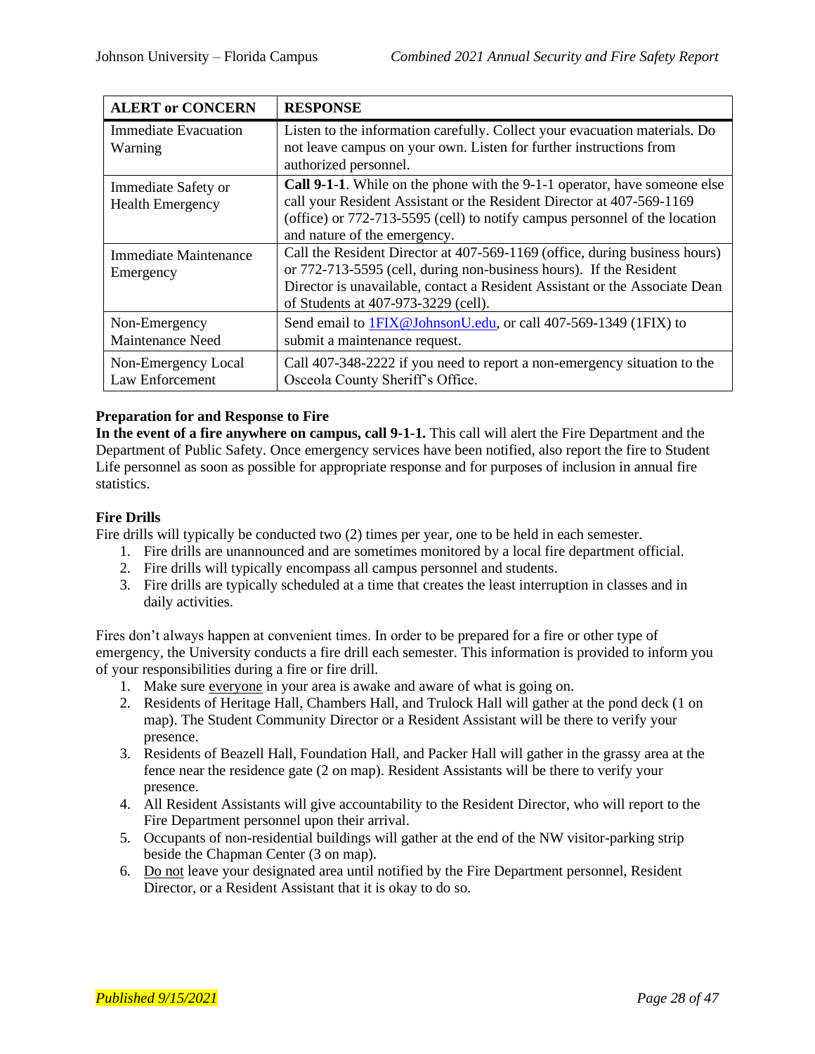| ALERT or CONCERN | RESPONSE |
|---|---|
| Immediate Evacuation Warning | Listen to the information carefully. Collect your evacuation materials. Do not leave campus on your own. Listen for further instructions from authorized personnel. |
| Immediate Safety or Health Emergency | **Call 9-1-1**. While on the phone with the 9-1-1 operator, have someone else call your Resident Assistant or the Resident Director at 407-569-1169 (office) or 772-713-5595 (cell) to notify campus personnel of the location and nature of the emergency. |
| Immediate Maintenance Emergency | Call the Resident Director at 407-569-1169 (office, during business hours) or 772-713-5595 (cell, during non-business hours). If the Resident Director is unavailable, contact a Resident Assistant or the Associate Dean of Students at 407-973-3229 (cell). |
| Non-Emergency Maintenance Need | Send email to 1FIX@JohnsonU.edu, or call 407-569-1349 (1FIX) to submit a maintenance request. |
| Non-Emergency Local Law Enforcement | Call 407-348-2222 if you need to report a non-emergency situation to the Osceola County Sheriff's Office. |

**Preparation for and Response to Fire**

**In the event of a fire anywhere on campus, call 9-1-1.** This call will alert the Fire Department and the Department of Public Safety. Once emergency services have been notified, also report the fire to Student Life personnel as soon as possible for appropriate response and for purposes of inclusion in annual fire statistics.

**Fire Drills**

Fire drills will typically be conducted two (2) times per year, one to be held in each semester.

1. Fire drills are unannounced and are sometimes monitored by a local fire department official.
2. Fire drills will typically encompass all campus personnel and students.
3. Fire drills are typically scheduled at a time that creates the least interruption in classes and in daily activities.

Fires don't always happen at convenient times. In order to be prepared for a fire or other type of emergency, the University conducts a fire drill each semester. This information is provided to inform you of your responsibilities during a fire or fire drill.

1. Make sure everyone in your area is awake and aware of what is going on.
2. Residents of Heritage Hall, Chambers Hall, and Trulock Hall will gather at the pond deck (1 on map). The Student Community Director or a Resident Assistant will be there to verify your presence.
3. Residents of Beazell Hall, Foundation Hall, and Packer Hall will gather in the grassy area at the fence near the residence gate (2 on map). Resident Assistants will be there to verify your presence.
4. All Resident Assistants will give accountability to the Resident Director, who will report to the Fire Department personnel upon their arrival.
5. Occupants of non-residential buildings will gather at the end of the NW visitor-parking strip beside the Chapman Center (3 on map).
6. Do not leave your designated area until notified by the Fire Department personnel, Resident Director, or a Resident Assistant that it is okay to do so.

*Published 9/15/2021*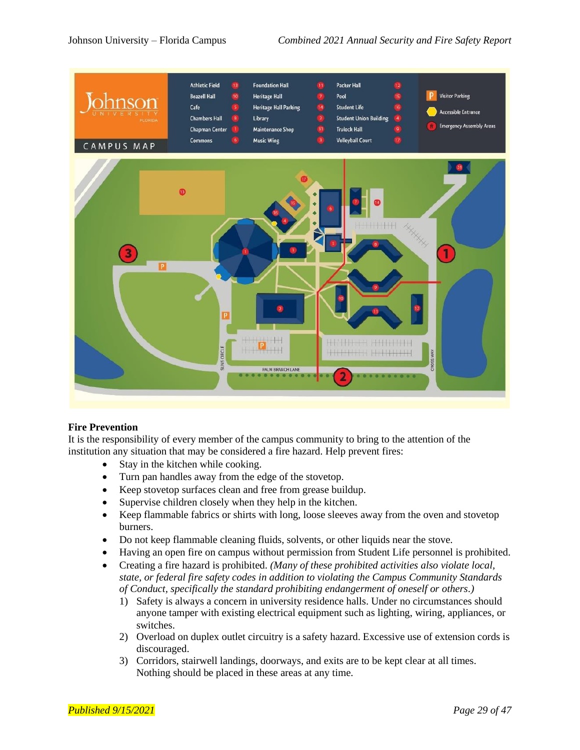## Fire Prevention

It is the responsibility of every member of the campus community to bring to the attention of the institution any situation that may be considered a fire hazard. Help prevent fires:

- Stay in the kitchen while cooking.
- Turn pan handles away from the edge of the stovetop.
- Keep stovetop surfaces clean and free from grease buildup.
- Supervise children closely when they help in the kitchen.
- Keep flammable fabrics or shirts with long, loose sleeves away from the oven and stovetop burners.
- Do not keep flammable cleaning fluids, solvents, or other liquids near the stove.
- Having an open fire on campus without permission from Student Life personnel is prohibited.
- Creating a fire hazard is prohibited. *(Many of these prohibited activities also violate local, state, or federal fire safety codes in addition to violating the Campus Community Standards of Conduct, specifically the standard prohibiting endangerment of oneself or others.)*
  1) Safety is always a concern in university residence halls. Under no circumstances should anyone tamper with existing electrical equipment such as lighting, wiring, appliances, or switches.
  2) Overload on duplex outlet circuitry is a safety hazard. Excessive use of extension cords is discouraged.
  3) Corridors, stairwell landings, doorways, and exits are to be kept clear at all times. Nothing should be placed in these areas at any time.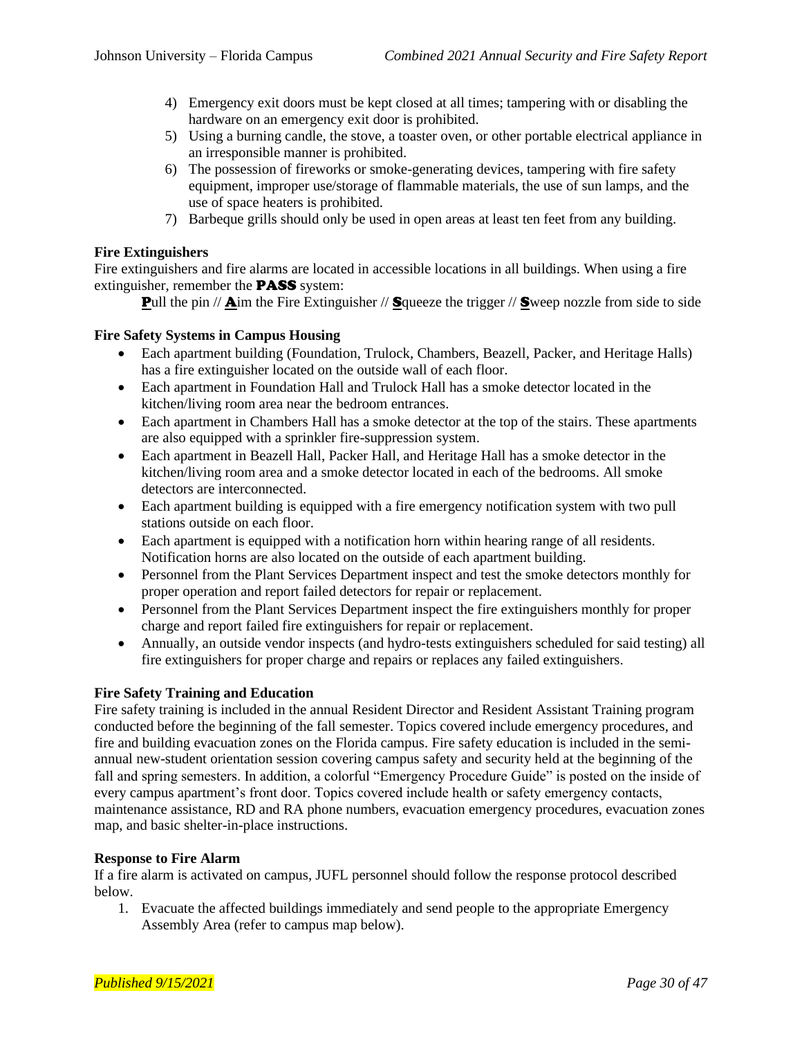4) Emergency exit doors must be kept closed at all times; tampering with or disabling the hardware on an emergency exit door is prohibited.
5) Using a burning candle, the stove, a toaster oven, or other portable electrical appliance in an irresponsible manner is prohibited.
6) The possession of fireworks or smoke-generating devices, tampering with fire safety equipment, improper use/storage of flammable materials, the use of sun lamps, and the use of space heaters is prohibited.
7) Barbeque grills should only be used in open areas at least ten feet from any building.

**Fire Extinguishers**

Fire extinguishers and fire alarms are located in accessible locations in all buildings. When using a fire extinguisher, remember the **PASS** system:

**P**ull the pin // **A**im the Fire Extinguisher // **S**queeze the trigger // **S**weep nozzle from side to side

**Fire Safety Systems in Campus Housing**

- Each apartment building (Foundation, Trulock, Chambers, Beazell, Packer, and Heritage Halls) has a fire extinguisher located on the outside wall of each floor.
- Each apartment in Foundation Hall and Trulock Hall has a smoke detector located in the kitchen/living room area near the bedroom entrances.
- Each apartment in Chambers Hall has a smoke detector at the top of the stairs. These apartments are also equipped with a sprinkler fire-suppression system.
- Each apartment in Beazell Hall, Packer Hall, and Heritage Hall has a smoke detector in the kitchen/living room area and a smoke detector located in each of the bedrooms. All smoke detectors are interconnected.
- Each apartment building is equipped with a fire emergency notification system with two pull stations outside on each floor.
- Each apartment is equipped with a notification horn within hearing range of all residents. Notification horns are also located on the outside of each apartment building.
- Personnel from the Plant Services Department inspect and test the smoke detectors monthly for proper operation and report failed detectors for repair or replacement.
- Personnel from the Plant Services Department inspect the fire extinguishers monthly for proper charge and report failed fire extinguishers for repair or replacement.
- Annually, an outside vendor inspects (and hydro-tests extinguishers scheduled for said testing) all fire extinguishers for proper charge and repairs or replaces any failed extinguishers.

**Fire Safety Training and Education**

Fire safety training is included in the annual Resident Director and Resident Assistant Training program conducted before the beginning of the fall semester. Topics covered include emergency procedures, and fire and building evacuation zones on the Florida campus. Fire safety education is included in the semi-annual new-student orientation session covering campus safety and security held at the beginning of the fall and spring semesters. In addition, a colorful "Emergency Procedure Guide" is posted on the inside of every campus apartment's front door. Topics covered include health or safety emergency contacts, maintenance assistance, RD and RA phone numbers, evacuation emergency procedures, evacuation zones map, and basic shelter-in-place instructions.

**Response to Fire Alarm**

If a fire alarm is activated on campus, JUFL personnel should follow the response protocol described below.

1. Evacuate the affected buildings immediately and send people to the appropriate Emergency Assembly Area (refer to campus map below).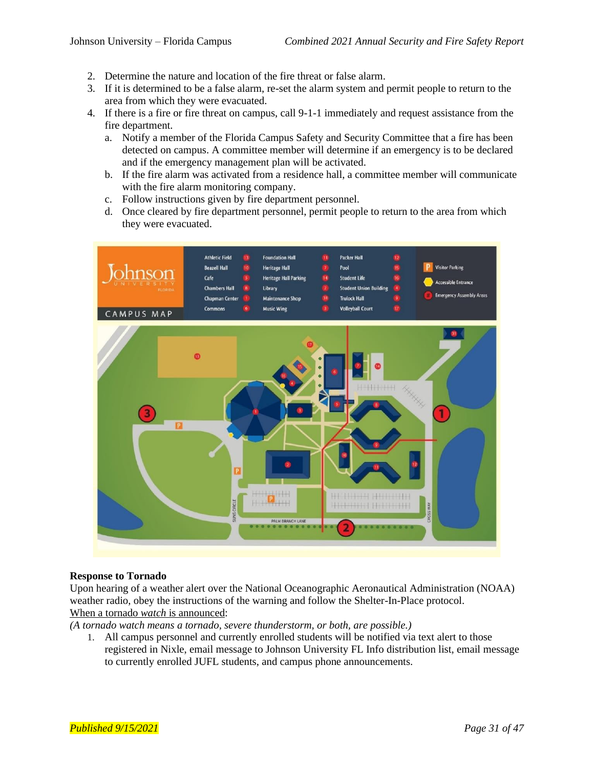2. Determine the nature and location of the fire threat or false alarm.
3. If it is determined to be a false alarm, re-set the alarm system and permit people to return to the area from which they were evacuated.
4. If there is a fire or fire threat on campus, call 9-1-1 immediately and request assistance from the fire department.
   a. Notify a member of the Florida Campus Safety and Security Committee that a fire has been detected on campus. A committee member will determine if an emergency is to be declared and if the emergency management plan will be activated.
   b. If the fire alarm was activated from a residence hall, a committee member will communicate with the fire alarm monitoring company.
   c. Follow instructions given by fire department personnel.
   d. Once cleared by fire department personnel, permit people to return to the area from which they were evacuated.

**Response to Tornado**

Upon hearing of a weather alert over the National Oceanographic Aeronautical Administration (NOAA) weather radio, obey the instructions of the warning and follow the Shelter-In-Place protocol.

<u>When a tornado *watch* is announced</u>:

*(A tornado watch means a tornado, severe thunderstorm, or both, are possible.)*

1. All campus personnel and currently enrolled students will be notified via text alert to those registered in Nixle, email message to Johnson University FL Info distribution list, email message to currently enrolled JUFL students, and campus phone announcements.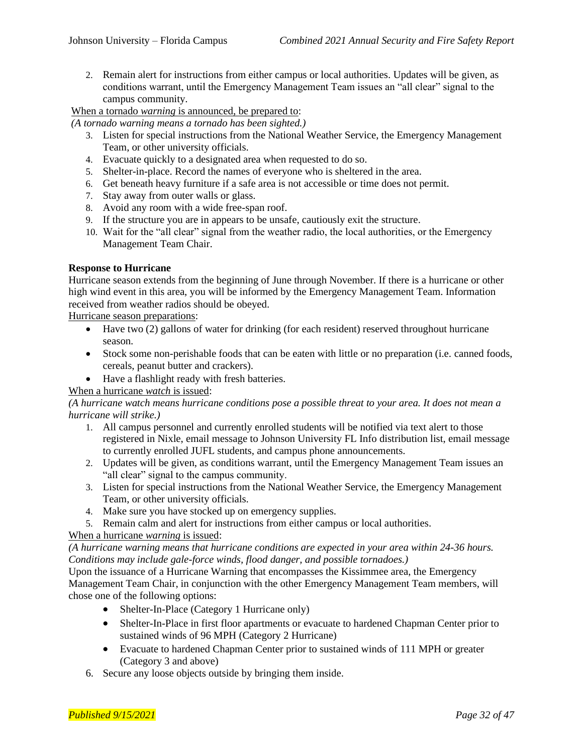2. Remain alert for instructions from either campus or local authorities. Updates will be given, as conditions warrant, until the Emergency Management Team issues an "all clear" signal to the campus community.

When a tornado *warning* is announced, be prepared to:

*(A tornado warning means a tornado has been sighted.)*

3. Listen for special instructions from the National Weather Service, the Emergency Management Team, or other university officials.
4. Evacuate quickly to a designated area when requested to do so.
5. Shelter-in-place. Record the names of everyone who is sheltered in the area.
6. Get beneath heavy furniture if a safe area is not accessible or time does not permit.
7. Stay away from outer walls or glass.
8. Avoid any room with a wide free-span roof.
9. If the structure you are in appears to be unsafe, cautiously exit the structure.
10. Wait for the "all clear" signal from the weather radio, the local authorities, or the Emergency Management Team Chair.

**Response to Hurricane**

Hurricane season extends from the beginning of June through November. If there is a hurricane or other high wind event in this area, you will be informed by the Emergency Management Team. Information received from weather radios should be obeyed.

Hurricane season preparations:

- Have two (2) gallons of water for drinking (for each resident) reserved throughout hurricane season.
- Stock some non-perishable foods that can be eaten with little or no preparation (i.e. canned foods, cereals, peanut butter and crackers).
- Have a flashlight ready with fresh batteries.

When a hurricane *watch* is issued:

*(A hurricane watch means hurricane conditions pose a possible threat to your area. It does not mean a hurricane will strike.)*

1. All campus personnel and currently enrolled students will be notified via text alert to those registered in Nixle, email message to Johnson University FL Info distribution list, email message to currently enrolled JUFL students, and campus phone announcements.
2. Updates will be given, as conditions warrant, until the Emergency Management Team issues an "all clear" signal to the campus community.
3. Listen for special instructions from the National Weather Service, the Emergency Management Team, or other university officials.
4. Make sure you have stocked up on emergency supplies.
5. Remain calm and alert for instructions from either campus or local authorities.

When a hurricane *warning* is issued:

*(A hurricane warning means that hurricane conditions are expected in your area within 24-36 hours. Conditions may include gale-force winds, flood danger, and possible tornadoes.)*

Upon the issuance of a Hurricane Warning that encompasses the Kissimmee area, the Emergency Management Team Chair, in conjunction with the other Emergency Management Team members, will chose one of the following options:

- Shelter-In-Place (Category 1 Hurricane only)
- Shelter-In-Place in first floor apartments or evacuate to hardened Chapman Center prior to sustained winds of 96 MPH (Category 2 Hurricane)
- Evacuate to hardened Chapman Center prior to sustained winds of 111 MPH or greater (Category 3 and above)

6. Secure any loose objects outside by bringing them inside.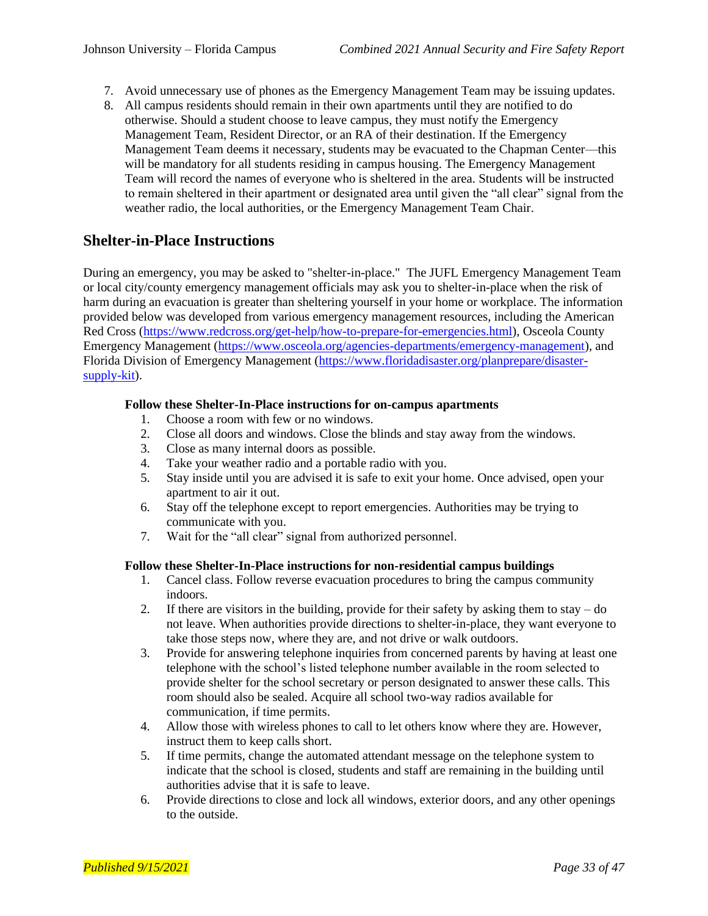7. Avoid unnecessary use of phones as the Emergency Management Team may be issuing updates.
8. All campus residents should remain in their own apartments until they are notified to do otherwise. Should a student choose to leave campus, they must notify the Emergency Management Team, Resident Director, or an RA of their destination. If the Emergency Management Team deems it necessary, students may be evacuated to the Chapman Center—this will be mandatory for all students residing in campus housing. The Emergency Management Team will record the names of everyone who is sheltered in the area. Students will be instructed to remain sheltered in their apartment or designated area until given the "all clear" signal from the weather radio, the local authorities, or the Emergency Management Team Chair.

## Shelter-in-Place Instructions

During an emergency, you may be asked to "shelter-in-place." The JUFL Emergency Management Team or local city/county emergency management officials may ask you to shelter-in-place when the risk of harm during an evacuation is greater than sheltering yourself in your home or workplace. The information provided below was developed from various emergency management resources, including the American Red Cross (https://www.redcross.org/get-help/how-to-prepare-for-emergencies.html), Osceola County Emergency Management (https://www.osceola.org/agencies-departments/emergency-management), and Florida Division of Emergency Management (https://www.floridadisaster.org/planprepare/disaster-supply-kit).

**Follow these Shelter-In-Place instructions for on-campus apartments**

1. Choose a room with few or no windows.
2. Close all doors and windows. Close the blinds and stay away from the windows.
3. Close as many internal doors as possible.
4. Take your weather radio and a portable radio with you.
5. Stay inside until you are advised it is safe to exit your home. Once advised, open your apartment to air it out.
6. Stay off the telephone except to report emergencies. Authorities may be trying to communicate with you.
7. Wait for the "all clear" signal from authorized personnel.

**Follow these Shelter-In-Place instructions for non-residential campus buildings**

1. Cancel class. Follow reverse evacuation procedures to bring the campus community indoors.
2. If there are visitors in the building, provide for their safety by asking them to stay – do not leave. When authorities provide directions to shelter-in-place, they want everyone to take those steps now, where they are, and not drive or walk outdoors.
3. Provide for answering telephone inquiries from concerned parents by having at least one telephone with the school's listed telephone number available in the room selected to provide shelter for the school secretary or person designated to answer these calls. This room should also be sealed. Acquire all school two-way radios available for communication, if time permits.
4. Allow those with wireless phones to call to let others know where they are. However, instruct them to keep calls short.
5. If time permits, change the automated attendant message on the telephone system to indicate that the school is closed, students and staff are remaining in the building until authorities advise that it is safe to leave.
6. Provide directions to close and lock all windows, exterior doors, and any other openings to the outside.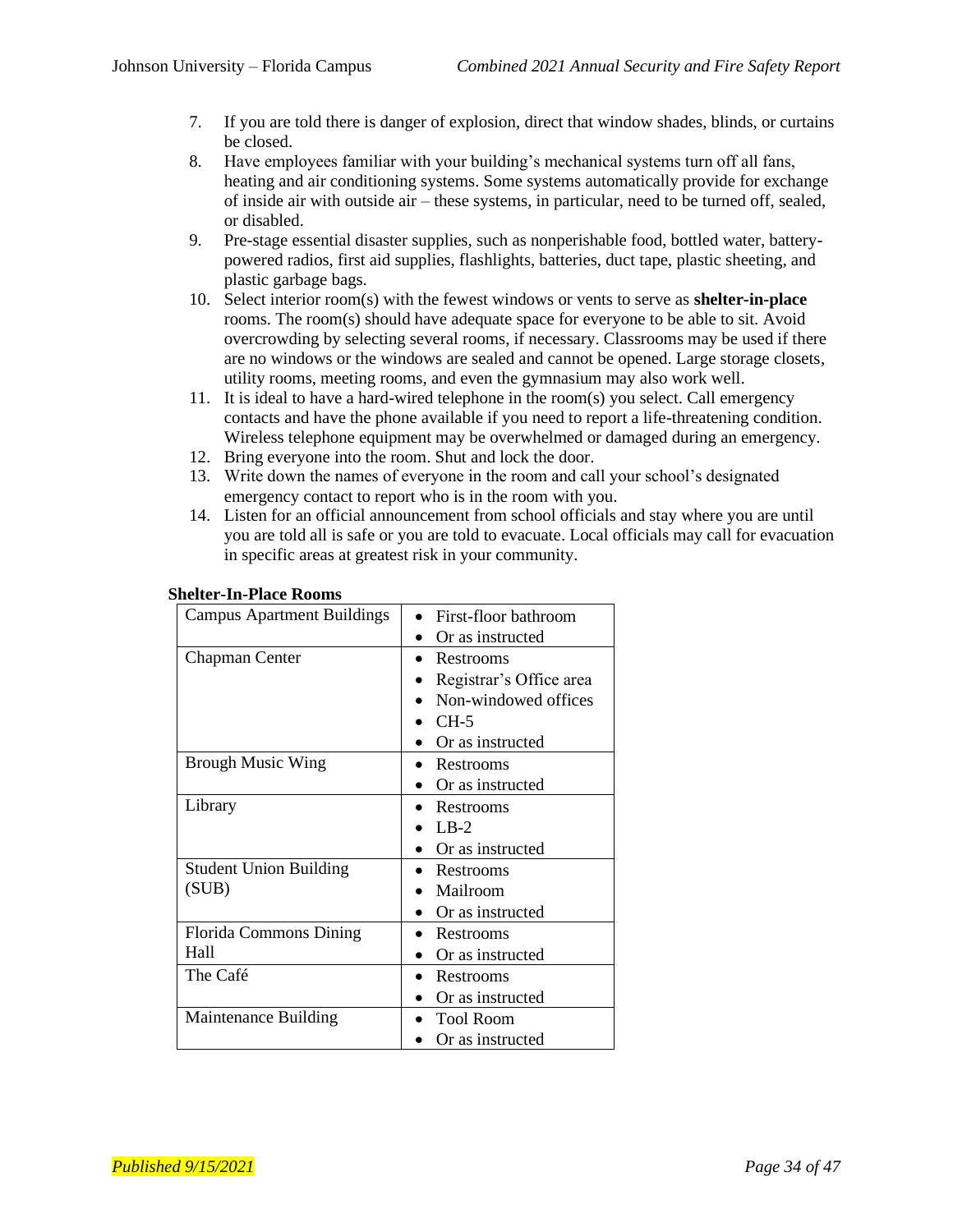7. If you are told there is danger of explosion, direct that window shades, blinds, or curtains be closed.
8. Have employees familiar with your building's mechanical systems turn off all fans, heating and air conditioning systems. Some systems automatically provide for exchange of inside air with outside air – these systems, in particular, need to be turned off, sealed, or disabled.
9. Pre-stage essential disaster supplies, such as nonperishable food, bottled water, battery-powered radios, first aid supplies, flashlights, batteries, duct tape, plastic sheeting, and plastic garbage bags.
10. Select interior room(s) with the fewest windows or vents to serve as **shelter-in-place** rooms. The room(s) should have adequate space for everyone to be able to sit. Avoid overcrowding by selecting several rooms, if necessary. Classrooms may be used if there are no windows or the windows are sealed and cannot be opened. Large storage closets, utility rooms, meeting rooms, and even the gymnasium may also work well.
11. It is ideal to have a hard-wired telephone in the room(s) you select. Call emergency contacts and have the phone available if you need to report a life-threatening condition. Wireless telephone equipment may be overwhelmed or damaged during an emergency.
12. Bring everyone into the room. Shut and lock the door.
13. Write down the names of everyone in the room and call your school's designated emergency contact to report who is in the room with you.
14. Listen for an official announcement from school officials and stay where you are until you are told all is safe or you are told to evacuate. Local officials may call for evacuation in specific areas at greatest risk in your community.

**Shelter-In-Place Rooms**

| Building | Rooms |
|---|---|
| Campus Apartment Buildings | • First-floor bathroom<br>• Or as instructed |
| Chapman Center | • Restrooms<br>• Registrar's Office area<br>• Non-windowed offices<br>• CH-5<br>• Or as instructed |
| Brough Music Wing | • Restrooms<br>• Or as instructed |
| Library | • Restrooms<br>• LB-2<br>• Or as instructed |
| Student Union Building (SUB) | • Restrooms<br>• Mailroom<br>• Or as instructed |
| Florida Commons Dining Hall | • Restrooms<br>• Or as instructed |
| The Café | • Restrooms<br>• Or as instructed |
| Maintenance Building | • Tool Room<br>• Or as instructed |

*Published 9/15/2021*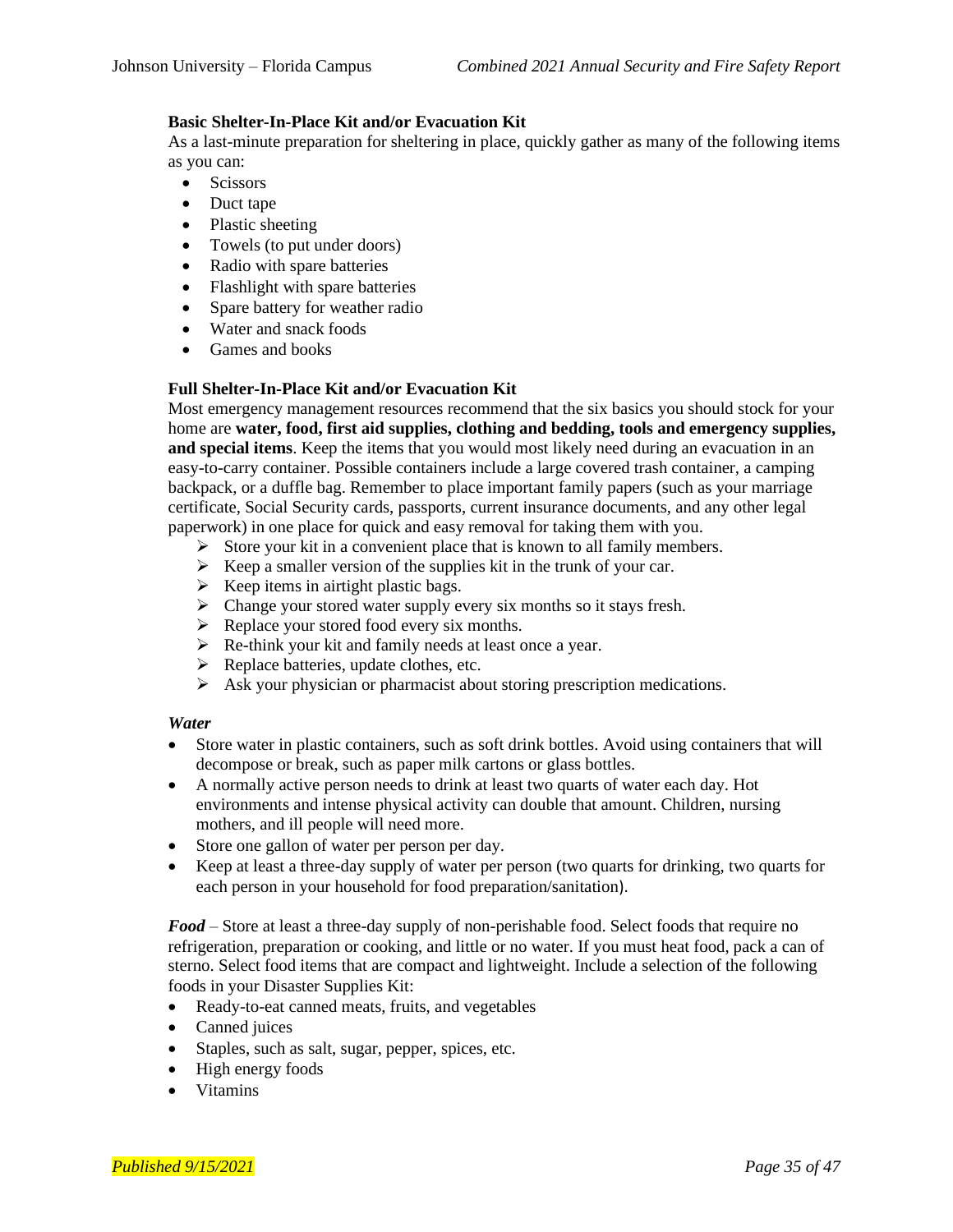**Basic Shelter-In-Place Kit and/or Evacuation Kit**

As a last-minute preparation for sheltering in place, quickly gather as many of the following items as you can:

- Scissors
- Duct tape
- Plastic sheeting
- Towels (to put under doors)
- Radio with spare batteries
- Flashlight with spare batteries
- Spare battery for weather radio
- Water and snack foods
- Games and books

**Full Shelter-In-Place Kit and/or Evacuation Kit**

Most emergency management resources recommend that the six basics you should stock for your home are **water, food, first aid supplies, clothing and bedding, tools and emergency supplies, and special items**. Keep the items that you would most likely need during an evacuation in an easy-to-carry container. Possible containers include a large covered trash container, a camping backpack, or a duffle bag. Remember to place important family papers (such as your marriage certificate, Social Security cards, passports, current insurance documents, and any other legal paperwork) in one place for quick and easy removal for taking them with you.

- Store your kit in a convenient place that is known to all family members.
- Keep a smaller version of the supplies kit in the trunk of your car.
- Keep items in airtight plastic bags.
- Change your stored water supply every six months so it stays fresh.
- Replace your stored food every six months.
- Re-think your kit and family needs at least once a year.
- Replace batteries, update clothes, etc.
- Ask your physician or pharmacist about storing prescription medications.

***Water***

- Store water in plastic containers, such as soft drink bottles. Avoid using containers that will decompose or break, such as paper milk cartons or glass bottles.
- A normally active person needs to drink at least two quarts of water each day. Hot environments and intense physical activity can double that amount. Children, nursing mothers, and ill people will need more.
- Store one gallon of water per person per day.
- Keep at least a three-day supply of water per person (two quarts for drinking, two quarts for each person in your household for food preparation/sanitation).

***Food*** – Store at least a three-day supply of non-perishable food. Select foods that require no refrigeration, preparation or cooking, and little or no water. If you must heat food, pack a can of sterno. Select food items that are compact and lightweight. Include a selection of the following foods in your Disaster Supplies Kit:

- Ready-to-eat canned meats, fruits, and vegetables
- Canned juices
- Staples, such as salt, sugar, pepper, spices, etc.
- High energy foods
- Vitamins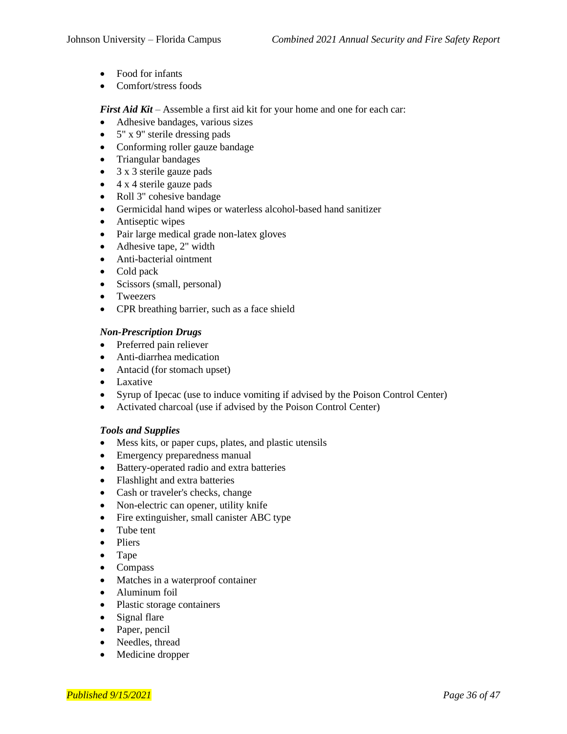- Food for infants
- Comfort/stress foods

***First Aid Kit*** – Assemble a first aid kit for your home and one for each car:

- Adhesive bandages, various sizes
- 5" x 9" sterile dressing pads
- Conforming roller gauze bandage
- Triangular bandages
- 3 x 3 sterile gauze pads
- 4 x 4 sterile gauze pads
- Roll 3" cohesive bandage
- Germicidal hand wipes or waterless alcohol-based hand sanitizer
- Antiseptic wipes
- Pair large medical grade non-latex gloves
- Adhesive tape, 2" width
- Anti-bacterial ointment
- Cold pack
- Scissors (small, personal)
- Tweezers
- CPR breathing barrier, such as a face shield

***Non-Prescription Drugs***

- Preferred pain reliever
- Anti-diarrhea medication
- Antacid (for stomach upset)
- Laxative
- Syrup of Ipecac (use to induce vomiting if advised by the Poison Control Center)
- Activated charcoal (use if advised by the Poison Control Center)

***Tools and Supplies***

- Mess kits, or paper cups, plates, and plastic utensils
- Emergency preparedness manual
- Battery-operated radio and extra batteries
- Flashlight and extra batteries
- Cash or traveler's checks, change
- Non-electric can opener, utility knife
- Fire extinguisher, small canister ABC type
- Tube tent
- Pliers
- Tape
- Compass
- Matches in a waterproof container
- Aluminum foil
- Plastic storage containers
- Signal flare
- Paper, pencil
- Needles, thread
- Medicine dropper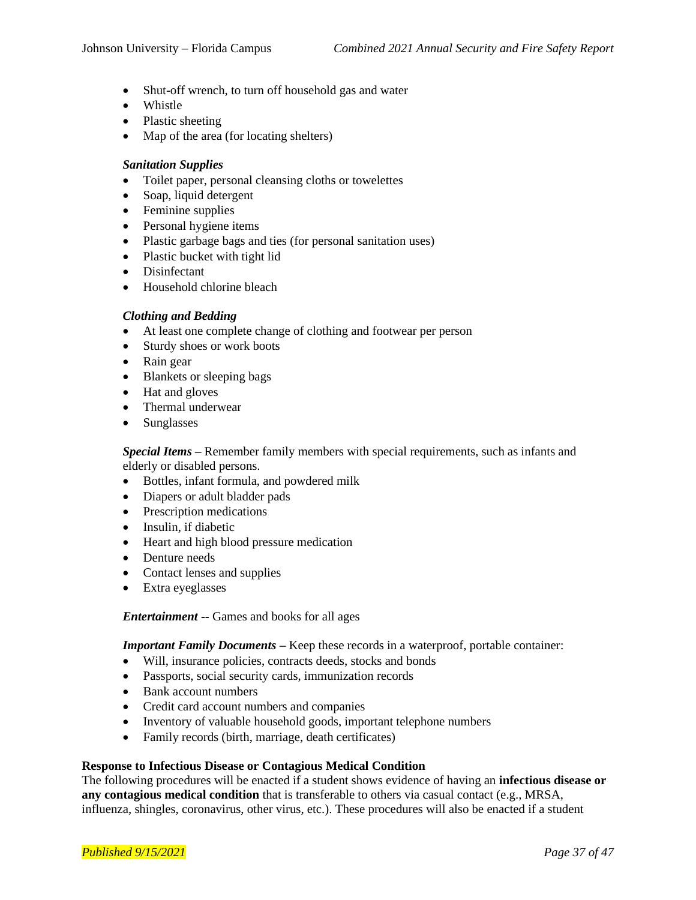- Shut-off wrench, to turn off household gas and water
- Whistle
- Plastic sheeting
- Map of the area (for locating shelters)

***Sanitation Supplies***

- Toilet paper, personal cleansing cloths or towelettes
- Soap, liquid detergent
- Feminine supplies
- Personal hygiene items
- Plastic garbage bags and ties (for personal sanitation uses)
- Plastic bucket with tight lid
- Disinfectant
- Household chlorine bleach

***Clothing and Bedding***

- At least one complete change of clothing and footwear per person
- Sturdy shoes or work boots
- Rain gear
- Blankets or sleeping bags
- Hat and gloves
- Thermal underwear
- Sunglasses

***Special Items*** – Remember family members with special requirements, such as infants and elderly or disabled persons.

- Bottles, infant formula, and powdered milk
- Diapers or adult bladder pads
- Prescription medications
- Insulin, if diabetic
- Heart and high blood pressure medication
- Denture needs
- Contact lenses and supplies
- Extra eyeglasses

***Entertainment*** **--** Games and books for all ages

***Important Family Documents*** – Keep these records in a waterproof, portable container:

- Will, insurance policies, contracts deeds, stocks and bonds
- Passports, social security cards, immunization records
- Bank account numbers
- Credit card account numbers and companies
- Inventory of valuable household goods, important telephone numbers
- Family records (birth, marriage, death certificates)

**Response to Infectious Disease or Contagious Medical Condition**

The following procedures will be enacted if a student shows evidence of having an **infectious disease or any contagious medical condition** that is transferable to others via casual contact (e.g., MRSA, influenza, shingles, coronavirus, other virus, etc.). These procedures will also be enacted if a student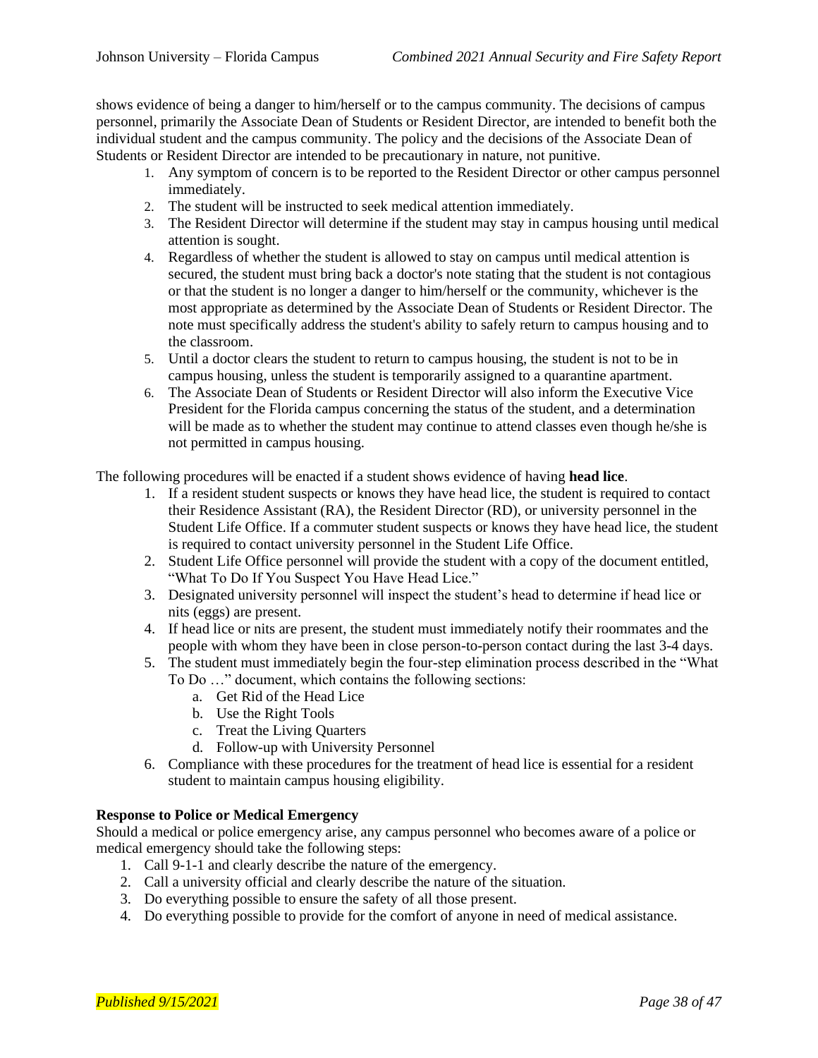shows evidence of being a danger to him/herself or to the campus community. The decisions of campus personnel, primarily the Associate Dean of Students or Resident Director, are intended to benefit both the individual student and the campus community. The policy and the decisions of the Associate Dean of Students or Resident Director are intended to be precautionary in nature, not punitive.

1. Any symptom of concern is to be reported to the Resident Director or other campus personnel immediately.
2. The student will be instructed to seek medical attention immediately.
3. The Resident Director will determine if the student may stay in campus housing until medical attention is sought.
4. Regardless of whether the student is allowed to stay on campus until medical attention is secured, the student must bring back a doctor's note stating that the student is not contagious or that the student is no longer a danger to him/herself or the community, whichever is the most appropriate as determined by the Associate Dean of Students or Resident Director. The note must specifically address the student's ability to safely return to campus housing and to the classroom.
5. Until a doctor clears the student to return to campus housing, the student is not to be in campus housing, unless the student is temporarily assigned to a quarantine apartment.
6. The Associate Dean of Students or Resident Director will also inform the Executive Vice President for the Florida campus concerning the status of the student, and a determination will be made as to whether the student may continue to attend classes even though he/she is not permitted in campus housing.

The following procedures will be enacted if a student shows evidence of having **head lice**.

1. If a resident student suspects or knows they have head lice, the student is required to contact their Residence Assistant (RA), the Resident Director (RD), or university personnel in the Student Life Office. If a commuter student suspects or knows they have head lice, the student is required to contact university personnel in the Student Life Office.
2. Student Life Office personnel will provide the student with a copy of the document entitled, "What To Do If You Suspect You Have Head Lice."
3. Designated university personnel will inspect the student's head to determine if head lice or nits (eggs) are present.
4. If head lice or nits are present, the student must immediately notify their roommates and the people with whom they have been in close person-to-person contact during the last 3-4 days.
5. The student must immediately begin the four-step elimination process described in the "What To Do …" document, which contains the following sections:
   a. Get Rid of the Head Lice
   b. Use the Right Tools
   c. Treat the Living Quarters
   d. Follow-up with University Personnel
6. Compliance with these procedures for the treatment of head lice is essential for a resident student to maintain campus housing eligibility.

**Response to Police or Medical Emergency**

Should a medical or police emergency arise, any campus personnel who becomes aware of a police or medical emergency should take the following steps:

1. Call 9-1-1 and clearly describe the nature of the emergency.
2. Call a university official and clearly describe the nature of the situation.
3. Do everything possible to ensure the safety of all those present.
4. Do everything possible to provide for the comfort of anyone in need of medical assistance.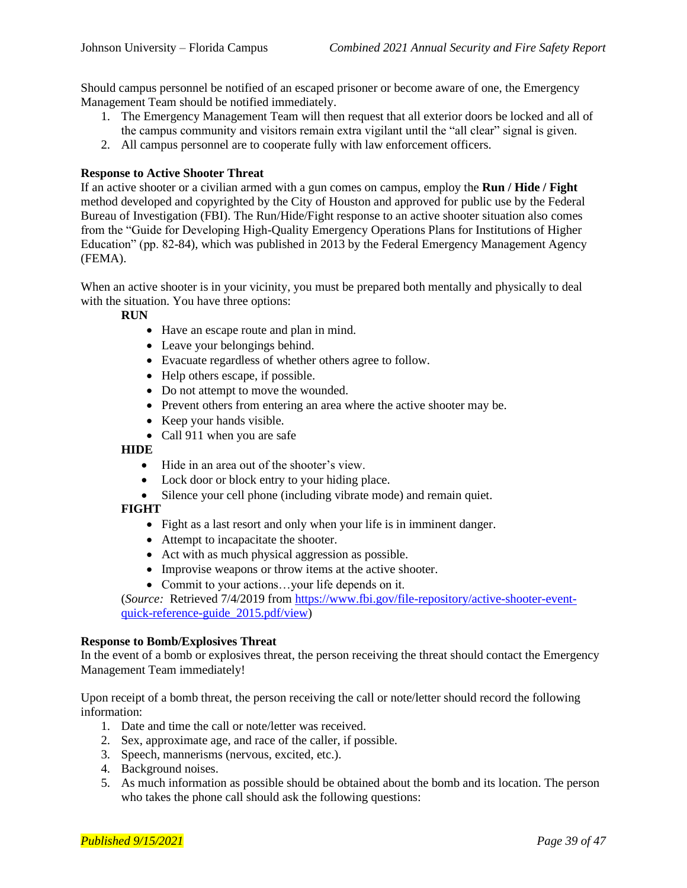Should campus personnel be notified of an escaped prisoner or become aware of one, the Emergency Management Team should be notified immediately.

1. The Emergency Management Team will then request that all exterior doors be locked and all of the campus community and visitors remain extra vigilant until the "all clear" signal is given.
2. All campus personnel are to cooperate fully with law enforcement officers.

**Response to Active Shooter Threat**

If an active shooter or a civilian armed with a gun comes on campus, employ the **Run / Hide / Fight** method developed and copyrighted by the City of Houston and approved for public use by the Federal Bureau of Investigation (FBI). The Run/Hide/Fight response to an active shooter situation also comes from the "Guide for Developing High-Quality Emergency Operations Plans for Institutions of Higher Education" (pp. 82-84), which was published in 2013 by the Federal Emergency Management Agency (FEMA).

When an active shooter is in your vicinity, you must be prepared both mentally and physically to deal with the situation. You have three options:

**RUN**

- Have an escape route and plan in mind.
- Leave your belongings behind.
- Evacuate regardless of whether others agree to follow.
- Help others escape, if possible.
- Do not attempt to move the wounded.
- Prevent others from entering an area where the active shooter may be.
- Keep your hands visible.
- Call 911 when you are safe

**HIDE**

- Hide in an area out of the shooter's view.
- Lock door or block entry to your hiding place.
- Silence your cell phone (including vibrate mode) and remain quiet.

**FIGHT**

- Fight as a last resort and only when your life is in imminent danger.
- Attempt to incapacitate the shooter.
- Act with as much physical aggression as possible.
- Improvise weapons or throw items at the active shooter.
- Commit to your actions…your life depends on it.

(*Source:* Retrieved 7/4/2019 from [https://www.fbi.gov/file-repository/active-shooter-event-quick-reference-guide_2015.pdf/view](https://www.fbi.gov/file-repository/active-shooter-event-quick-reference-guide_2015.pdf/view))

**Response to Bomb/Explosives Threat**

In the event of a bomb or explosives threat, the person receiving the threat should contact the Emergency Management Team immediately!

Upon receipt of a bomb threat, the person receiving the call or note/letter should record the following information:

1. Date and time the call or note/letter was received.
2. Sex, approximate age, and race of the caller, if possible.
3. Speech, mannerisms (nervous, excited, etc.).
4. Background noises.
5. As much information as possible should be obtained about the bomb and its location. The person who takes the phone call should ask the following questions: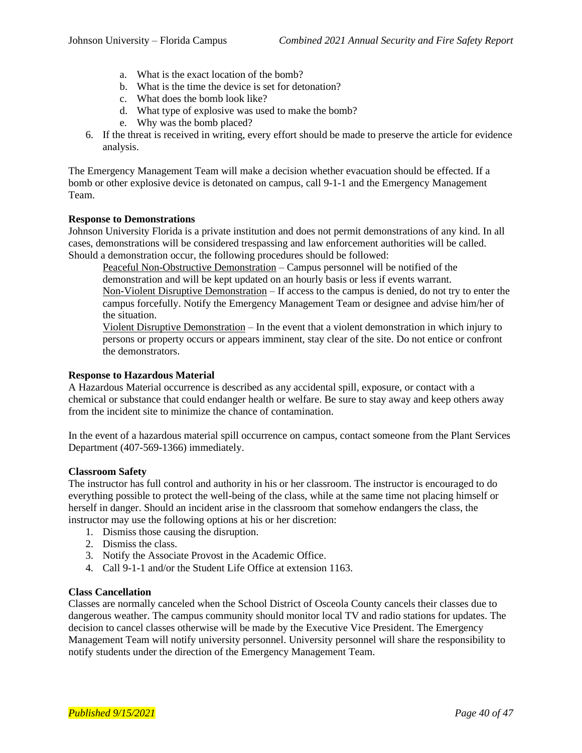a. What is the exact location of the bomb?
   b. What is the time the device is set for detonation?
   c. What does the bomb look like?
   d. What type of explosive was used to make the bomb?
   e. Why was the bomb placed?
6. If the threat is received in writing, every effort should be made to preserve the article for evidence analysis.

The Emergency Management Team will make a decision whether evacuation should be effected. If a bomb or other explosive device is detonated on campus, call 9-1-1 and the Emergency Management Team.

**Response to Demonstrations**

Johnson University Florida is a private institution and does not permit demonstrations of any kind. In all cases, demonstrations will be considered trespassing and law enforcement authorities will be called. Should a demonstration occur, the following procedures should be followed:

> Peaceful Non-Obstructive Demonstration – Campus personnel will be notified of the demonstration and will be kept updated on an hourly basis or less if events warrant.
>
> Non-Violent Disruptive Demonstration – If access to the campus is denied, do not try to enter the campus forcefully. Notify the Emergency Management Team or designee and advise him/her of the situation.
>
> Violent Disruptive Demonstration – In the event that a violent demonstration in which injury to persons or property occurs or appears imminent, stay clear of the site. Do not entice or confront the demonstrators.

**Response to Hazardous Material**

A Hazardous Material occurrence is described as any accidental spill, exposure, or contact with a chemical or substance that could endanger health or welfare. Be sure to stay away and keep others away from the incident site to minimize the chance of contamination.

In the event of a hazardous material spill occurrence on campus, contact someone from the Plant Services Department (407-569-1366) immediately.

**Classroom Safety**

The instructor has full control and authority in his or her classroom. The instructor is encouraged to do everything possible to protect the well-being of the class, while at the same time not placing himself or herself in danger. Should an incident arise in the classroom that somehow endangers the class, the instructor may use the following options at his or her discretion:

1. Dismiss those causing the disruption.
2. Dismiss the class.
3. Notify the Associate Provost in the Academic Office.
4. Call 9-1-1 and/or the Student Life Office at extension 1163.

**Class Cancellation**

Classes are normally canceled when the School District of Osceola County cancels their classes due to dangerous weather. The campus community should monitor local TV and radio stations for updates. The decision to cancel classes otherwise will be made by the Executive Vice President. The Emergency Management Team will notify university personnel. University personnel will share the responsibility to notify students under the direction of the Emergency Management Team.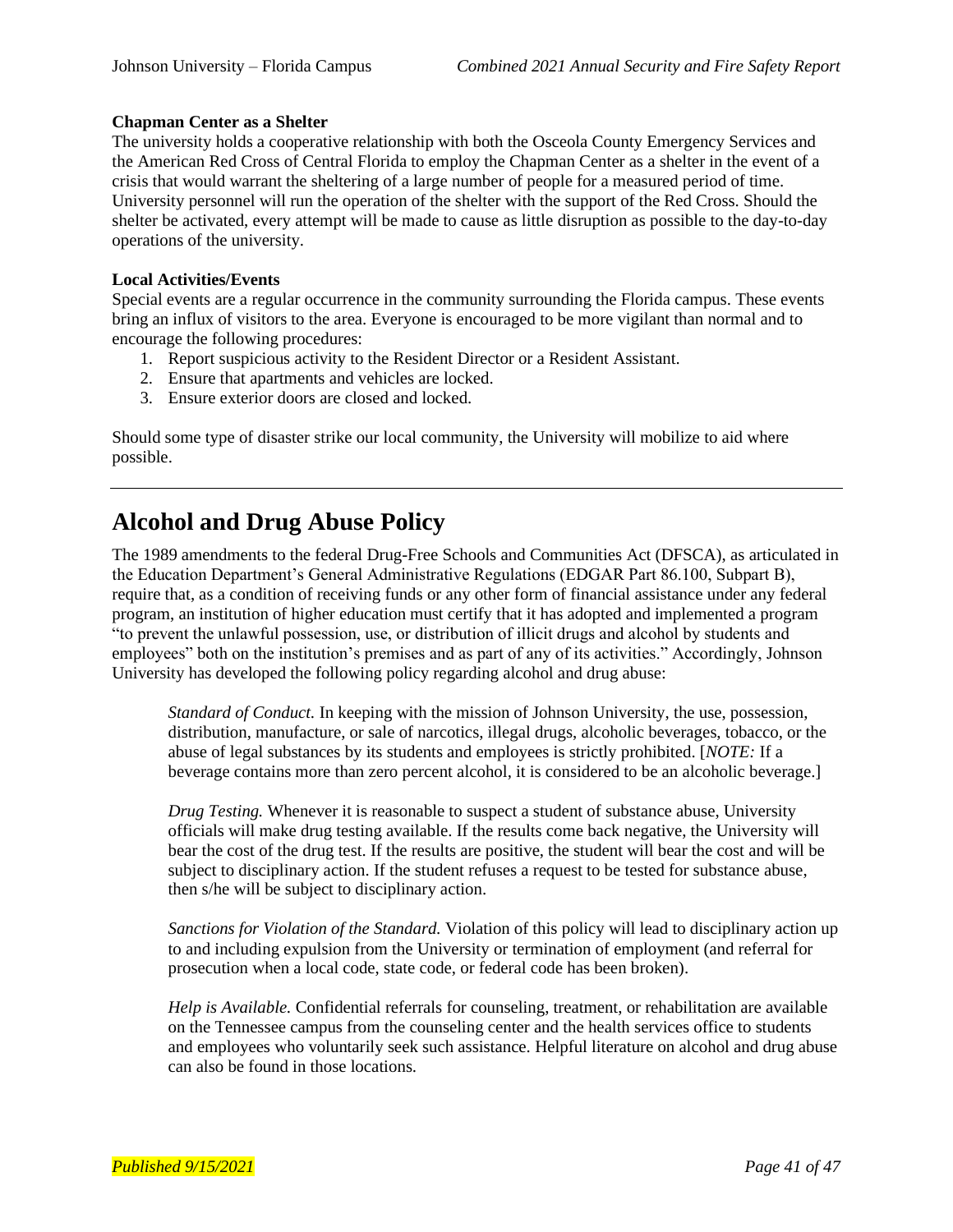**Chapman Center as a Shelter**

The university holds a cooperative relationship with both the Osceola County Emergency Services and the American Red Cross of Central Florida to employ the Chapman Center as a shelter in the event of a crisis that would warrant the sheltering of a large number of people for a measured period of time. University personnel will run the operation of the shelter with the support of the Red Cross. Should the shelter be activated, every attempt will be made to cause as little disruption as possible to the day-to-day operations of the university.

**Local Activities/Events**

Special events are a regular occurrence in the community surrounding the Florida campus. These events bring an influx of visitors to the area. Everyone is encouraged to be more vigilant than normal and to encourage the following procedures:

1. Report suspicious activity to the Resident Director or a Resident Assistant.
2. Ensure that apartments and vehicles are locked.
3. Ensure exterior doors are closed and locked.

Should some type of disaster strike our local community, the University will mobilize to aid where possible.

---

# Alcohol and Drug Abuse Policy

The 1989 amendments to the federal Drug-Free Schools and Communities Act (DFSCA), as articulated in the Education Department's General Administrative Regulations (EDGAR Part 86.100, Subpart B), require that, as a condition of receiving funds or any other form of financial assistance under any federal program, an institution of higher education must certify that it has adopted and implemented a program "to prevent the unlawful possession, use, or distribution of illicit drugs and alcohol by students and employees" both on the institution's premises and as part of any of its activities." Accordingly, Johnson University has developed the following policy regarding alcohol and drug abuse:

> *Standard of Conduct.* In keeping with the mission of Johnson University, the use, possession, distribution, manufacture, or sale of narcotics, illegal drugs, alcoholic beverages, tobacco, or the abuse of legal substances by its students and employees is strictly prohibited. [*NOTE:* If a beverage contains more than zero percent alcohol, it is considered to be an alcoholic beverage.]
>
> *Drug Testing.* Whenever it is reasonable to suspect a student of substance abuse, University officials will make drug testing available. If the results come back negative, the University will bear the cost of the drug test. If the results are positive, the student will bear the cost and will be subject to disciplinary action. If the student refuses a request to be tested for substance abuse, then s/he will be subject to disciplinary action.
>
> *Sanctions for Violation of the Standard.* Violation of this policy will lead to disciplinary action up to and including expulsion from the University or termination of employment (and referral for prosecution when a local code, state code, or federal code has been broken).
>
> *Help is Available.* Confidential referrals for counseling, treatment, or rehabilitation are available on the Tennessee campus from the counseling center and the health services office to students and employees who voluntarily seek such assistance. Helpful literature on alcohol and drug abuse can also be found in those locations.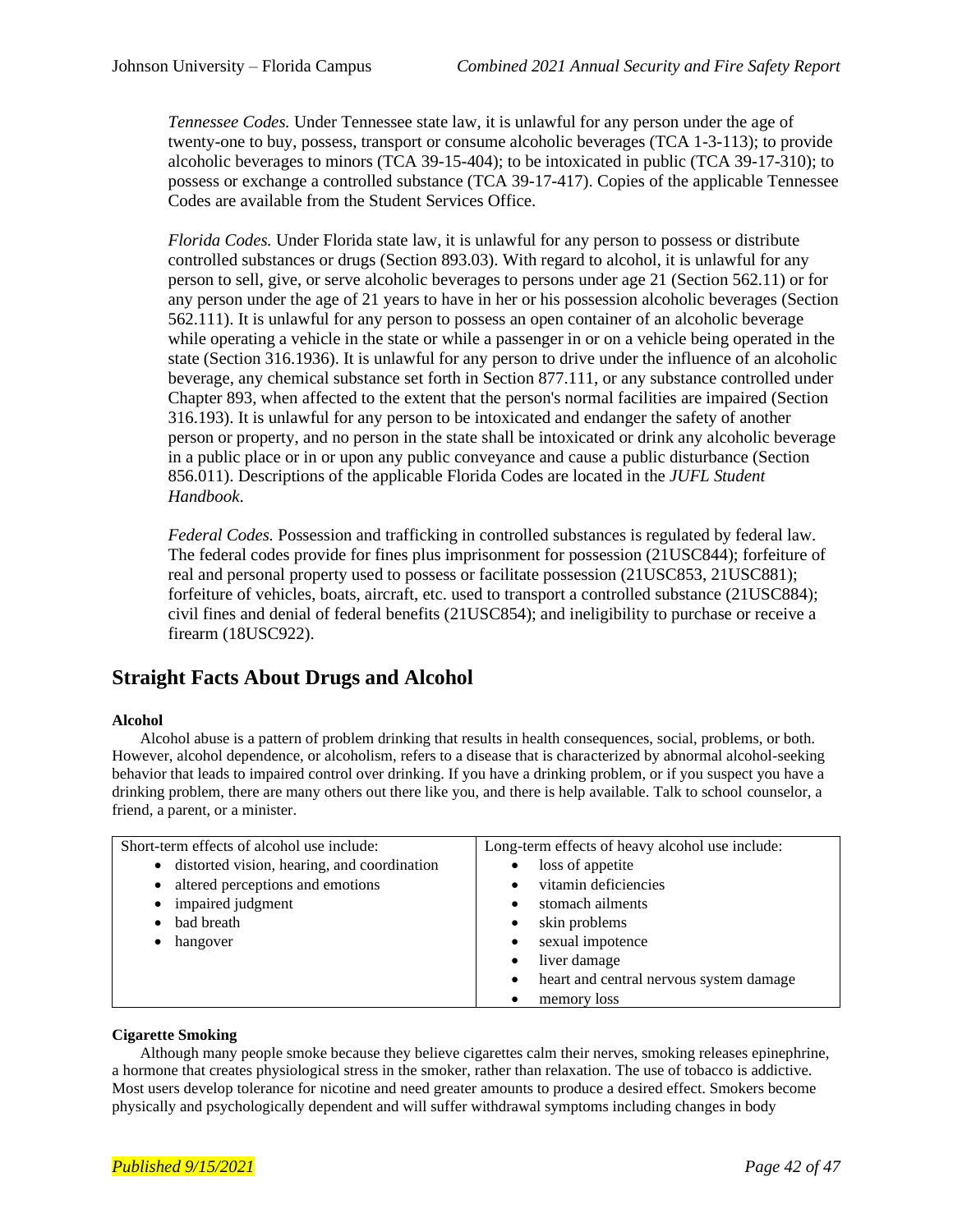*Tennessee Codes.* Under Tennessee state law, it is unlawful for any person under the age of twenty-one to buy, possess, transport or consume alcoholic beverages (TCA 1-3-113); to provide alcoholic beverages to minors (TCA 39-15-404); to be intoxicated in public (TCA 39-17-310); to possess or exchange a controlled substance (TCA 39-17-417). Copies of the applicable Tennessee Codes are available from the Student Services Office.

*Florida Codes.* Under Florida state law, it is unlawful for any person to possess or distribute controlled substances or drugs (Section 893.03). With regard to alcohol, it is unlawful for any person to sell, give, or serve alcoholic beverages to persons under age 21 (Section 562.11) or for any person under the age of 21 years to have in her or his possession alcoholic beverages (Section 562.111). It is unlawful for any person to possess an open container of an alcoholic beverage while operating a vehicle in the state or while a passenger in or on a vehicle being operated in the state (Section 316.1936). It is unlawful for any person to drive under the influence of an alcoholic beverage, any chemical substance set forth in Section 877.111, or any substance controlled under Chapter 893, when affected to the extent that the person's normal facilities are impaired (Section 316.193). It is unlawful for any person to be intoxicated and endanger the safety of another person or property, and no person in the state shall be intoxicated or drink any alcoholic beverage in a public place or in or upon any public conveyance and cause a public disturbance (Section 856.011). Descriptions of the applicable Florida Codes are located in the *JUFL Student Handbook*.

*Federal Codes.* Possession and trafficking in controlled substances is regulated by federal law. The federal codes provide for fines plus imprisonment for possession (21USC844); forfeiture of real and personal property used to possess or facilitate possession (21USC853, 21USC881); forfeiture of vehicles, boats, aircraft, etc. used to transport a controlled substance (21USC884); civil fines and denial of federal benefits (21USC854); and ineligibility to purchase or receive a firearm (18USC922).

## Straight Facts About Drugs and Alcohol

**Alcohol**

Alcohol abuse is a pattern of problem drinking that results in health consequences, social, problems, or both. However, alcohol dependence, or alcoholism, refers to a disease that is characterized by abnormal alcohol-seeking behavior that leads to impaired control over drinking. If you have a drinking problem, or if you suspect you have a drinking problem, there are many others out there like you, and there is help available. Talk to school counselor, a friend, a parent, or a minister.

| Short-term effects of alcohol use include: | Long-term effects of heavy alcohol use include: |
|---|---|
| • distorted vision, hearing, and coordination<br>• altered perceptions and emotions<br>• impaired judgment<br>• bad breath<br>• hangover | • loss of appetite<br>• vitamin deficiencies<br>• stomach ailments<br>• skin problems<br>• sexual impotence<br>• liver damage<br>• heart and central nervous system damage<br>• memory loss |

**Cigarette Smoking**

Although many people smoke because they believe cigarettes calm their nerves, smoking releases epinephrine, a hormone that creates physiological stress in the smoker, rather than relaxation. The use of tobacco is addictive. Most users develop tolerance for nicotine and need greater amounts to produce a desired effect. Smokers become physically and psychologically dependent and will suffer withdrawal symptoms including changes in body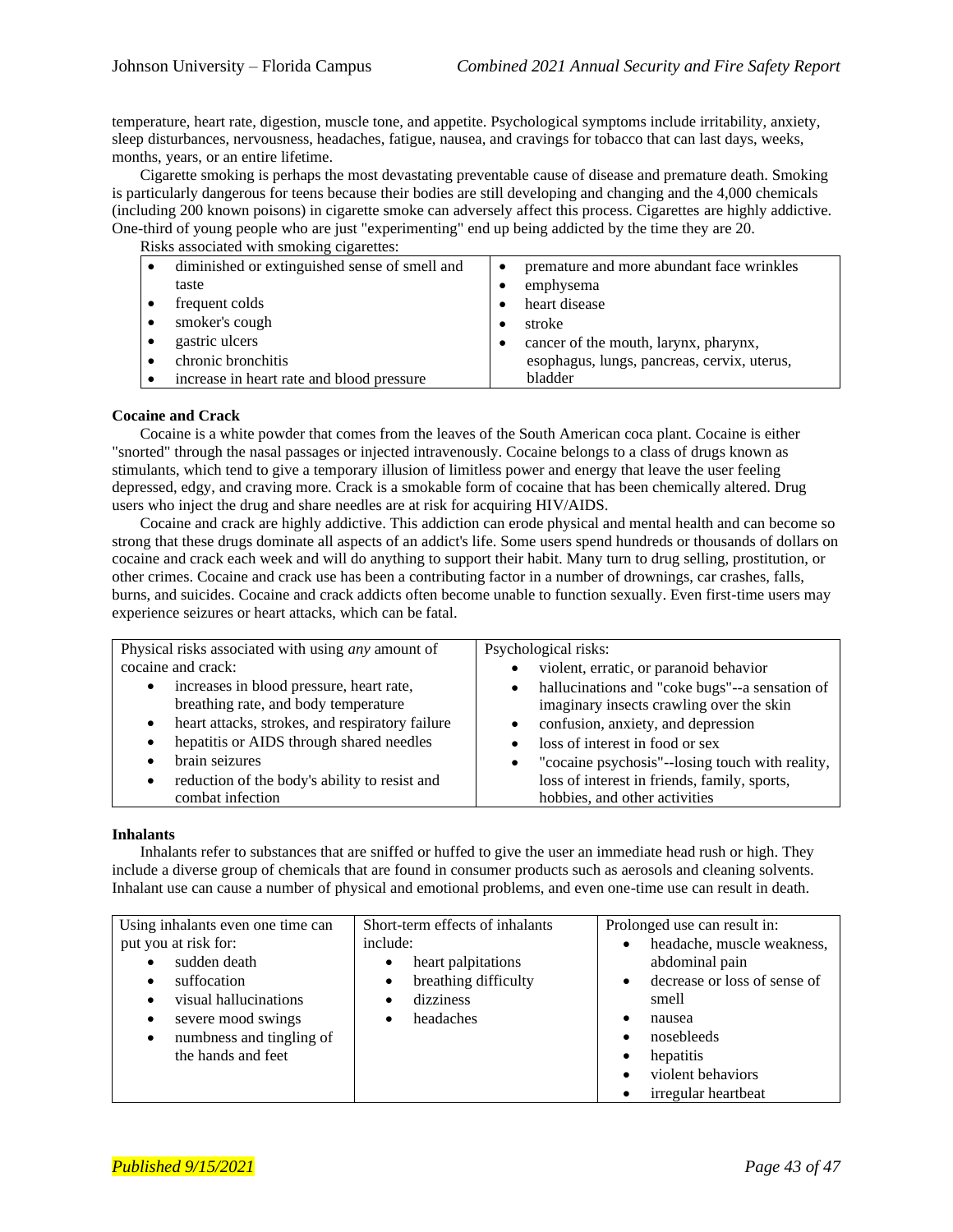temperature, heart rate, digestion, muscle tone, and appetite. Psychological symptoms include irritability, anxiety, sleep disturbances, nervousness, headaches, fatigue, nausea, and cravings for tobacco that can last days, weeks, months, years, or an entire lifetime.

Cigarette smoking is perhaps the most devastating preventable cause of disease and premature death. Smoking is particularly dangerous for teens because their bodies are still developing and changing and the 4,000 chemicals (including 200 known poisons) in cigarette smoke can adversely affect this process. Cigarettes are highly addictive. One-third of young people who are just "experimenting" end up being addicted by the time they are 20.

Risks associated with smoking cigarettes:

| | |
|---|---|
| • diminished or extinguished sense of smell and taste<br>• frequent colds<br>• smoker's cough<br>• gastric ulcers<br>• chronic bronchitis<br>• increase in heart rate and blood pressure | • premature and more abundant face wrinkles<br>• emphysema<br>• heart disease<br>• stroke<br>• cancer of the mouth, larynx, pharynx, esophagus, lungs, pancreas, cervix, uterus, bladder |

**Cocaine and Crack**

Cocaine is a white powder that comes from the leaves of the South American coca plant. Cocaine is either "snorted" through the nasal passages or injected intravenously. Cocaine belongs to a class of drugs known as stimulants, which tend to give a temporary illusion of limitless power and energy that leave the user feeling depressed, edgy, and craving more. Crack is a smokable form of cocaine that has been chemically altered. Drug users who inject the drug and share needles are at risk for acquiring HIV/AIDS.

Cocaine and crack are highly addictive. This addiction can erode physical and mental health and can become so strong that these drugs dominate all aspects of an addict's life. Some users spend hundreds or thousands of dollars on cocaine and crack each week and will do anything to support their habit. Many turn to drug selling, prostitution, or other crimes. Cocaine and crack use has been a contributing factor in a number of drownings, car crashes, falls, burns, and suicides. Cocaine and crack addicts often become unable to function sexually. Even first-time users may experience seizures or heart attacks, which can be fatal.

| Physical risks associated with using *any* amount of cocaine and crack: | Psychological risks: |
|---|---|
| • increases in blood pressure, heart rate, breathing rate, and body temperature<br>• heart attacks, strokes, and respiratory failure<br>• hepatitis or AIDS through shared needles<br>• brain seizures<br>• reduction of the body's ability to resist and combat infection | • violent, erratic, or paranoid behavior<br>• hallucinations and "coke bugs"--a sensation of imaginary insects crawling over the skin<br>• confusion, anxiety, and depression<br>• loss of interest in food or sex<br>• "cocaine psychosis"--losing touch with reality, loss of interest in friends, family, sports, hobbies, and other activities |

**Inhalants**

Inhalants refer to substances that are sniffed or huffed to give the user an immediate head rush or high. They include a diverse group of chemicals that are found in consumer products such as aerosols and cleaning solvents. Inhalant use can cause a number of physical and emotional problems, and even one-time use can result in death.

| Using inhalants even one time can put you at risk for: | Short-term effects of inhalants include: | Prolonged use can result in: |
|---|---|---|
| • sudden death<br>• suffocation<br>• visual hallucinations<br>• severe mood swings<br>• numbness and tingling of the hands and feet | • heart palpitations<br>• breathing difficulty<br>• dizziness<br>• headaches | • headache, muscle weakness, abdominal pain<br>• decrease or loss of sense of smell<br>• nausea<br>• nosebleeds<br>• hepatitis<br>• violent behaviors<br>• irregular heartbeat |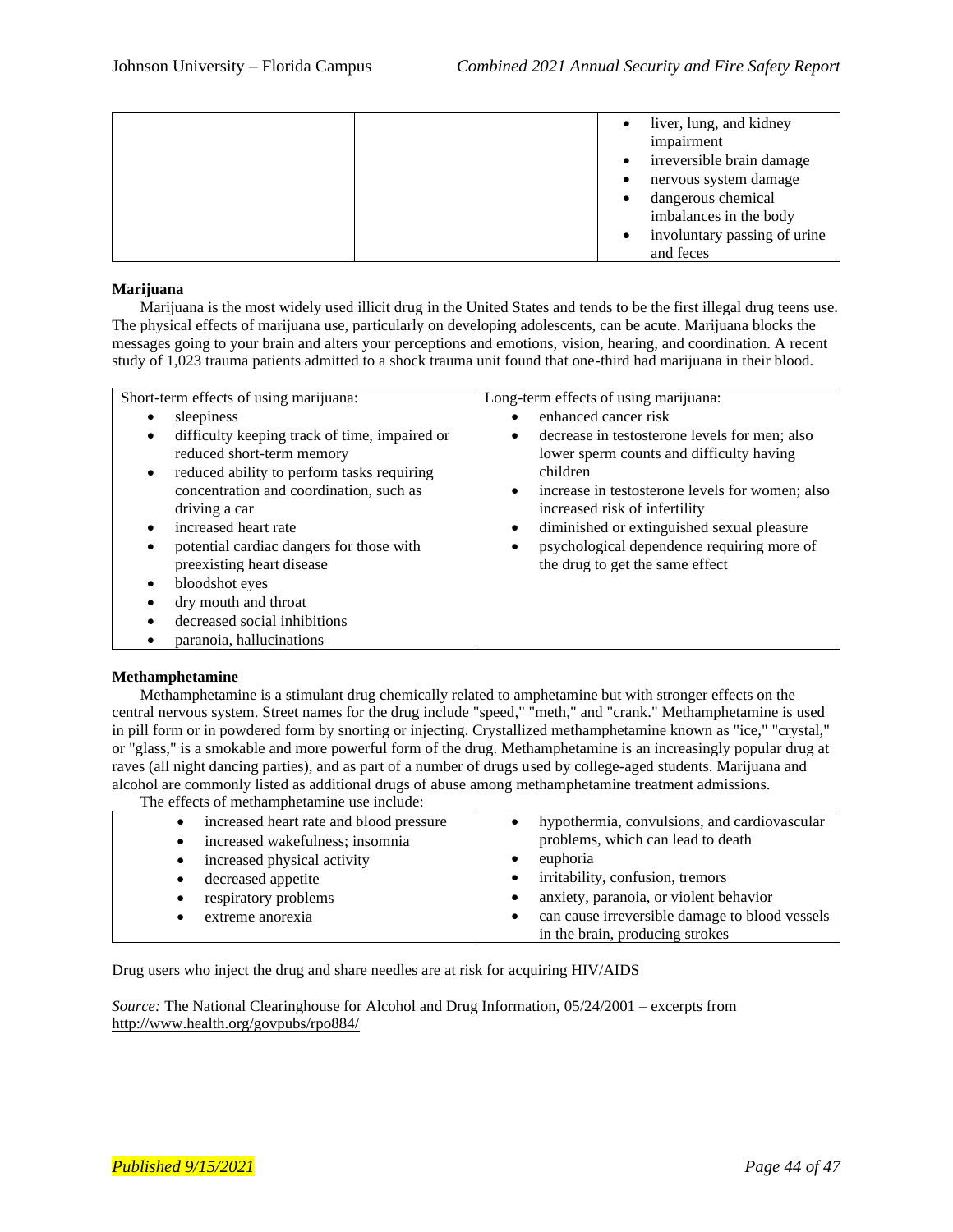| | | <ul><li>liver, lung, and kidney impairment</li><li>irreversible brain damage</li><li>nervous system damage</li><li>dangerous chemical imbalances in the body</li><li>involuntary passing of urine and feces</li></ul> |
|---|---|---|

**Marijuana**

Marijuana is the most widely used illicit drug in the United States and tends to be the first illegal drug teens use. The physical effects of marijuana use, particularly on developing adolescents, can be acute. Marijuana blocks the messages going to your brain and alters your perceptions and emotions, vision, hearing, and coordination. A recent study of 1,023 trauma patients admitted to a shock trauma unit found that one-third had marijuana in their blood.

| Short-term effects of using marijuana: | Long-term effects of using marijuana: |
|---|---|
| <ul><li>sleepiness</li><li>difficulty keeping track of time, impaired or reduced short-term memory</li><li>reduced ability to perform tasks requiring concentration and coordination, such as driving a car</li><li>increased heart rate</li><li>potential cardiac dangers for those with preexisting heart disease</li><li>bloodshot eyes</li><li>dry mouth and throat</li><li>decreased social inhibitions</li><li>paranoia, hallucinations</li></ul> | <ul><li>enhanced cancer risk</li><li>decrease in testosterone levels for men; also lower sperm counts and difficulty having children</li><li>increase in testosterone levels for women; also increased risk of infertility</li><li>diminished or extinguished sexual pleasure</li><li>psychological dependence requiring more of the drug to get the same effect</li></ul> |

**Methamphetamine**

Methamphetamine is a stimulant drug chemically related to amphetamine but with stronger effects on the central nervous system. Street names for the drug include "speed," "meth," and "crank." Methamphetamine is used in pill form or in powdered form by snorting or injecting. Crystallized methamphetamine known as "ice," "crystal," or "glass," is a smokable and more powerful form of the drug. Methamphetamine is an increasingly popular drug at raves (all night dancing parties), and as part of a number of drugs used by college-aged students. Marijuana and alcohol are commonly listed as additional drugs of abuse among methamphetamine treatment admissions.

The effects of methamphetamine use include:

| | |
|---|---|
| <ul><li>increased heart rate and blood pressure</li><li>increased wakefulness; insomnia</li><li>increased physical activity</li><li>decreased appetite</li><li>respiratory problems</li><li>extreme anorexia</li></ul> | <ul><li>hypothermia, convulsions, and cardiovascular problems, which can lead to death</li><li>euphoria</li><li>irritability, confusion, tremors</li><li>anxiety, paranoia, or violent behavior</li><li>can cause irreversible damage to blood vessels in the brain, producing strokes</li></ul> |

Drug users who inject the drug and share needles are at risk for acquiring HIV/AIDS

*Source:* The National Clearinghouse for Alcohol and Drug Information, 05/24/2001 – excerpts from http://www.health.org/govpubs/rpo884/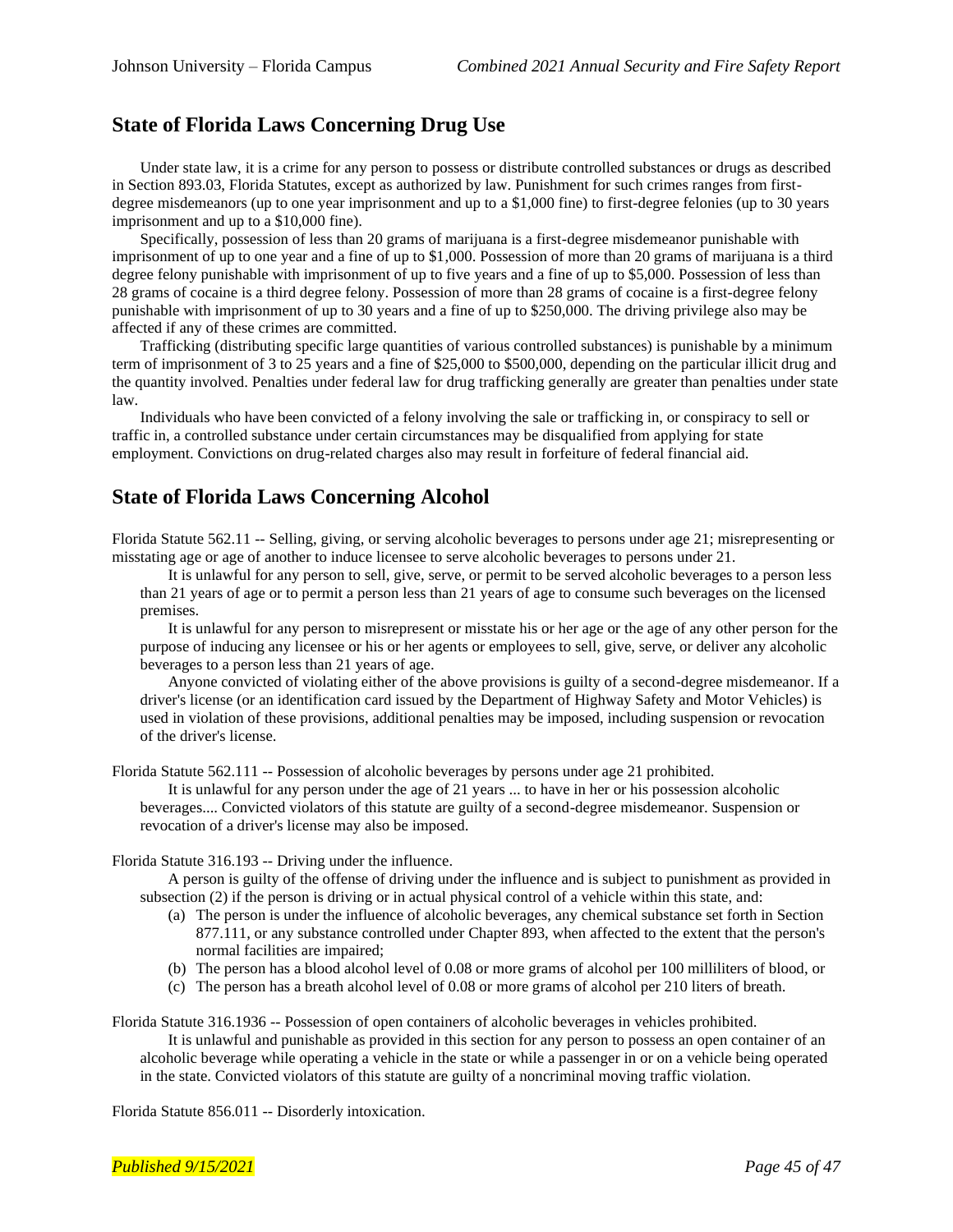## State of Florida Laws Concerning Drug Use

Under state law, it is a crime for any person to possess or distribute controlled substances or drugs as described in Section 893.03, Florida Statutes, except as authorized by law. Punishment for such crimes ranges from first-degree misdemeanors (up to one year imprisonment and up to a $1,000 fine) to first-degree felonies (up to 30 years imprisonment and up to a $10,000 fine).

Specifically, possession of less than 20 grams of marijuana is a first-degree misdemeanor punishable with imprisonment of up to one year and a fine of up to $1,000. Possession of more than 20 grams of marijuana is a third degree felony punishable with imprisonment of up to five years and a fine of up to $5,000. Possession of less than 28 grams of cocaine is a third degree felony. Possession of more than 28 grams of cocaine is a first-degree felony punishable with imprisonment of up to 30 years and a fine of up to $250,000. The driving privilege also may be affected if any of these crimes are committed.

Trafficking (distributing specific large quantities of various controlled substances) is punishable by a minimum term of imprisonment of 3 to 25 years and a fine of $25,000 to $500,000, depending on the particular illicit drug and the quantity involved. Penalties under federal law for drug trafficking generally are greater than penalties under state law.

Individuals who have been convicted of a felony involving the sale or trafficking in, or conspiracy to sell or traffic in, a controlled substance under certain circumstances may be disqualified from applying for state employment. Convictions on drug-related charges also may result in forfeiture of federal financial aid.

## State of Florida Laws Concerning Alcohol

Florida Statute 562.11 -- Selling, giving, or serving alcoholic beverages to persons under age 21; misrepresenting or misstating age or age of another to induce licensee to serve alcoholic beverages to persons under 21.

> It is unlawful for any person to sell, give, serve, or permit to be served alcoholic beverages to a person less than 21 years of age or to permit a person less than 21 years of age to consume such beverages on the licensed premises.
>
> It is unlawful for any person to misrepresent or misstate his or her age or the age of any other person for the purpose of inducing any licensee or his or her agents or employees to sell, give, serve, or deliver any alcoholic beverages to a person less than 21 years of age.
>
> Anyone convicted of violating either of the above provisions is guilty of a second-degree misdemeanor. If a driver's license (or an identification card issued by the Department of Highway Safety and Motor Vehicles) is used in violation of these provisions, additional penalties may be imposed, including suspension or revocation of the driver's license.

Florida Statute 562.111 -- Possession of alcoholic beverages by persons under age 21 prohibited.

> It is unlawful for any person under the age of 21 years ... to have in her or his possession alcoholic beverages.... Convicted violators of this statute are guilty of a second-degree misdemeanor. Suspension or revocation of a driver's license may also be imposed.

Florida Statute 316.193 -- Driving under the influence.

> A person is guilty of the offense of driving under the influence and is subject to punishment as provided in subsection (2) if the person is driving or in actual physical control of a vehicle within this state, and:
>
> (a) The person is under the influence of alcoholic beverages, any chemical substance set forth in Section 877.111, or any substance controlled under Chapter 893, when affected to the extent that the person's normal facilities are impaired;
> (b) The person has a blood alcohol level of 0.08 or more grams of alcohol per 100 milliliters of blood, or
> (c) The person has a breath alcohol level of 0.08 or more grams of alcohol per 210 liters of breath.

Florida Statute 316.1936 -- Possession of open containers of alcoholic beverages in vehicles prohibited.

> It is unlawful and punishable as provided in this section for any person to possess an open container of an alcoholic beverage while operating a vehicle in the state or while a passenger in or on a vehicle being operated in the state. Convicted violators of this statute are guilty of a noncriminal moving traffic violation.

Florida Statute 856.011 -- Disorderly intoxication.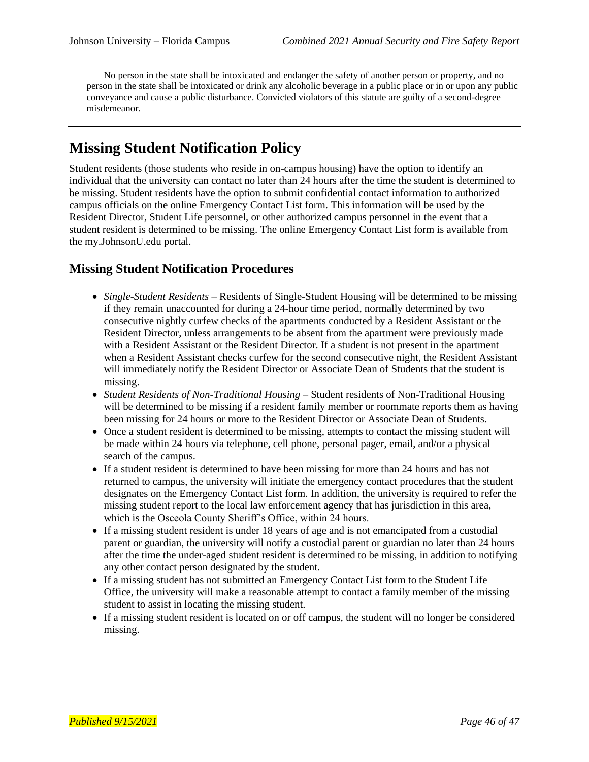No person in the state shall be intoxicated and endanger the safety of another person or property, and no person in the state shall be intoxicated or drink any alcoholic beverage in a public place or in or upon any public conveyance and cause a public disturbance. Convicted violators of this statute are guilty of a second-degree misdemeanor.

---

# Missing Student Notification Policy

Student residents (those students who reside in on-campus housing) have the option to identify an individual that the university can contact no later than 24 hours after the time the student is determined to be missing. Student residents have the option to submit confidential contact information to authorized campus officials on the online Emergency Contact List form. This information will be used by the Resident Director, Student Life personnel, or other authorized campus personnel in the event that a student resident is determined to be missing. The online Emergency Contact List form is available from the my.JohnsonU.edu portal.

## Missing Student Notification Procedures

- *Single-Student Residents* – Residents of Single-Student Housing will be determined to be missing if they remain unaccounted for during a 24-hour time period, normally determined by two consecutive nightly curfew checks of the apartments conducted by a Resident Assistant or the Resident Director, unless arrangements to be absent from the apartment were previously made with a Resident Assistant or the Resident Director. If a student is not present in the apartment when a Resident Assistant checks curfew for the second consecutive night, the Resident Assistant will immediately notify the Resident Director or Associate Dean of Students that the student is missing.
- *Student Residents of Non-Traditional Housing* – Student residents of Non-Traditional Housing will be determined to be missing if a resident family member or roommate reports them as having been missing for 24 hours or more to the Resident Director or Associate Dean of Students.
- Once a student resident is determined to be missing, attempts to contact the missing student will be made within 24 hours via telephone, cell phone, personal pager, email, and/or a physical search of the campus.
- If a student resident is determined to have been missing for more than 24 hours and has not returned to campus, the university will initiate the emergency contact procedures that the student designates on the Emergency Contact List form. In addition, the university is required to refer the missing student report to the local law enforcement agency that has jurisdiction in this area, which is the Osceola County Sheriff's Office, within 24 hours.
- If a missing student resident is under 18 years of age and is not emancipated from a custodial parent or guardian, the university will notify a custodial parent or guardian no later than 24 hours after the time the under-aged student resident is determined to be missing, in addition to notifying any other contact person designated by the student.
- If a missing student has not submitted an Emergency Contact List form to the Student Life Office, the university will make a reasonable attempt to contact a family member of the missing student to assist in locating the missing student.
- If a missing student resident is located on or off campus, the student will no longer be considered missing.

---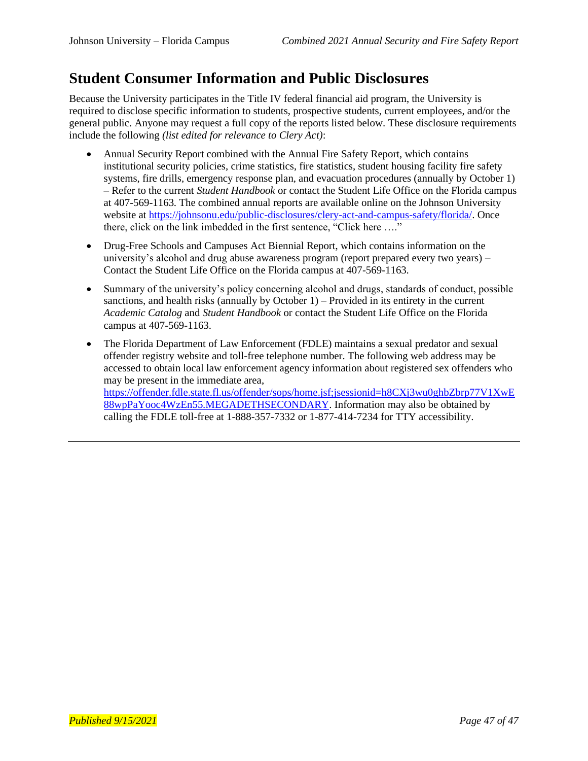# Student Consumer Information and Public Disclosures

Because the University participates in the Title IV federal financial aid program, the University is required to disclose specific information to students, prospective students, current employees, and/or the general public. Anyone may request a full copy of the reports listed below. These disclosure requirements include the following *(list edited for relevance to Clery Act)*:

- Annual Security Report combined with the Annual Fire Safety Report, which contains institutional security policies, crime statistics, fire statistics, student housing facility fire safety systems, fire drills, emergency response plan, and evacuation procedures (annually by October 1) – Refer to the current *Student Handbook* or contact the Student Life Office on the Florida campus at 407-569-1163. The combined annual reports are available online on the Johnson University website at https://johnsonu.edu/public-disclosures/clery-act-and-campus-safety/florida/. Once there, click on the link imbedded in the first sentence, "Click here …."

- Drug-Free Schools and Campuses Act Biennial Report, which contains information on the university's alcohol and drug abuse awareness program (report prepared every two years) – Contact the Student Life Office on the Florida campus at 407-569-1163.

- Summary of the university's policy concerning alcohol and drugs, standards of conduct, possible sanctions, and health risks (annually by October 1) – Provided in its entirety in the current *Academic Catalog* and *Student Handbook* or contact the Student Life Office on the Florida campus at 407-569-1163.

- The Florida Department of Law Enforcement (FDLE) maintains a sexual predator and sexual offender registry website and toll-free telephone number. The following web address may be accessed to obtain local law enforcement agency information about registered sex offenders who may be present in the immediate area, https://offender.fdle.state.fl.us/offender/sops/home.jsf;jsessionid=h8CXj3wu0ghbZbrp77V1XwE88wpPaYooc4WzEn55.MEGADETHSECONDARY. Information may also be obtained by calling the FDLE toll-free at 1-888-357-7332 or 1-877-414-7234 for TTY accessibility.

Published 9/15/2021